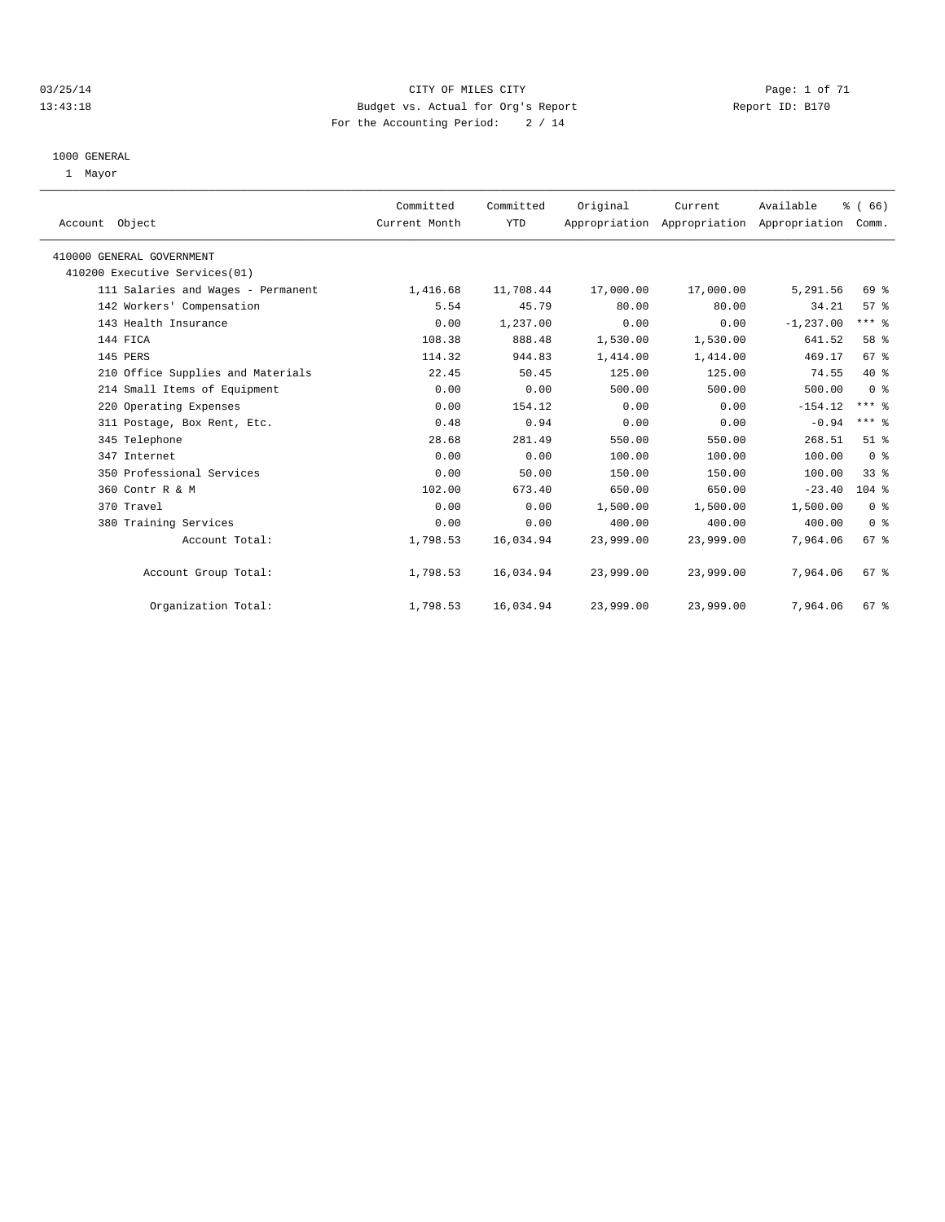CITY OF MILES CITY

Budget vs. Actual for Org's Report

Report ID: B170

For the Accounting Period: 2 / 14

03/25/14
13:43:18

1000 GENERAL

1 Mayor

| Account Object | Committed Current Month | Committed YTD | Original Appropriation | Current Appropriation | Available Appropriation | % ( 66) Comm. |
|---|---|---|---|---|---|---|
| 410000 GENERAL GOVERNMENT | | | | | | |
| 410200 Executive Services(01) | | | | | | |
| 111 Salaries and Wages - Permanent | 1,416.68 | 11,708.44 | 17,000.00 | 17,000.00 | 5,291.56 | 69 % |
| 142 Workers' Compensation | 5.54 | 45.79 | 80.00 | 80.00 | 34.21 | 57 % |
| 143 Health Insurance | 0.00 | 1,237.00 | 0.00 | 0.00 | -1,237.00 | *** % |
| 144 FICA | 108.38 | 888.48 | 1,530.00 | 1,530.00 | 641.52 | 58 % |
| 145 PERS | 114.32 | 944.83 | 1,414.00 | 1,414.00 | 469.17 | 67 % |
| 210 Office Supplies and Materials | 22.45 | 50.45 | 125.00 | 125.00 | 74.55 | 40 % |
| 214 Small Items of Equipment | 0.00 | 0.00 | 500.00 | 500.00 | 500.00 | 0 % |
| 220 Operating Expenses | 0.00 | 154.12 | 0.00 | 0.00 | -154.12 | *** % |
| 311 Postage, Box Rent, Etc. | 0.48 | 0.94 | 0.00 | 0.00 | -0.94 | *** % |
| 345 Telephone | 28.68 | 281.49 | 550.00 | 550.00 | 268.51 | 51 % |
| 347 Internet | 0.00 | 0.00 | 100.00 | 100.00 | 100.00 | 0 % |
| 350 Professional Services | 0.00 | 50.00 | 150.00 | 150.00 | 100.00 | 33 % |
| 360 Contr R & M | 102.00 | 673.40 | 650.00 | 650.00 | -23.40 | 104 % |
| 370 Travel | 0.00 | 0.00 | 1,500.00 | 1,500.00 | 1,500.00 | 0 % |
| 380 Training Services | 0.00 | 0.00 | 400.00 | 400.00 | 400.00 | 0 % |
| Account Total: | 1,798.53 | 16,034.94 | 23,999.00 | 23,999.00 | 7,964.06 | 67 % |
| Account Group Total: | 1,798.53 | 16,034.94 | 23,999.00 | 23,999.00 | 7,964.06 | 67 % |
| Organization Total: | 1,798.53 | 16,034.94 | 23,999.00 | 23,999.00 | 7,964.06 | 67 % |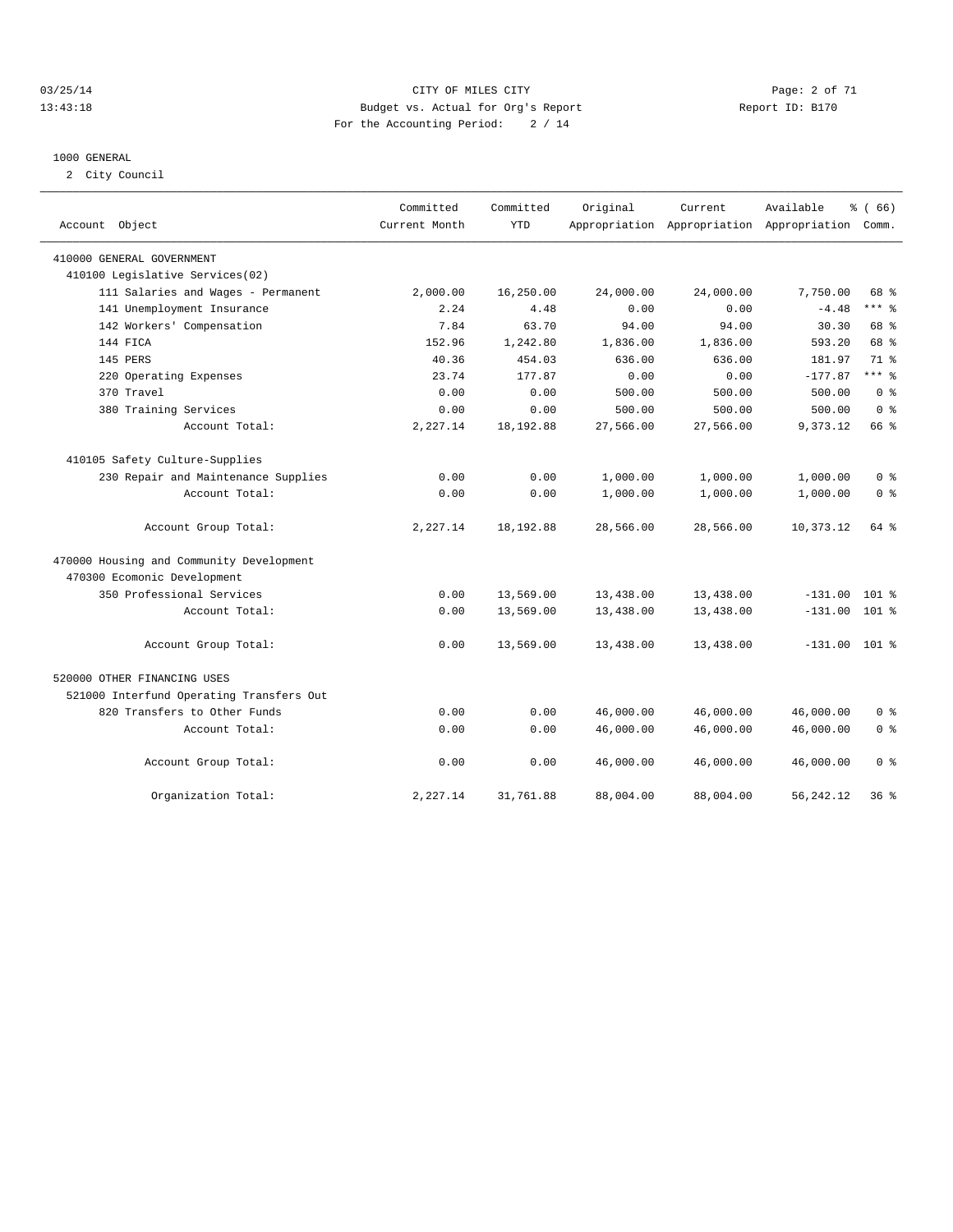CITY OF MILES CITY
Budget vs. Actual for Org's Report
For the Accounting Period: 2 / 14

03/25/14 13:43:18 — Report ID: B170

## 1000 GENERAL

2 City Council

| Account Object | Committed Current Month | Committed YTD | Original Appropriation | Current Appropriation | Available Appropriation | % ( 66) Comm. |
|---|---|---|---|---|---|---|
| 410000 GENERAL GOVERNMENT | | | | | | |
| 410100 Legislative Services(02) | | | | | | |
| 111 Salaries and Wages - Permanent | 2,000.00 | 16,250.00 | 24,000.00 | 24,000.00 | 7,750.00 | 68 % |
| 141 Unemployment Insurance | 2.24 | 4.48 | 0.00 | 0.00 | -4.48 | *** % |
| 142 Workers' Compensation | 7.84 | 63.70 | 94.00 | 94.00 | 30.30 | 68 % |
| 144 FICA | 152.96 | 1,242.80 | 1,836.00 | 1,836.00 | 593.20 | 68 % |
| 145 PERS | 40.36 | 454.03 | 636.00 | 636.00 | 181.97 | 71 % |
| 220 Operating Expenses | 23.74 | 177.87 | 0.00 | 0.00 | -177.87 | *** % |
| 370 Travel | 0.00 | 0.00 | 500.00 | 500.00 | 500.00 | 0 % |
| 380 Training Services | 0.00 | 0.00 | 500.00 | 500.00 | 500.00 | 0 % |
| Account Total: | 2,227.14 | 18,192.88 | 27,566.00 | 27,566.00 | 9,373.12 | 66 % |
| 410105 Safety Culture-Supplies | | | | | | |
| 230 Repair and Maintenance Supplies | 0.00 | 0.00 | 1,000.00 | 1,000.00 | 1,000.00 | 0 % |
| Account Total: | 0.00 | 0.00 | 1,000.00 | 1,000.00 | 1,000.00 | 0 % |
| Account Group Total: | 2,227.14 | 18,192.88 | 28,566.00 | 28,566.00 | 10,373.12 | 64 % |
| 470000 Housing and Community Development | | | | | | |
| 470300 Ecomonic Development | | | | | | |
| 350 Professional Services | 0.00 | 13,569.00 | 13,438.00 | 13,438.00 | -131.00 | 101 % |
| Account Total: | 0.00 | 13,569.00 | 13,438.00 | 13,438.00 | -131.00 | 101 % |
| Account Group Total: | 0.00 | 13,569.00 | 13,438.00 | 13,438.00 | -131.00 | 101 % |
| 520000 OTHER FINANCING USES | | | | | | |
| 521000 Interfund Operating Transfers Out | | | | | | |
| 820 Transfers to Other Funds | 0.00 | 0.00 | 46,000.00 | 46,000.00 | 46,000.00 | 0 % |
| Account Total: | 0.00 | 0.00 | 46,000.00 | 46,000.00 | 46,000.00 | 0 % |
| Account Group Total: | 0.00 | 0.00 | 46,000.00 | 46,000.00 | 46,000.00 | 0 % |
| Organization Total: | 2,227.14 | 31,761.88 | 88,004.00 | 88,004.00 | 56,242.12 | 36 % |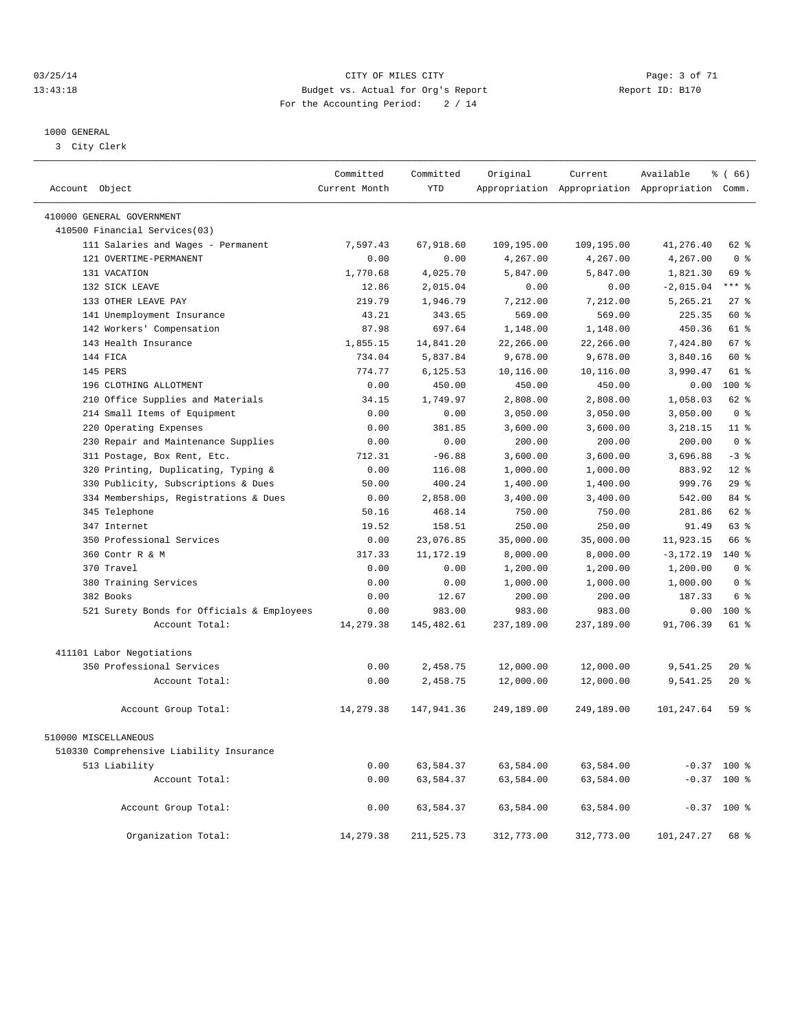CITY OF MILES CITY

Budget vs. Actual for Org's Report

For the Accounting Period: 2 / 14

03/25/14 13:43:18 — Report ID: B170

1000 GENERAL

3 City Clerk

| Account Object | Committed Current Month | Committed YTD | Original Appropriation | Current Appropriation | Available Appropriation | % ( 66) Comm. |
|---|---|---|---|---|---|---|
| 410000 GENERAL GOVERNMENT | | | | | | |
| 410500 Financial Services(03) | | | | | | |
| 111 Salaries and Wages - Permanent | 7,597.43 | 67,918.60 | 109,195.00 | 109,195.00 | 41,276.40 | 62 % |
| 121 OVERTIME-PERMANENT | 0.00 | 0.00 | 4,267.00 | 4,267.00 | 4,267.00 | 0 % |
| 131 VACATION | 1,770.68 | 4,025.70 | 5,847.00 | 5,847.00 | 1,821.30 | 69 % |
| 132 SICK LEAVE | 12.86 | 2,015.04 | 0.00 | 0.00 | -2,015.04 | *** % |
| 133 OTHER LEAVE PAY | 219.79 | 1,946.79 | 7,212.00 | 7,212.00 | 5,265.21 | 27 % |
| 141 Unemployment Insurance | 43.21 | 343.65 | 569.00 | 569.00 | 225.35 | 60 % |
| 142 Workers' Compensation | 87.98 | 697.64 | 1,148.00 | 1,148.00 | 450.36 | 61 % |
| 143 Health Insurance | 1,855.15 | 14,841.20 | 22,266.00 | 22,266.00 | 7,424.80 | 67 % |
| 144 FICA | 734.04 | 5,837.84 | 9,678.00 | 9,678.00 | 3,840.16 | 60 % |
| 145 PERS | 774.77 | 6,125.53 | 10,116.00 | 10,116.00 | 3,990.47 | 61 % |
| 196 CLOTHING ALLOTMENT | 0.00 | 450.00 | 450.00 | 450.00 | 0.00 | 100 % |
| 210 Office Supplies and Materials | 34.15 | 1,749.97 | 2,808.00 | 2,808.00 | 1,058.03 | 62 % |
| 214 Small Items of Equipment | 0.00 | 0.00 | 3,050.00 | 3,050.00 | 3,050.00 | 0 % |
| 220 Operating Expenses | 0.00 | 381.85 | 3,600.00 | 3,600.00 | 3,218.15 | 11 % |
| 230 Repair and Maintenance Supplies | 0.00 | 0.00 | 200.00 | 200.00 | 200.00 | 0 % |
| 311 Postage, Box Rent, Etc. | 712.31 | -96.88 | 3,600.00 | 3,600.00 | 3,696.88 | -3 % |
| 320 Printing, Duplicating, Typing & | 0.00 | 116.08 | 1,000.00 | 1,000.00 | 883.92 | 12 % |
| 330 Publicity, Subscriptions & Dues | 50.00 | 400.24 | 1,400.00 | 1,400.00 | 999.76 | 29 % |
| 334 Memberships, Registrations & Dues | 0.00 | 2,858.00 | 3,400.00 | 3,400.00 | 542.00 | 84 % |
| 345 Telephone | 50.16 | 468.14 | 750.00 | 750.00 | 281.86 | 62 % |
| 347 Internet | 19.52 | 158.51 | 250.00 | 250.00 | 91.49 | 63 % |
| 350 Professional Services | 0.00 | 23,076.85 | 35,000.00 | 35,000.00 | 11,923.15 | 66 % |
| 360 Contr R & M | 317.33 | 11,172.19 | 8,000.00 | 8,000.00 | -3,172.19 | 140 % |
| 370 Travel | 0.00 | 0.00 | 1,200.00 | 1,200.00 | 1,200.00 | 0 % |
| 380 Training Services | 0.00 | 0.00 | 1,000.00 | 1,000.00 | 1,000.00 | 0 % |
| 382 Books | 0.00 | 12.67 | 200.00 | 200.00 | 187.33 | 6 % |
| 521 Surety Bonds for Officials & Employees | 0.00 | 983.00 | 983.00 | 983.00 | 0.00 | 100 % |
| Account Total: | 14,279.38 | 145,482.61 | 237,189.00 | 237,189.00 | 91,706.39 | 61 % |
| 411101 Labor Negotiations | | | | | | |
| 350 Professional Services | 0.00 | 2,458.75 | 12,000.00 | 12,000.00 | 9,541.25 | 20 % |
| Account Total: | 0.00 | 2,458.75 | 12,000.00 | 12,000.00 | 9,541.25 | 20 % |
| Account Group Total: | 14,279.38 | 147,941.36 | 249,189.00 | 249,189.00 | 101,247.64 | 59 % |
| 510000 MISCELLANEOUS | | | | | | |
| 510330 Comprehensive Liability Insurance | | | | | | |
| 513 Liability | 0.00 | 63,584.37 | 63,584.00 | 63,584.00 | -0.37 | 100 % |
| Account Total: | 0.00 | 63,584.37 | 63,584.00 | 63,584.00 | -0.37 | 100 % |
| Account Group Total: | 0.00 | 63,584.37 | 63,584.00 | 63,584.00 | -0.37 | 100 % |
| Organization Total: | 14,279.38 | 211,525.73 | 312,773.00 | 312,773.00 | 101,247.27 | 68 % |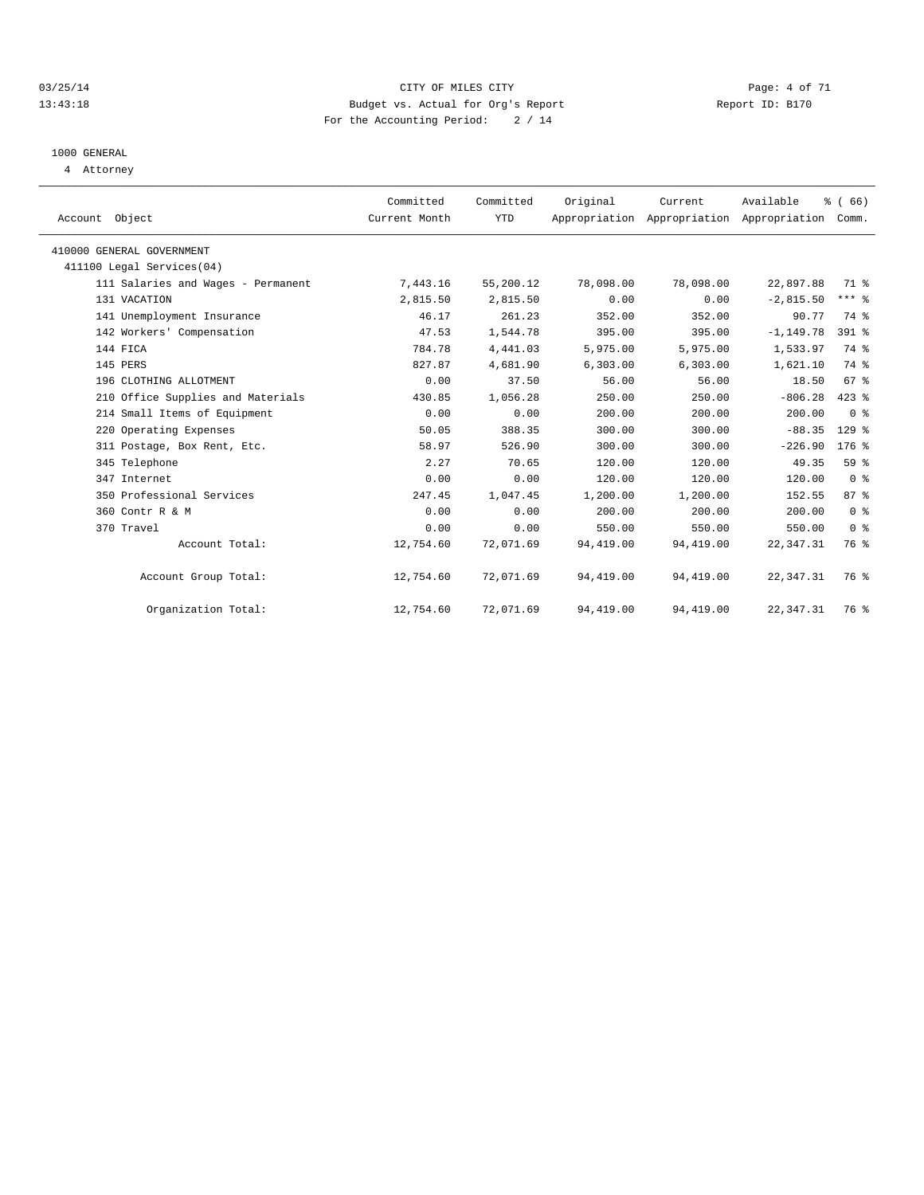CITY OF MILES CITY
Budget vs. Actual for Org's Report
For the Accounting Period: 2 / 14

03/25/14
13:43:18

Report ID: B170

1000 GENERAL
4 Attorney

| Account Object | Committed Current Month | Committed YTD | Original Appropriation | Current Appropriation | Available Appropriation | % ( 66) Comm. |
|---|---|---|---|---|---|---|
| 410000 GENERAL GOVERNMENT | | | | | | |
| 411100 Legal Services(04) | | | | | | |
| 111 Salaries and Wages - Permanent | 7,443.16 | 55,200.12 | 78,098.00 | 78,098.00 | 22,897.88 | 71 % |
| 131 VACATION | 2,815.50 | 2,815.50 | 0.00 | 0.00 | -2,815.50 | *** % |
| 141 Unemployment Insurance | 46.17 | 261.23 | 352.00 | 352.00 | 90.77 | 74 % |
| 142 Workers' Compensation | 47.53 | 1,544.78 | 395.00 | 395.00 | -1,149.78 | 391 % |
| 144 FICA | 784.78 | 4,441.03 | 5,975.00 | 5,975.00 | 1,533.97 | 74 % |
| 145 PERS | 827.87 | 4,681.90 | 6,303.00 | 6,303.00 | 1,621.10 | 74 % |
| 196 CLOTHING ALLOTMENT | 0.00 | 37.50 | 56.00 | 56.00 | 18.50 | 67 % |
| 210 Office Supplies and Materials | 430.85 | 1,056.28 | 250.00 | 250.00 | -806.28 | 423 % |
| 214 Small Items of Equipment | 0.00 | 0.00 | 200.00 | 200.00 | 200.00 | 0 % |
| 220 Operating Expenses | 50.05 | 388.35 | 300.00 | 300.00 | -88.35 | 129 % |
| 311 Postage, Box Rent, Etc. | 58.97 | 526.90 | 300.00 | 300.00 | -226.90 | 176 % |
| 345 Telephone | 2.27 | 70.65 | 120.00 | 120.00 | 49.35 | 59 % |
| 347 Internet | 0.00 | 0.00 | 120.00 | 120.00 | 120.00 | 0 % |
| 350 Professional Services | 247.45 | 1,047.45 | 1,200.00 | 1,200.00 | 152.55 | 87 % |
| 360 Contr R & M | 0.00 | 0.00 | 200.00 | 200.00 | 200.00 | 0 % |
| 370 Travel | 0.00 | 0.00 | 550.00 | 550.00 | 550.00 | 0 % |
| Account Total: | 12,754.60 | 72,071.69 | 94,419.00 | 94,419.00 | 22,347.31 | 76 % |
| Account Group Total: | 12,754.60 | 72,071.69 | 94,419.00 | 94,419.00 | 22,347.31 | 76 % |
| Organization Total: | 12,754.60 | 72,071.69 | 94,419.00 | 94,419.00 | 22,347.31 | 76 % |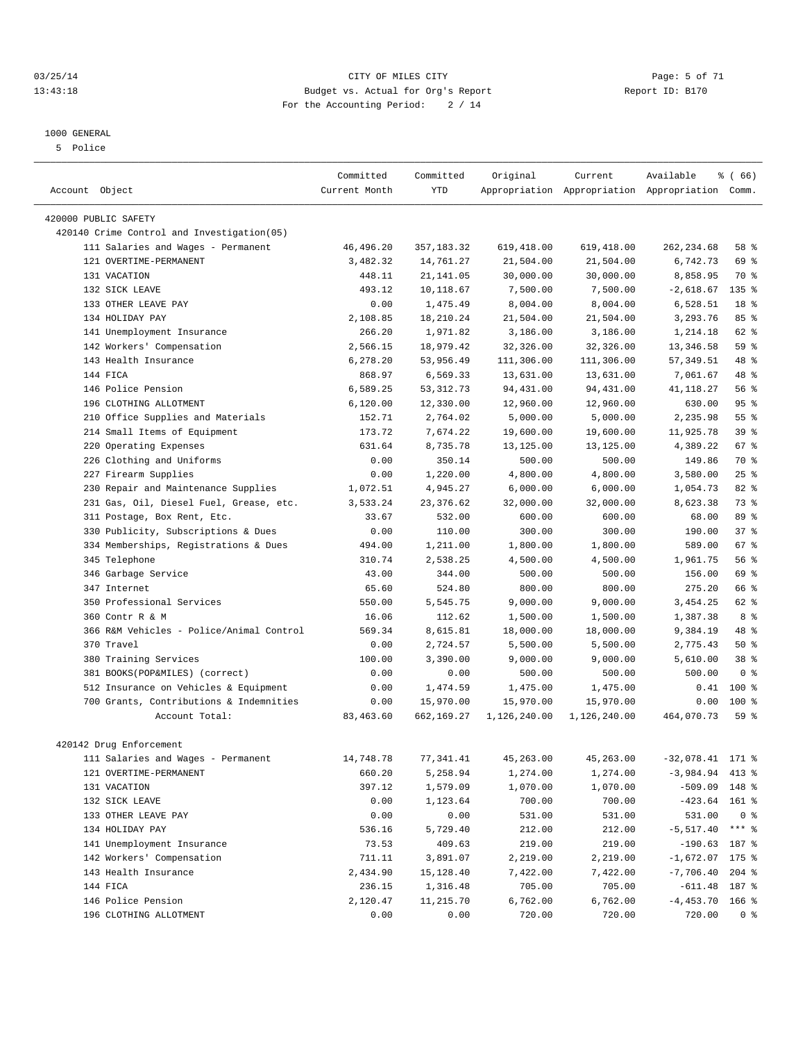03/25/14 CITY OF MILES CITY
13:43:18 Budget vs. Actual for Org's Report Report ID: B170
For the Accounting Period: 2 / 14

1000 GENERAL
5 Police

| Account Object | Committed Current Month | Committed YTD | Original Appropriation | Current Appropriation | Available Appropriation | % ( 66) Comm. |
|---|---|---|---|---|---|---|
| 420000 PUBLIC SAFETY | | | | | | |
| 420140 Crime Control and Investigation(05) | | | | | | |
| 111 Salaries and Wages - Permanent | 46,496.20 | 357,183.32 | 619,418.00 | 619,418.00 | 262,234.68 | 58 % |
| 121 OVERTIME-PERMANENT | 3,482.32 | 14,761.27 | 21,504.00 | 21,504.00 | 6,742.73 | 69 % |
| 131 VACATION | 448.11 | 21,141.05 | 30,000.00 | 30,000.00 | 8,858.95 | 70 % |
| 132 SICK LEAVE | 493.12 | 10,118.67 | 7,500.00 | 7,500.00 | -2,618.67 | 135 % |
| 133 OTHER LEAVE PAY | 0.00 | 1,475.49 | 8,004.00 | 8,004.00 | 6,528.51 | 18 % |
| 134 HOLIDAY PAY | 2,108.85 | 18,210.24 | 21,504.00 | 21,504.00 | 3,293.76 | 85 % |
| 141 Unemployment Insurance | 266.20 | 1,971.82 | 3,186.00 | 3,186.00 | 1,214.18 | 62 % |
| 142 Workers' Compensation | 2,566.15 | 18,979.42 | 32,326.00 | 32,326.00 | 13,346.58 | 59 % |
| 143 Health Insurance | 6,278.20 | 53,956.49 | 111,306.00 | 111,306.00 | 57,349.51 | 48 % |
| 144 FICA | 868.97 | 6,569.33 | 13,631.00 | 13,631.00 | 7,061.67 | 48 % |
| 146 Police Pension | 6,589.25 | 53,312.73 | 94,431.00 | 94,431.00 | 41,118.27 | 56 % |
| 196 CLOTHING ALLOTMENT | 6,120.00 | 12,330.00 | 12,960.00 | 12,960.00 | 630.00 | 95 % |
| 210 Office Supplies and Materials | 152.71 | 2,764.02 | 5,000.00 | 5,000.00 | 2,235.98 | 55 % |
| 214 Small Items of Equipment | 173.72 | 7,674.22 | 19,600.00 | 19,600.00 | 11,925.78 | 39 % |
| 220 Operating Expenses | 631.64 | 8,735.78 | 13,125.00 | 13,125.00 | 4,389.22 | 67 % |
| 226 Clothing and Uniforms | 0.00 | 350.14 | 500.00 | 500.00 | 149.86 | 70 % |
| 227 Firearm Supplies | 0.00 | 1,220.00 | 4,800.00 | 4,800.00 | 3,580.00 | 25 % |
| 230 Repair and Maintenance Supplies | 1,072.51 | 4,945.27 | 6,000.00 | 6,000.00 | 1,054.73 | 82 % |
| 231 Gas, Oil, Diesel Fuel, Grease, etc. | 3,533.24 | 23,376.62 | 32,000.00 | 32,000.00 | 8,623.38 | 73 % |
| 311 Postage, Box Rent, Etc. | 33.67 | 532.00 | 600.00 | 600.00 | 68.00 | 89 % |
| 330 Publicity, Subscriptions & Dues | 0.00 | 110.00 | 300.00 | 300.00 | 190.00 | 37 % |
| 334 Memberships, Registrations & Dues | 494.00 | 1,211.00 | 1,800.00 | 1,800.00 | 589.00 | 67 % |
| 345 Telephone | 310.74 | 2,538.25 | 4,500.00 | 4,500.00 | 1,961.75 | 56 % |
| 346 Garbage Service | 43.00 | 344.00 | 500.00 | 500.00 | 156.00 | 69 % |
| 347 Internet | 65.60 | 524.80 | 800.00 | 800.00 | 275.20 | 66 % |
| 350 Professional Services | 550.00 | 5,545.75 | 9,000.00 | 9,000.00 | 3,454.25 | 62 % |
| 360 Contr R & M | 16.06 | 112.62 | 1,500.00 | 1,500.00 | 1,387.38 | 8 % |
| 366 R&M Vehicles - Police/Animal Control | 569.34 | 8,615.81 | 18,000.00 | 18,000.00 | 9,384.19 | 48 % |
| 370 Travel | 0.00 | 2,724.57 | 5,500.00 | 5,500.00 | 2,775.43 | 50 % |
| 380 Training Services | 100.00 | 3,390.00 | 9,000.00 | 9,000.00 | 5,610.00 | 38 % |
| 381 BOOKS(POP&MILES) (correct) | 0.00 | 0.00 | 500.00 | 500.00 | 500.00 | 0 % |
| 512 Insurance on Vehicles & Equipment | 0.00 | 1,474.59 | 1,475.00 | 1,475.00 | 0.41 | 100 % |
| 700 Grants, Contributions & Indemnities | 0.00 | 15,970.00 | 15,970.00 | 15,970.00 | 0.00 | 100 % |
| Account Total: | 83,463.60 | 662,169.27 | 1,126,240.00 | 1,126,240.00 | 464,070.73 | 59 % |
| 420142 Drug Enforcement | | | | | | |
| 111 Salaries and Wages - Permanent | 14,748.78 | 77,341.41 | 45,263.00 | 45,263.00 | -32,078.41 | 171 % |
| 121 OVERTIME-PERMANENT | 660.20 | 5,258.94 | 1,274.00 | 1,274.00 | -3,984.94 | 413 % |
| 131 VACATION | 397.12 | 1,579.09 | 1,070.00 | 1,070.00 | -509.09 | 148 % |
| 132 SICK LEAVE | 0.00 | 1,123.64 | 700.00 | 700.00 | -423.64 | 161 % |
| 133 OTHER LEAVE PAY | 0.00 | 0.00 | 531.00 | 531.00 | 531.00 | 0 % |
| 134 HOLIDAY PAY | 536.16 | 5,729.40 | 212.00 | 212.00 | -5,517.40 | *** % |
| 141 Unemployment Insurance | 73.53 | 409.63 | 219.00 | 219.00 | -190.63 | 187 % |
| 142 Workers' Compensation | 711.11 | 3,891.07 | 2,219.00 | 2,219.00 | -1,672.07 | 175 % |
| 143 Health Insurance | 2,434.90 | 15,128.40 | 7,422.00 | 7,422.00 | -7,706.40 | 204 % |
| 144 FICA | 236.15 | 1,316.48 | 705.00 | 705.00 | -611.48 | 187 % |
| 146 Police Pension | 2,120.47 | 11,215.70 | 6,762.00 | 6,762.00 | -4,453.70 | 166 % |
| 196 CLOTHING ALLOTMENT | 0.00 | 0.00 | 720.00 | 720.00 | 720.00 | 0 % |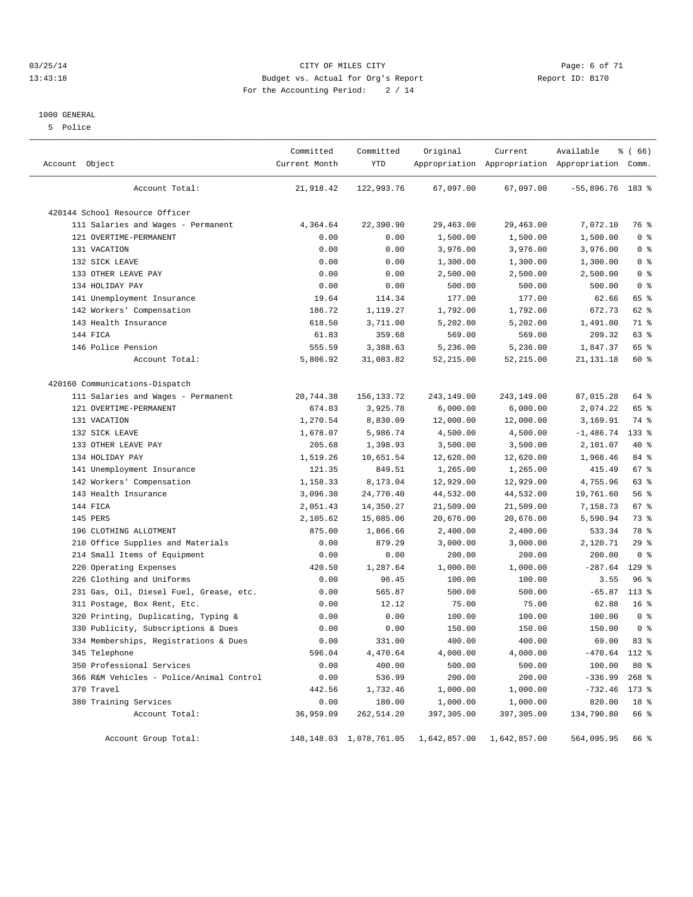CITY OF MILES CITY
Budget vs. Actual for Org's Report
For the Accounting Period: 2 / 14

1000 GENERAL
5 Police

| Account Object | Committed Current Month | Committed YTD | Original Appropriation | Current Appropriation | Available Appropriation | % ( 66) Comm. |
|---|---|---|---|---|---|---|
| Account Total: | 21,918.42 | 122,993.76 | 67,097.00 | 67,097.00 | -55,896.76 | 183 % |
| **420144 School Resource Officer** | | | | | | |
| 111 Salaries and Wages - Permanent | 4,364.64 | 22,390.90 | 29,463.00 | 29,463.00 | 7,072.10 | 76 % |
| 121 OVERTIME-PERMANENT | 0.00 | 0.00 | 1,500.00 | 1,500.00 | 1,500.00 | 0 % |
| 131 VACATION | 0.00 | 0.00 | 3,976.00 | 3,976.00 | 3,976.00 | 0 % |
| 132 SICK LEAVE | 0.00 | 0.00 | 1,300.00 | 1,300.00 | 1,300.00 | 0 % |
| 133 OTHER LEAVE PAY | 0.00 | 0.00 | 2,500.00 | 2,500.00 | 2,500.00 | 0 % |
| 134 HOLIDAY PAY | 0.00 | 0.00 | 500.00 | 500.00 | 500.00 | 0 % |
| 141 Unemployment Insurance | 19.64 | 114.34 | 177.00 | 177.00 | 62.66 | 65 % |
| 142 Workers' Compensation | 186.72 | 1,119.27 | 1,792.00 | 1,792.00 | 672.73 | 62 % |
| 143 Health Insurance | 618.50 | 3,711.00 | 5,202.00 | 5,202.00 | 1,491.00 | 71 % |
| 144 FICA | 61.83 | 359.68 | 569.00 | 569.00 | 209.32 | 63 % |
| 146 Police Pension | 555.59 | 3,388.63 | 5,236.00 | 5,236.00 | 1,847.37 | 65 % |
| Account Total: | 5,806.92 | 31,083.82 | 52,215.00 | 52,215.00 | 21,131.18 | 60 % |
| **420160 Communications-Dispatch** | | | | | | |
| 111 Salaries and Wages - Permanent | 20,744.38 | 156,133.72 | 243,149.00 | 243,149.00 | 87,015.28 | 64 % |
| 121 OVERTIME-PERMANENT | 674.03 | 3,925.78 | 6,000.00 | 6,000.00 | 2,074.22 | 65 % |
| 131 VACATION | 1,270.54 | 8,830.09 | 12,000.00 | 12,000.00 | 3,169.91 | 74 % |
| 132 SICK LEAVE | 1,678.07 | 5,986.74 | 4,500.00 | 4,500.00 | -1,486.74 | 133 % |
| 133 OTHER LEAVE PAY | 205.68 | 1,398.93 | 3,500.00 | 3,500.00 | 2,101.07 | 40 % |
| 134 HOLIDAY PAY | 1,519.26 | 10,651.54 | 12,620.00 | 12,620.00 | 1,968.46 | 84 % |
| 141 Unemployment Insurance | 121.35 | 849.51 | 1,265.00 | 1,265.00 | 415.49 | 67 % |
| 142 Workers' Compensation | 1,158.33 | 8,173.04 | 12,929.00 | 12,929.00 | 4,755.96 | 63 % |
| 143 Health Insurance | 3,096.30 | 24,770.40 | 44,532.00 | 44,532.00 | 19,761.60 | 56 % |
| 144 FICA | 2,051.43 | 14,350.27 | 21,509.00 | 21,509.00 | 7,158.73 | 67 % |
| 145 PERS | 2,105.62 | 15,085.06 | 20,676.00 | 20,676.00 | 5,590.94 | 73 % |
| 196 CLOTHING ALLOTMENT | 875.00 | 1,866.66 | 2,400.00 | 2,400.00 | 533.34 | 78 % |
| 210 Office Supplies and Materials | 0.00 | 879.29 | 3,000.00 | 3,000.00 | 2,120.71 | 29 % |
| 214 Small Items of Equipment | 0.00 | 0.00 | 200.00 | 200.00 | 200.00 | 0 % |
| 220 Operating Expenses | 420.50 | 1,287.64 | 1,000.00 | 1,000.00 | -287.64 | 129 % |
| 226 Clothing and Uniforms | 0.00 | 96.45 | 100.00 | 100.00 | 3.55 | 96 % |
| 231 Gas, Oil, Diesel Fuel, Grease, etc. | 0.00 | 565.87 | 500.00 | 500.00 | -65.87 | 113 % |
| 311 Postage, Box Rent, Etc. | 0.00 | 12.12 | 75.00 | 75.00 | 62.88 | 16 % |
| 320 Printing, Duplicating, Typing & | 0.00 | 0.00 | 100.00 | 100.00 | 100.00 | 0 % |
| 330 Publicity, Subscriptions & Dues | 0.00 | 0.00 | 150.00 | 150.00 | 150.00 | 0 % |
| 334 Memberships, Registrations & Dues | 0.00 | 331.00 | 400.00 | 400.00 | 69.00 | 83 % |
| 345 Telephone | 596.04 | 4,470.64 | 4,000.00 | 4,000.00 | -470.64 | 112 % |
| 350 Professional Services | 0.00 | 400.00 | 500.00 | 500.00 | 100.00 | 80 % |
| 366 R&M Vehicles - Police/Animal Control | 0.00 | 536.99 | 200.00 | 200.00 | -336.99 | 268 % |
| 370 Travel | 442.56 | 1,732.46 | 1,000.00 | 1,000.00 | -732.46 | 173 % |
| 380 Training Services | 0.00 | 180.00 | 1,000.00 | 1,000.00 | 820.00 | 18 % |
| Account Total: | 36,959.09 | 262,514.20 | 397,305.00 | 397,305.00 | 134,790.80 | 66 % |
| Account Group Total: | 148,148.03 | 1,078,761.05 | 1,642,857.00 | 1,642,857.00 | 564,095.95 | 66 % |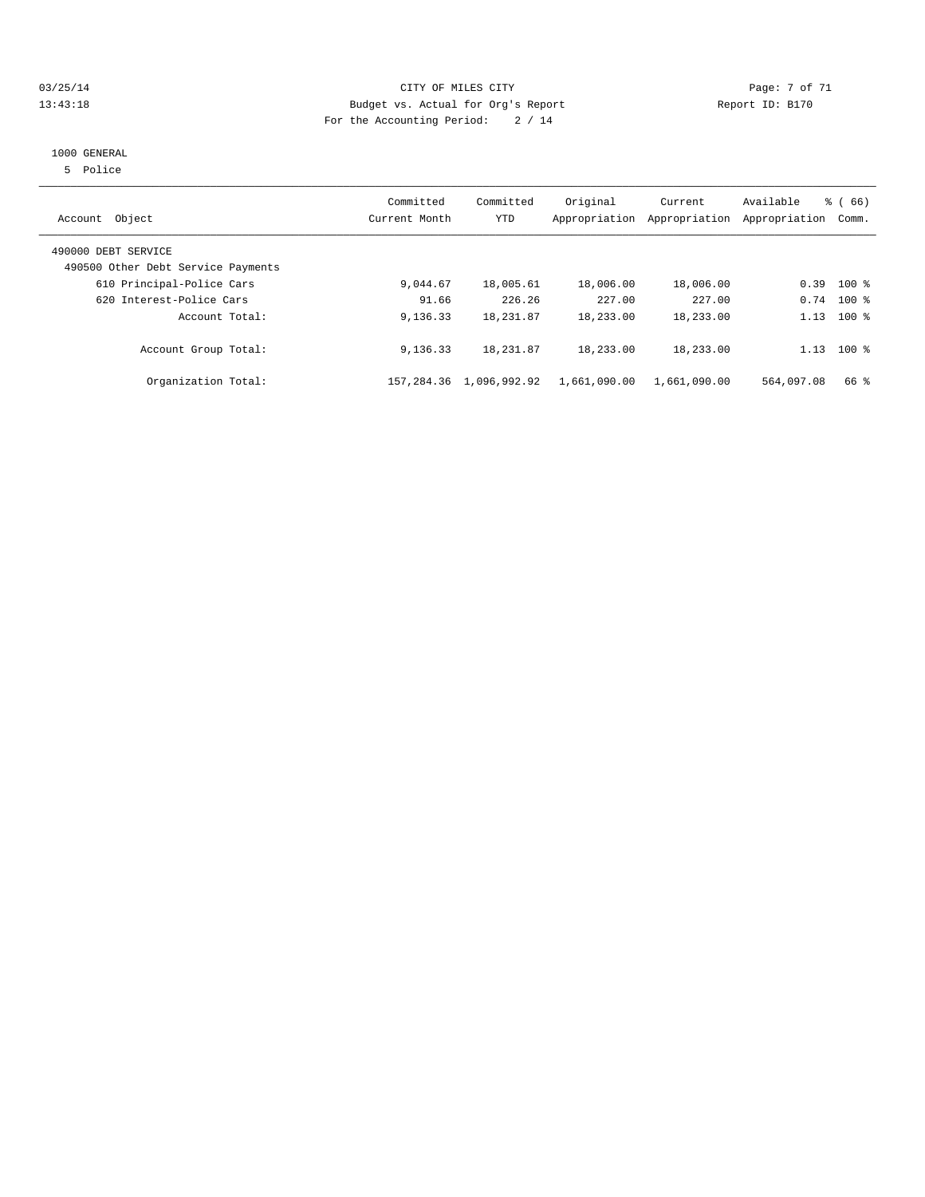CITY OF MILES CITY
Budget vs. Actual for Org's Report
For the Accounting Period: 2 / 14

03/25/14
13:43:18

Report ID: B170

1000 GENERAL
5 Police

| Account Object | Committed Current Month | Committed YTD | Original Appropriation | Current Appropriation | Available Appropriation | % ( 66) Comm. |
|---|---|---|---|---|---|---|
| 490000 DEBT SERVICE | | | | | | |
| 490500 Other Debt Service Payments | | | | | | |
| 610 Principal-Police Cars | 9,044.67 | 18,005.61 | 18,006.00 | 18,006.00 | 0.39 | 100 % |
| 620 Interest-Police Cars | 91.66 | 226.26 | 227.00 | 227.00 | 0.74 | 100 % |
| Account Total: | 9,136.33 | 18,231.87 | 18,233.00 | 18,233.00 | 1.13 | 100 % |
| Account Group Total: | 9,136.33 | 18,231.87 | 18,233.00 | 18,233.00 | 1.13 | 100 % |
| Organization Total: | 157,284.36 | 1,096,992.92 | 1,661,090.00 | 1,661,090.00 | 564,097.08 | 66 % |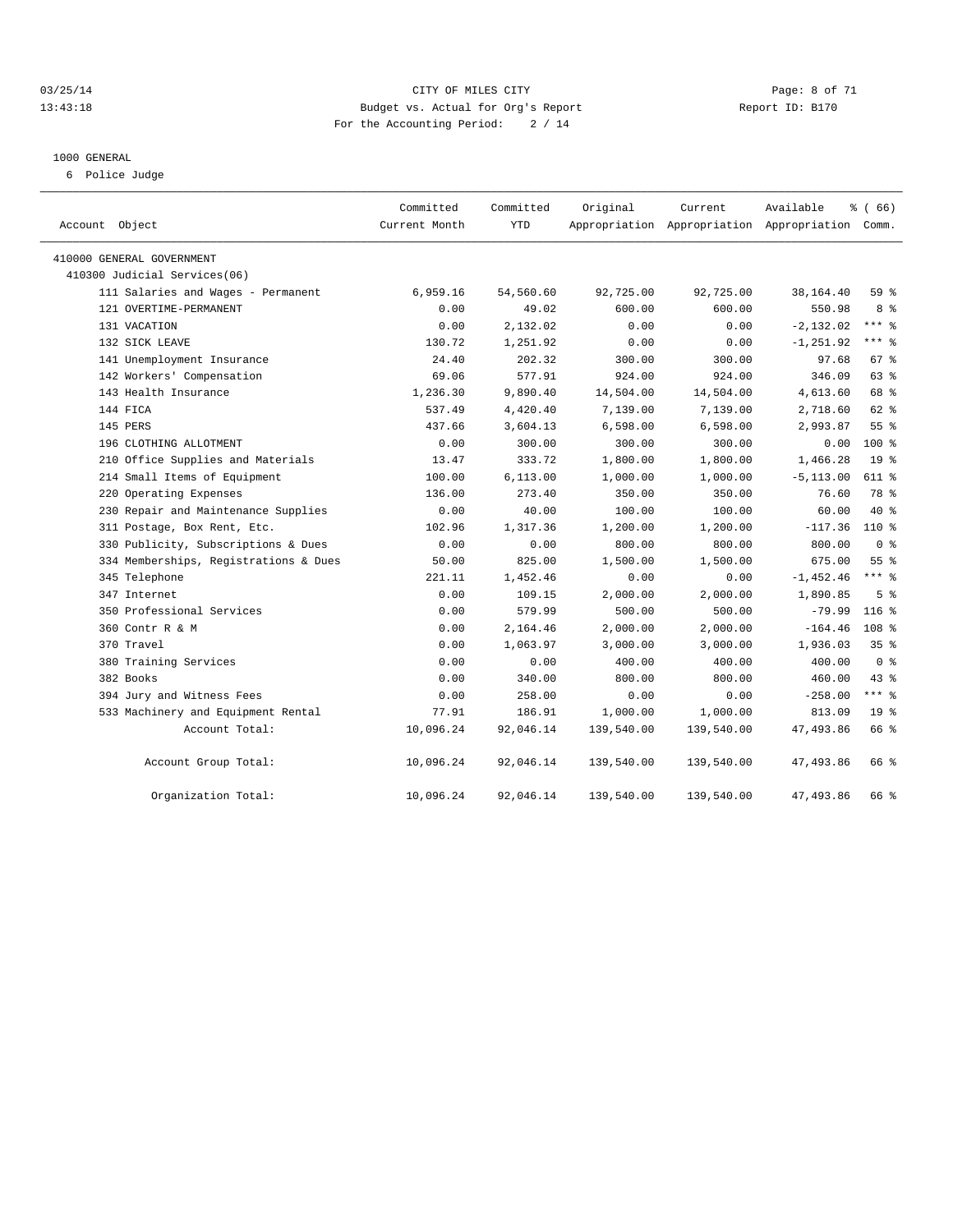CITY OF MILES CITY

Budget vs. Actual for Org's Report

For the Accounting Period: 2 / 14

03/25/14 13:43:18

Report ID: B170

# 1000 GENERAL

6 Police Judge

| Account Object | Committed Current Month | Committed YTD | Original Appropriation | Current Appropriation | Available Appropriation | % ( 66) Comm. |
|---|---|---|---|---|---|---|
| 410000 GENERAL GOVERNMENT | | | | | | |
| 410300 Judicial Services(06) | | | | | | |
| 111 Salaries and Wages - Permanent | 6,959.16 | 54,560.60 | 92,725.00 | 92,725.00 | 38,164.40 | 59 % |
| 121 OVERTIME-PERMANENT | 0.00 | 49.02 | 600.00 | 600.00 | 550.98 | 8 % |
| 131 VACATION | 0.00 | 2,132.02 | 0.00 | 0.00 | -2,132.02 | *** % |
| 132 SICK LEAVE | 130.72 | 1,251.92 | 0.00 | 0.00 | -1,251.92 | *** % |
| 141 Unemployment Insurance | 24.40 | 202.32 | 300.00 | 300.00 | 97.68 | 67 % |
| 142 Workers' Compensation | 69.06 | 577.91 | 924.00 | 924.00 | 346.09 | 63 % |
| 143 Health Insurance | 1,236.30 | 9,890.40 | 14,504.00 | 14,504.00 | 4,613.60 | 68 % |
| 144 FICA | 537.49 | 4,420.40 | 7,139.00 | 7,139.00 | 2,718.60 | 62 % |
| 145 PERS | 437.66 | 3,604.13 | 6,598.00 | 6,598.00 | 2,993.87 | 55 % |
| 196 CLOTHING ALLOTMENT | 0.00 | 300.00 | 300.00 | 300.00 | 0.00 | 100 % |
| 210 Office Supplies and Materials | 13.47 | 333.72 | 1,800.00 | 1,800.00 | 1,466.28 | 19 % |
| 214 Small Items of Equipment | 100.00 | 6,113.00 | 1,000.00 | 1,000.00 | -5,113.00 | 611 % |
| 220 Operating Expenses | 136.00 | 273.40 | 350.00 | 350.00 | 76.60 | 78 % |
| 230 Repair and Maintenance Supplies | 0.00 | 40.00 | 100.00 | 100.00 | 60.00 | 40 % |
| 311 Postage, Box Rent, Etc. | 102.96 | 1,317.36 | 1,200.00 | 1,200.00 | -117.36 | 110 % |
| 330 Publicity, Subscriptions & Dues | 0.00 | 0.00 | 800.00 | 800.00 | 800.00 | 0 % |
| 334 Memberships, Registrations & Dues | 50.00 | 825.00 | 1,500.00 | 1,500.00 | 675.00 | 55 % |
| 345 Telephone | 221.11 | 1,452.46 | 0.00 | 0.00 | -1,452.46 | *** % |
| 347 Internet | 0.00 | 109.15 | 2,000.00 | 2,000.00 | 1,890.85 | 5 % |
| 350 Professional Services | 0.00 | 579.99 | 500.00 | 500.00 | -79.99 | 116 % |
| 360 Contr R & M | 0.00 | 2,164.46 | 2,000.00 | 2,000.00 | -164.46 | 108 % |
| 370 Travel | 0.00 | 1,063.97 | 3,000.00 | 3,000.00 | 1,936.03 | 35 % |
| 380 Training Services | 0.00 | 0.00 | 400.00 | 400.00 | 400.00 | 0 % |
| 382 Books | 0.00 | 340.00 | 800.00 | 800.00 | 460.00 | 43 % |
| 394 Jury and Witness Fees | 0.00 | 258.00 | 0.00 | 0.00 | -258.00 | *** % |
| 533 Machinery and Equipment Rental | 77.91 | 186.91 | 1,000.00 | 1,000.00 | 813.09 | 19 % |
| Account Total: | 10,096.24 | 92,046.14 | 139,540.00 | 139,540.00 | 47,493.86 | 66 % |
| Account Group Total: | 10,096.24 | 92,046.14 | 139,540.00 | 139,540.00 | 47,493.86 | 66 % |
| Organization Total: | 10,096.24 | 92,046.14 | 139,540.00 | 139,540.00 | 47,493.86 | 66 % |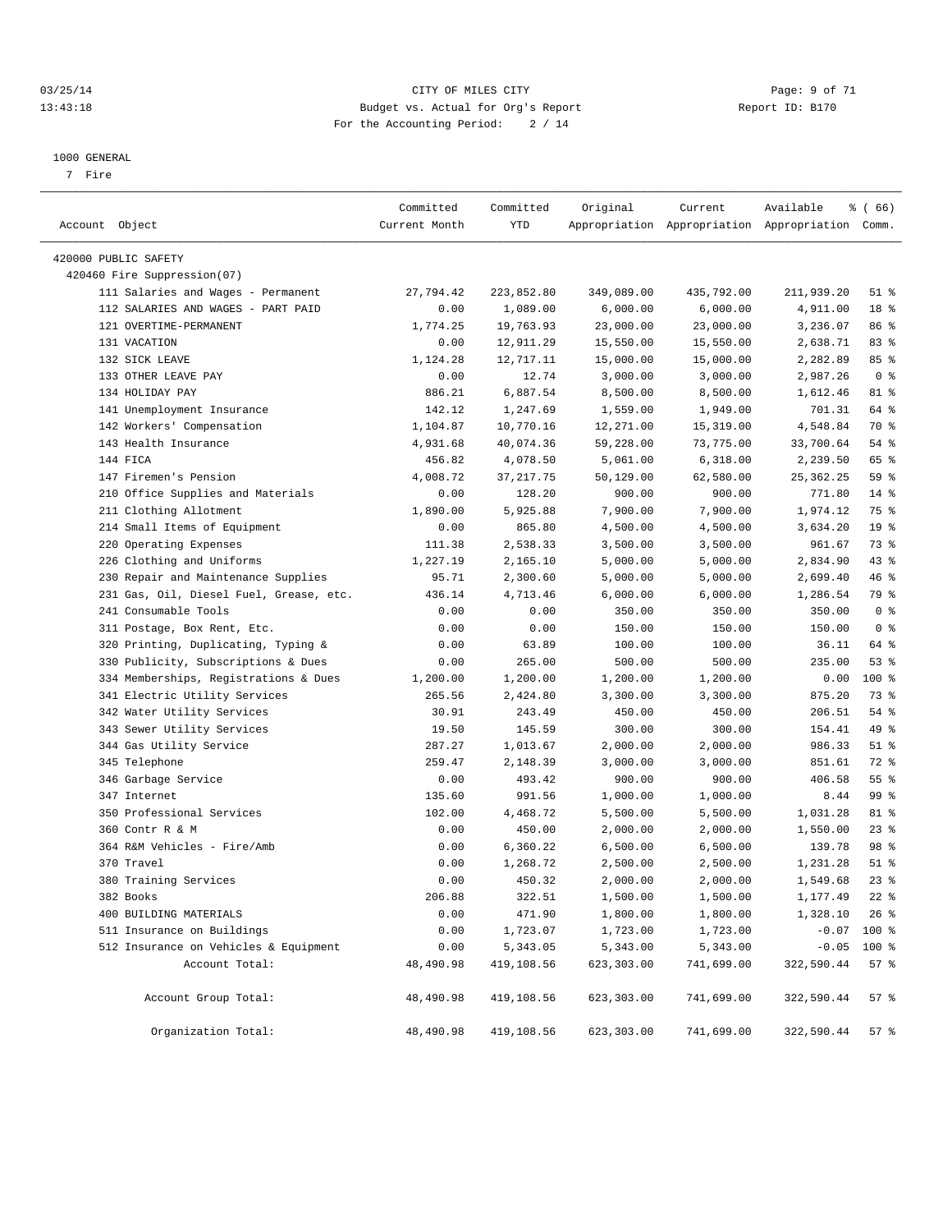CITY OF MILES CITY
Budget vs. Actual for Org's Report
For the Accounting Period: 2 / 14

1000 GENERAL
7 Fire

| Account Object | Committed Current Month | Committed YTD | Original Appropriation | Current Appropriation | Available Appropriation | % ( 66) Comm. |
|---|---|---|---|---|---|---|
| 420000 PUBLIC SAFETY | | | | | | |
| 420460 Fire Suppression(07) | | | | | | |
| 111 Salaries and Wages - Permanent | 27,794.42 | 223,852.80 | 349,089.00 | 435,792.00 | 211,939.20 | 51 % |
| 112 SALARIES AND WAGES - PART PAID | 0.00 | 1,089.00 | 6,000.00 | 6,000.00 | 4,911.00 | 18 % |
| 121 OVERTIME-PERMANENT | 1,774.25 | 19,763.93 | 23,000.00 | 23,000.00 | 3,236.07 | 86 % |
| 131 VACATION | 0.00 | 12,911.29 | 15,550.00 | 15,550.00 | 2,638.71 | 83 % |
| 132 SICK LEAVE | 1,124.28 | 12,717.11 | 15,000.00 | 15,000.00 | 2,282.89 | 85 % |
| 133 OTHER LEAVE PAY | 0.00 | 12.74 | 3,000.00 | 3,000.00 | 2,987.26 | 0 % |
| 134 HOLIDAY PAY | 886.21 | 6,887.54 | 8,500.00 | 8,500.00 | 1,612.46 | 81 % |
| 141 Unemployment Insurance | 142.12 | 1,247.69 | 1,559.00 | 1,949.00 | 701.31 | 64 % |
| 142 Workers' Compensation | 1,104.87 | 10,770.16 | 12,271.00 | 15,319.00 | 4,548.84 | 70 % |
| 143 Health Insurance | 4,931.68 | 40,074.36 | 59,228.00 | 73,775.00 | 33,700.64 | 54 % |
| 144 FICA | 456.82 | 4,078.50 | 5,061.00 | 6,318.00 | 2,239.50 | 65 % |
| 147 Firemen's Pension | 4,008.72 | 37,217.75 | 50,129.00 | 62,580.00 | 25,362.25 | 59 % |
| 210 Office Supplies and Materials | 0.00 | 128.20 | 900.00 | 900.00 | 771.80 | 14 % |
| 211 Clothing Allotment | 1,890.00 | 5,925.88 | 7,900.00 | 7,900.00 | 1,974.12 | 75 % |
| 214 Small Items of Equipment | 0.00 | 865.80 | 4,500.00 | 4,500.00 | 3,634.20 | 19 % |
| 220 Operating Expenses | 111.38 | 2,538.33 | 3,500.00 | 3,500.00 | 961.67 | 73 % |
| 226 Clothing and Uniforms | 1,227.19 | 2,165.10 | 5,000.00 | 5,000.00 | 2,834.90 | 43 % |
| 230 Repair and Maintenance Supplies | 95.71 | 2,300.60 | 5,000.00 | 5,000.00 | 2,699.40 | 46 % |
| 231 Gas, Oil, Diesel Fuel, Grease, etc. | 436.14 | 4,713.46 | 6,000.00 | 6,000.00 | 1,286.54 | 79 % |
| 241 Consumable Tools | 0.00 | 0.00 | 350.00 | 350.00 | 350.00 | 0 % |
| 311 Postage, Box Rent, Etc. | 0.00 | 0.00 | 150.00 | 150.00 | 150.00 | 0 % |
| 320 Printing, Duplicating, Typing & | 0.00 | 63.89 | 100.00 | 100.00 | 36.11 | 64 % |
| 330 Publicity, Subscriptions & Dues | 0.00 | 265.00 | 500.00 | 500.00 | 235.00 | 53 % |
| 334 Memberships, Registrations & Dues | 1,200.00 | 1,200.00 | 1,200.00 | 1,200.00 | 0.00 | 100 % |
| 341 Electric Utility Services | 265.56 | 2,424.80 | 3,300.00 | 3,300.00 | 875.20 | 73 % |
| 342 Water Utility Services | 30.91 | 243.49 | 450.00 | 450.00 | 206.51 | 54 % |
| 343 Sewer Utility Services | 19.50 | 145.59 | 300.00 | 300.00 | 154.41 | 49 % |
| 344 Gas Utility Service | 287.27 | 1,013.67 | 2,000.00 | 2,000.00 | 986.33 | 51 % |
| 345 Telephone | 259.47 | 2,148.39 | 3,000.00 | 3,000.00 | 851.61 | 72 % |
| 346 Garbage Service | 0.00 | 493.42 | 900.00 | 900.00 | 406.58 | 55 % |
| 347 Internet | 135.60 | 991.56 | 1,000.00 | 1,000.00 | 8.44 | 99 % |
| 350 Professional Services | 102.00 | 4,468.72 | 5,500.00 | 5,500.00 | 1,031.28 | 81 % |
| 360 Contr R & M | 0.00 | 450.00 | 2,000.00 | 2,000.00 | 1,550.00 | 23 % |
| 364 R&M Vehicles - Fire/Amb | 0.00 | 6,360.22 | 6,500.00 | 6,500.00 | 139.78 | 98 % |
| 370 Travel | 0.00 | 1,268.72 | 2,500.00 | 2,500.00 | 1,231.28 | 51 % |
| 380 Training Services | 0.00 | 450.32 | 2,000.00 | 2,000.00 | 1,549.68 | 23 % |
| 382 Books | 206.88 | 322.51 | 1,500.00 | 1,500.00 | 1,177.49 | 22 % |
| 400 BUILDING MATERIALS | 0.00 | 471.90 | 1,800.00 | 1,800.00 | 1,328.10 | 26 % |
| 511 Insurance on Buildings | 0.00 | 1,723.07 | 1,723.00 | 1,723.00 | -0.07 | 100 % |
| 512 Insurance on Vehicles & Equipment | 0.00 | 5,343.05 | 5,343.00 | 5,343.00 | -0.05 | 100 % |
| Account Total: | 48,490.98 | 419,108.56 | 623,303.00 | 741,699.00 | 322,590.44 | 57 % |
| Account Group Total: | 48,490.98 | 419,108.56 | 623,303.00 | 741,699.00 | 322,590.44 | 57 % |
| Organization Total: | 48,490.98 | 419,108.56 | 623,303.00 | 741,699.00 | 322,590.44 | 57 % |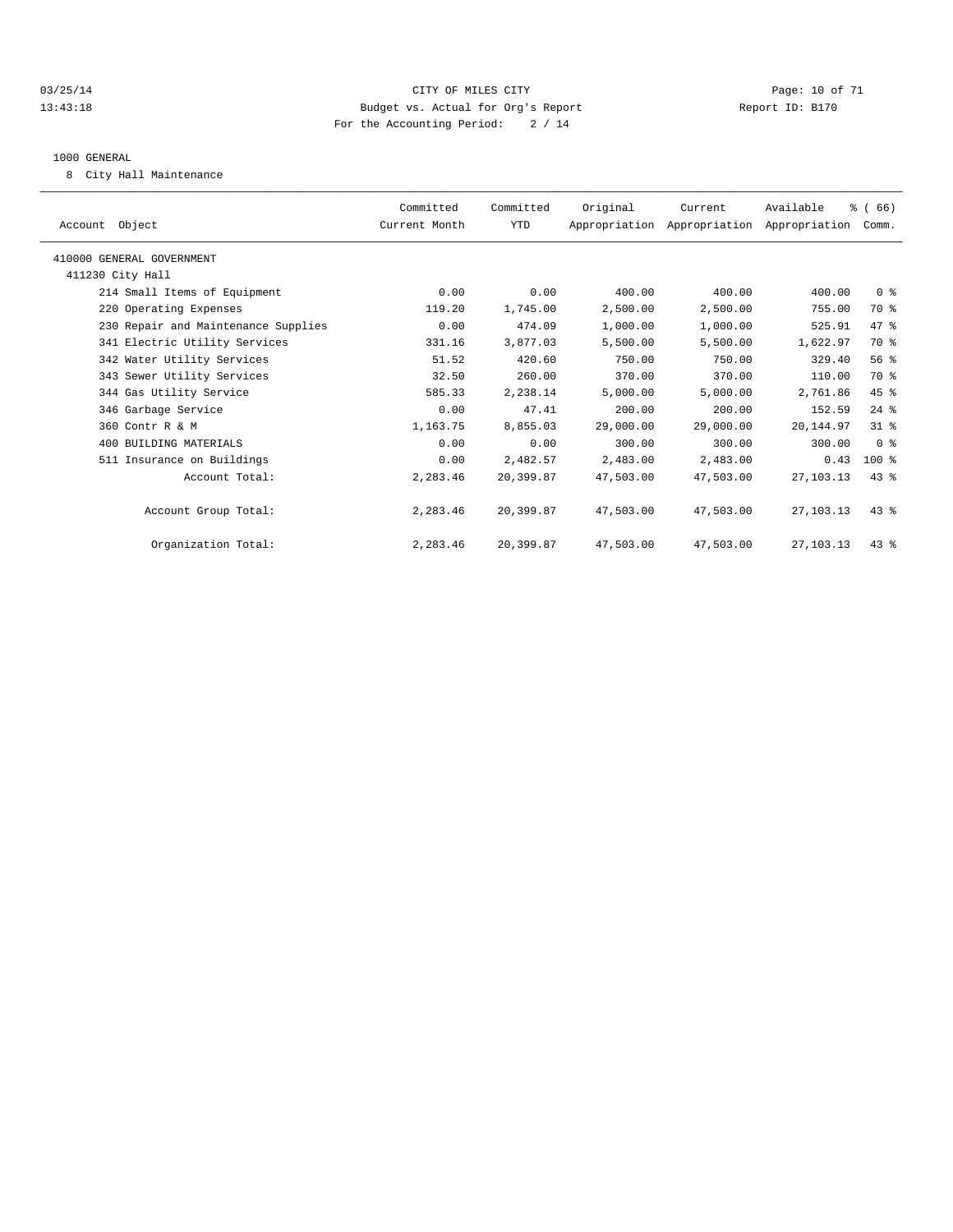03/25/14 CITY OF MILES CITY
13:43:18 Budget vs. Actual for Org's Report Report ID: B170
For the Accounting Period: 2 / 14

1000 GENERAL

8 City Hall Maintenance

| Account Object | Committed Current Month | Committed YTD | Original Appropriation | Current Appropriation | Available Appropriation | % ( 66) Comm. |
|---|---|---|---|---|---|---|
| 410000 GENERAL GOVERNMENT | | | | | | |
| 411230 City Hall | | | | | | |
| 214 Small Items of Equipment | 0.00 | 0.00 | 400.00 | 400.00 | 400.00 | 0 % |
| 220 Operating Expenses | 119.20 | 1,745.00 | 2,500.00 | 2,500.00 | 755.00 | 70 % |
| 230 Repair and Maintenance Supplies | 0.00 | 474.09 | 1,000.00 | 1,000.00 | 525.91 | 47 % |
| 341 Electric Utility Services | 331.16 | 3,877.03 | 5,500.00 | 5,500.00 | 1,622.97 | 70 % |
| 342 Water Utility Services | 51.52 | 420.60 | 750.00 | 750.00 | 329.40 | 56 % |
| 343 Sewer Utility Services | 32.50 | 260.00 | 370.00 | 370.00 | 110.00 | 70 % |
| 344 Gas Utility Service | 585.33 | 2,238.14 | 5,000.00 | 5,000.00 | 2,761.86 | 45 % |
| 346 Garbage Service | 0.00 | 47.41 | 200.00 | 200.00 | 152.59 | 24 % |
| 360 Contr R & M | 1,163.75 | 8,855.03 | 29,000.00 | 29,000.00 | 20,144.97 | 31 % |
| 400 BUILDING MATERIALS | 0.00 | 0.00 | 300.00 | 300.00 | 300.00 | 0 % |
| 511 Insurance on Buildings | 0.00 | 2,482.57 | 2,483.00 | 2,483.00 | 0.43 | 100 % |
| Account Total: | 2,283.46 | 20,399.87 | 47,503.00 | 47,503.00 | 27,103.13 | 43 % |
| Account Group Total: | 2,283.46 | 20,399.87 | 47,503.00 | 47,503.00 | 27,103.13 | 43 % |
| Organization Total: | 2,283.46 | 20,399.87 | 47,503.00 | 47,503.00 | 27,103.13 | 43 % |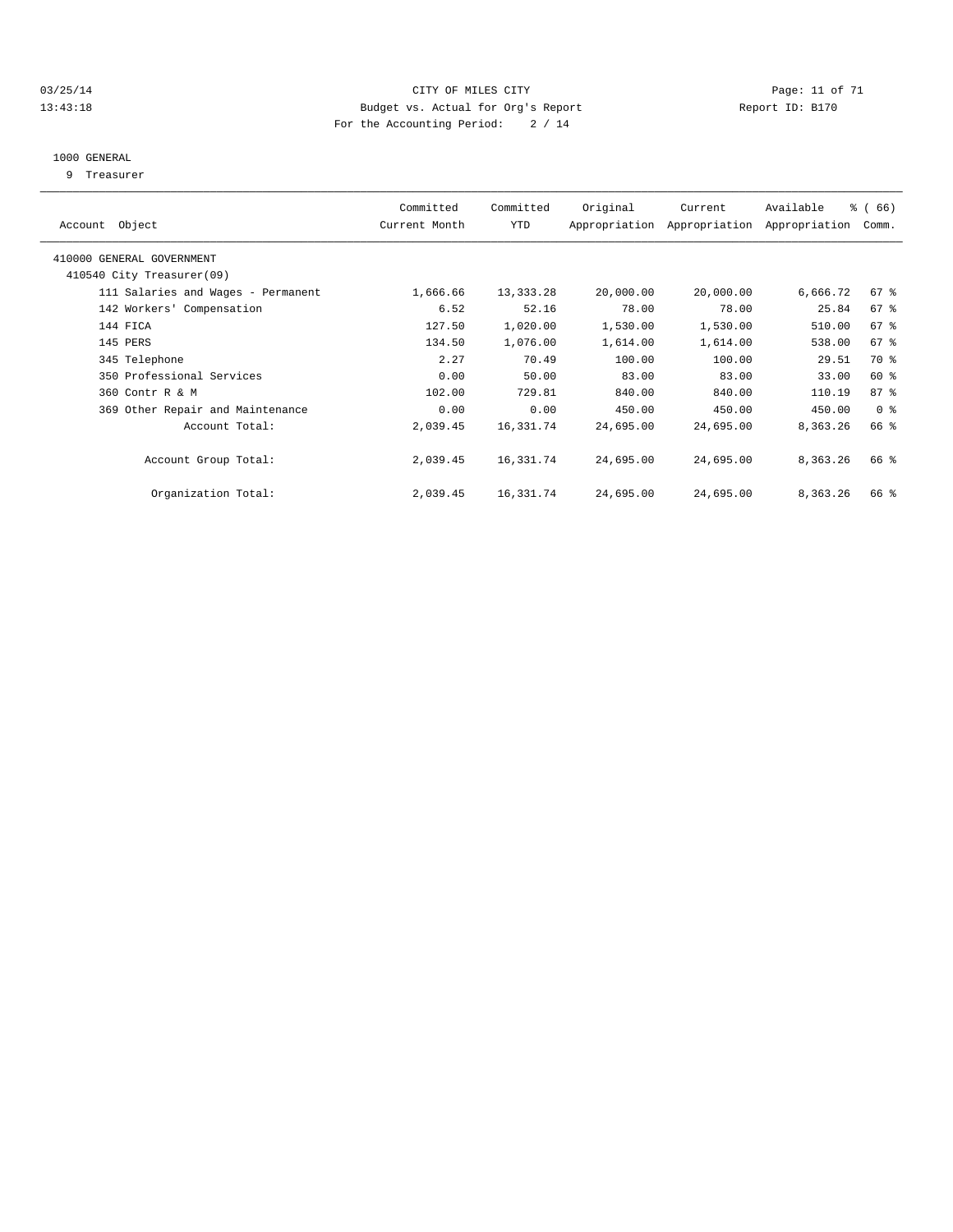CITY OF MILES CITY
Budget vs. Actual for Org's Report
For the Accounting Period: 2 / 14

03/25/14
13:43:18

Report ID: B170

1000 GENERAL
9 Treasurer

| Account Object | Committed Current Month | Committed YTD | Original Appropriation | Current Appropriation | Available Appropriation | % ( 66) Comm. |
|---|---|---|---|---|---|---|
| 410000 GENERAL GOVERNMENT | | | | | | |
| 410540 City Treasurer(09) | | | | | | |
| 111 Salaries and Wages - Permanent | 1,666.66 | 13,333.28 | 20,000.00 | 20,000.00 | 6,666.72 | 67 % |
| 142 Workers' Compensation | 6.52 | 52.16 | 78.00 | 78.00 | 25.84 | 67 % |
| 144 FICA | 127.50 | 1,020.00 | 1,530.00 | 1,530.00 | 510.00 | 67 % |
| 145 PERS | 134.50 | 1,076.00 | 1,614.00 | 1,614.00 | 538.00 | 67 % |
| 345 Telephone | 2.27 | 70.49 | 100.00 | 100.00 | 29.51 | 70 % |
| 350 Professional Services | 0.00 | 50.00 | 83.00 | 83.00 | 33.00 | 60 % |
| 360 Contr R & M | 102.00 | 729.81 | 840.00 | 840.00 | 110.19 | 87 % |
| 369 Other Repair and Maintenance | 0.00 | 0.00 | 450.00 | 450.00 | 450.00 | 0 % |
| Account Total: | 2,039.45 | 16,331.74 | 24,695.00 | 24,695.00 | 8,363.26 | 66 % |
| Account Group Total: | 2,039.45 | 16,331.74 | 24,695.00 | 24,695.00 | 8,363.26 | 66 % |
| Organization Total: | 2,039.45 | 16,331.74 | 24,695.00 | 24,695.00 | 8,363.26 | 66 % |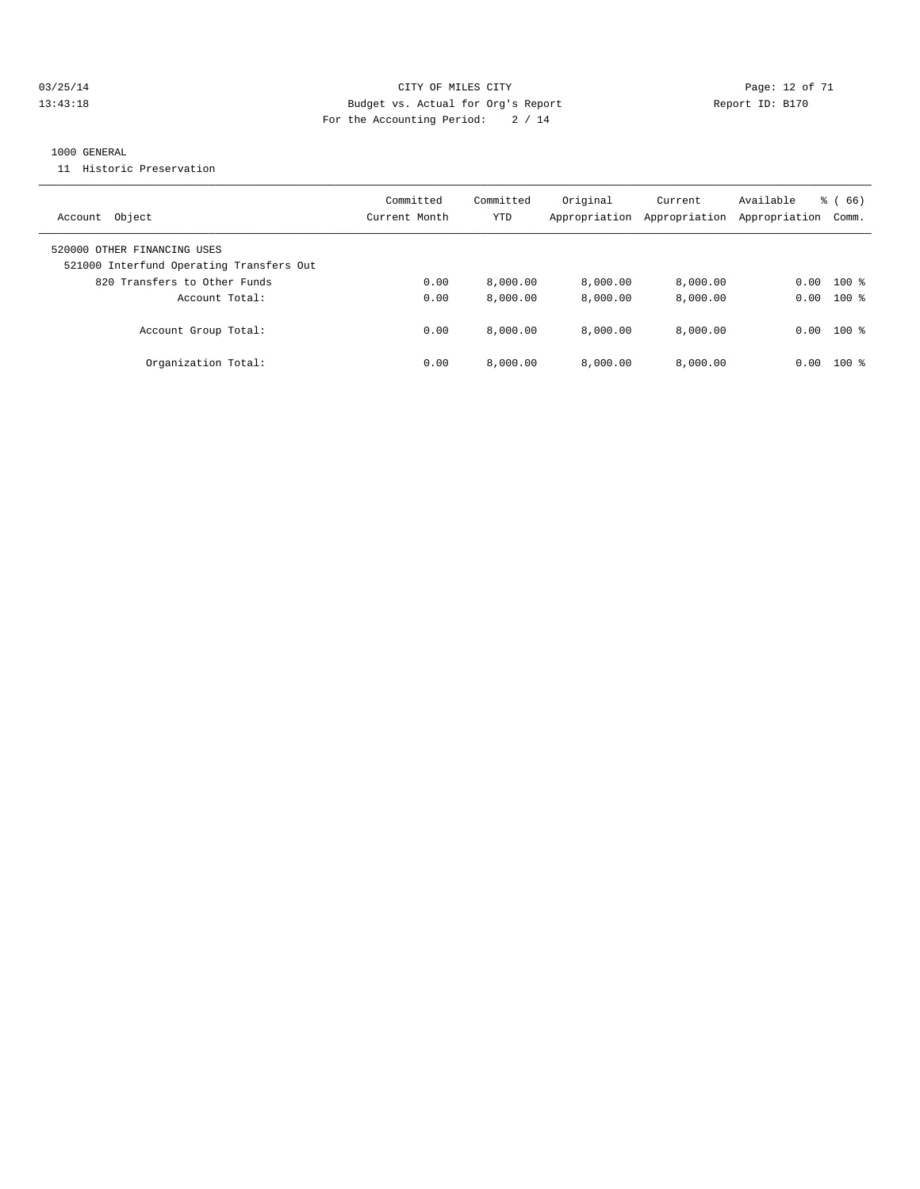CITY OF MILES CITY
Budget vs. Actual for Org's Report
For the Accounting Period: 2 / 14

03/25/14
13:43:18

Report ID: B170

1000 GENERAL

11 Historic Preservation

| Account Object | Committed Current Month | Committed YTD | Original Appropriation | Current Appropriation | Available Appropriation | % ( 66) Comm. |
|---|---|---|---|---|---|---|
| 520000 OTHER FINANCING USES | | | | | | |
| 521000 Interfund Operating Transfers Out | | | | | | |
| 820 Transfers to Other Funds | 0.00 | 8,000.00 | 8,000.00 | 8,000.00 | 0.00 | 100 % |
| Account Total: | 0.00 | 8,000.00 | 8,000.00 | 8,000.00 | 0.00 | 100 % |
| Account Group Total: | 0.00 | 8,000.00 | 8,000.00 | 8,000.00 | 0.00 | 100 % |
| Organization Total: | 0.00 | 8,000.00 | 8,000.00 | 8,000.00 | 0.00 | 100 % |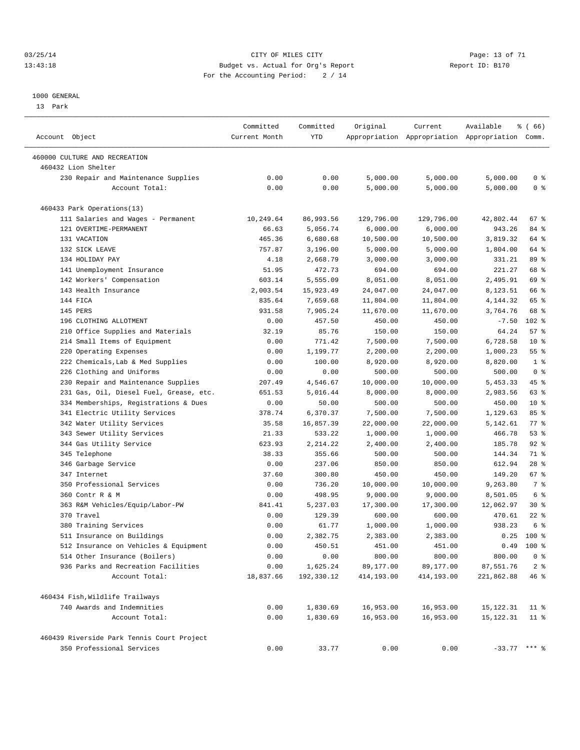CITY OF MILES CITY
Budget vs. Actual for Org's Report
For the Accounting Period: 2 / 14

1000 GENERAL
13 Park

| Account Object | Committed Current Month | Committed YTD | Original Appropriation | Current Appropriation | Available Appropriation | % ( 66) Comm. |
|---|---|---|---|---|---|---|
| 460000 CULTURE AND RECREATION | | | | | | |
| 460432 Lion Shelter | | | | | | |
| 230 Repair and Maintenance Supplies | 0.00 | 0.00 | 5,000.00 | 5,000.00 | 5,000.00 | 0 % |
| Account Total: | 0.00 | 0.00 | 5,000.00 | 5,000.00 | 5,000.00 | 0 % |
| 460433 Park Operations(13) | | | | | | |
| 111 Salaries and Wages - Permanent | 10,249.64 | 86,993.56 | 129,796.00 | 129,796.00 | 42,802.44 | 67 % |
| 121 OVERTIME-PERMANENT | 66.63 | 5,056.74 | 6,000.00 | 6,000.00 | 943.26 | 84 % |
| 131 VACATION | 465.36 | 6,680.68 | 10,500.00 | 10,500.00 | 3,819.32 | 64 % |
| 132 SICK LEAVE | 757.87 | 3,196.00 | 5,000.00 | 5,000.00 | 1,804.00 | 64 % |
| 134 HOLIDAY PAY | 4.18 | 2,668.79 | 3,000.00 | 3,000.00 | 331.21 | 89 % |
| 141 Unemployment Insurance | 51.95 | 472.73 | 694.00 | 694.00 | 221.27 | 68 % |
| 142 Workers' Compensation | 603.14 | 5,555.09 | 8,051.00 | 8,051.00 | 2,495.91 | 69 % |
| 143 Health Insurance | 2,003.54 | 15,923.49 | 24,047.00 | 24,047.00 | 8,123.51 | 66 % |
| 144 FICA | 835.64 | 7,659.68 | 11,804.00 | 11,804.00 | 4,144.32 | 65 % |
| 145 PERS | 931.58 | 7,905.24 | 11,670.00 | 11,670.00 | 3,764.76 | 68 % |
| 196 CLOTHING ALLOTMENT | 0.00 | 457.50 | 450.00 | 450.00 | -7.50 | 102 % |
| 210 Office Supplies and Materials | 32.19 | 85.76 | 150.00 | 150.00 | 64.24 | 57 % |
| 214 Small Items of Equipment | 0.00 | 771.42 | 7,500.00 | 7,500.00 | 6,728.58 | 10 % |
| 220 Operating Expenses | 0.00 | 1,199.77 | 2,200.00 | 2,200.00 | 1,000.23 | 55 % |
| 222 Chemicals,Lab & Med Supplies | 0.00 | 100.00 | 8,920.00 | 8,920.00 | 8,820.00 | 1 % |
| 226 Clothing and Uniforms | 0.00 | 0.00 | 500.00 | 500.00 | 500.00 | 0 % |
| 230 Repair and Maintenance Supplies | 207.49 | 4,546.67 | 10,000.00 | 10,000.00 | 5,453.33 | 45 % |
| 231 Gas, Oil, Diesel Fuel, Grease, etc. | 651.53 | 5,016.44 | 8,000.00 | 8,000.00 | 2,983.56 | 63 % |
| 334 Memberships, Registrations & Dues | 0.00 | 50.00 | 500.00 | 500.00 | 450.00 | 10 % |
| 341 Electric Utility Services | 378.74 | 6,370.37 | 7,500.00 | 7,500.00 | 1,129.63 | 85 % |
| 342 Water Utility Services | 35.58 | 16,857.39 | 22,000.00 | 22,000.00 | 5,142.61 | 77 % |
| 343 Sewer Utility Services | 21.33 | 533.22 | 1,000.00 | 1,000.00 | 466.78 | 53 % |
| 344 Gas Utility Service | 623.93 | 2,214.22 | 2,400.00 | 2,400.00 | 185.78 | 92 % |
| 345 Telephone | 38.33 | 355.66 | 500.00 | 500.00 | 144.34 | 71 % |
| 346 Garbage Service | 0.00 | 237.06 | 850.00 | 850.00 | 612.94 | 28 % |
| 347 Internet | 37.60 | 300.80 | 450.00 | 450.00 | 149.20 | 67 % |
| 350 Professional Services | 0.00 | 736.20 | 10,000.00 | 10,000.00 | 9,263.80 | 7 % |
| 360 Contr R & M | 0.00 | 498.95 | 9,000.00 | 9,000.00 | 8,501.05 | 6 % |
| 363 R&M Vehicles/Equip/Labor-PW | 841.41 | 5,237.03 | 17,300.00 | 17,300.00 | 12,062.97 | 30 % |
| 370 Travel | 0.00 | 129.39 | 600.00 | 600.00 | 470.61 | 22 % |
| 380 Training Services | 0.00 | 61.77 | 1,000.00 | 1,000.00 | 938.23 | 6 % |
| 511 Insurance on Buildings | 0.00 | 2,382.75 | 2,383.00 | 2,383.00 | 0.25 | 100 % |
| 512 Insurance on Vehicles & Equipment | 0.00 | 450.51 | 451.00 | 451.00 | 0.49 | 100 % |
| 514 Other Insurance (Boilers) | 0.00 | 0.00 | 800.00 | 800.00 | 800.00 | 0 % |
| 936 Parks and Recreation Facilities | 0.00 | 1,625.24 | 89,177.00 | 89,177.00 | 87,551.76 | 2 % |
| Account Total: | 18,837.66 | 192,330.12 | 414,193.00 | 414,193.00 | 221,862.88 | 46 % |
| 460434 Fish,Wildlife Trailways | | | | | | |
| 740 Awards and Indemnities | 0.00 | 1,830.69 | 16,953.00 | 16,953.00 | 15,122.31 | 11 % |
| Account Total: | 0.00 | 1,830.69 | 16,953.00 | 16,953.00 | 15,122.31 | 11 % |
| 460439 Riverside Park Tennis Court Project | | | | | | |
| 350 Professional Services | 0.00 | 33.77 | 0.00 | 0.00 | -33.77 | *** % |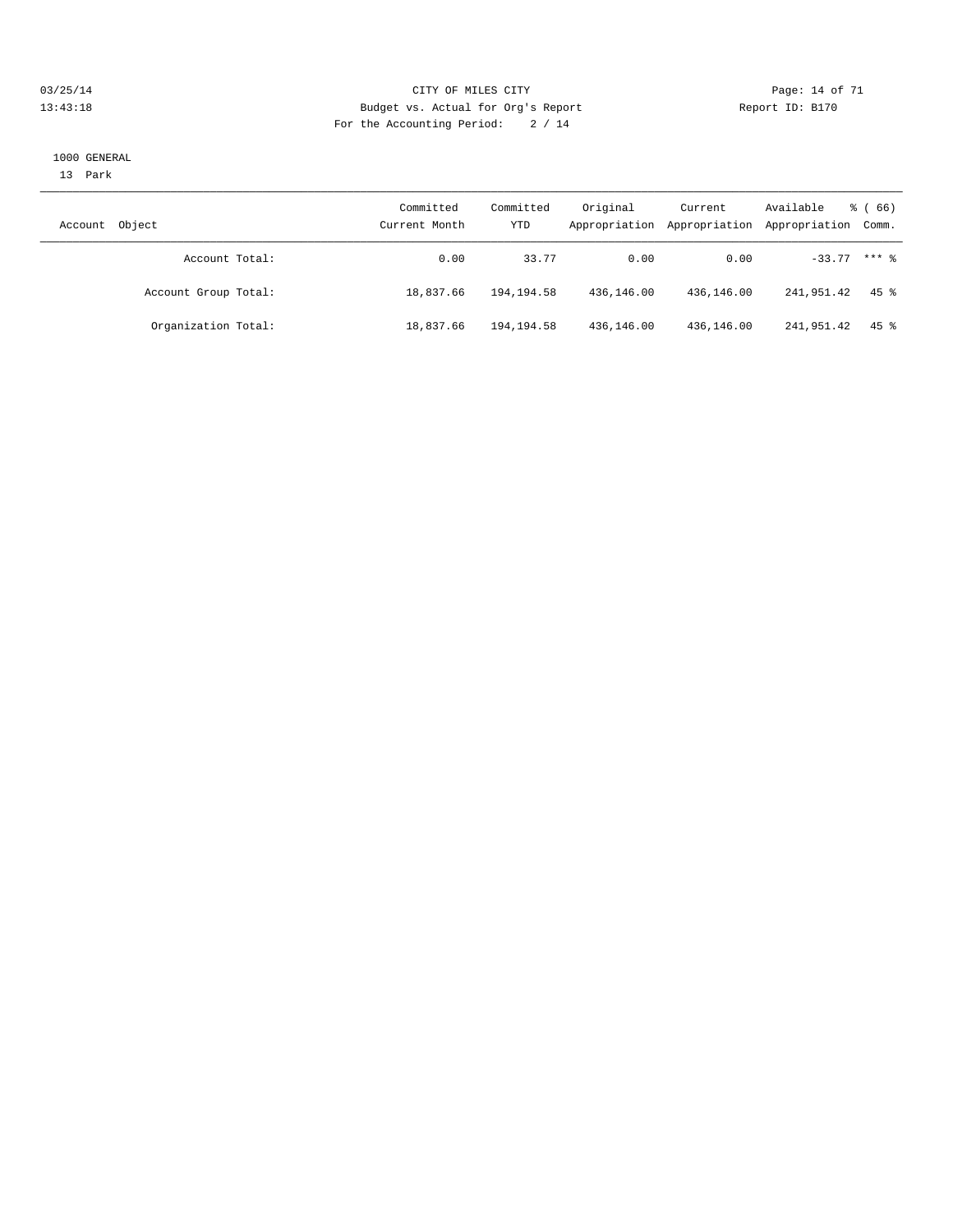CITY OF MILES CITY
Budget vs. Actual for Org's Report
For the Accounting Period: 2 / 14

03/25/14
13:43:18

Report ID: B170

1000 GENERAL

13 Park

| Account Object | Committed Current Month | Committed YTD | Original Appropriation | Current Appropriation | Available Appropriation | % ( 66) Comm. |
|---|---|---|---|---|---|---|
| Account Total: | 0.00 | 33.77 | 0.00 | 0.00 | -33.77 | *** % |
| Account Group Total: | 18,837.66 | 194,194.58 | 436,146.00 | 436,146.00 | 241,951.42 | 45 % |
| Organization Total: | 18,837.66 | 194,194.58 | 436,146.00 | 436,146.00 | 241,951.42 | 45 % |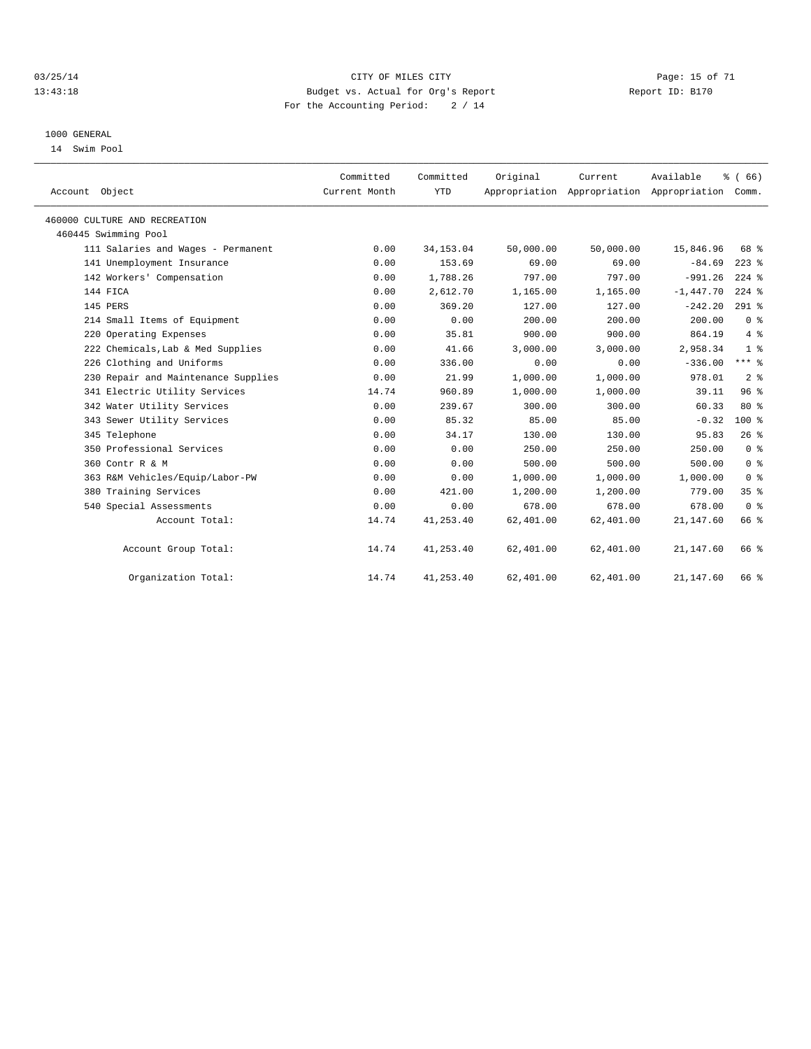CITY OF MILES CITY
Budget vs. Actual for Org's Report
For the Accounting Period: 2 / 14

03/25/14
13:43:18

Report ID: B170

1000 GENERAL
14 Swim Pool

| Account Object | Committed Current Month | Committed YTD | Original Appropriation | Current Appropriation | Available Appropriation | % ( 66) Comm. |
|---|---|---|---|---|---|---|
| 460000 CULTURE AND RECREATION | | | | | | |
| 460445 Swimming Pool | | | | | | |
| 111 Salaries and Wages - Permanent | 0.00 | 34,153.04 | 50,000.00 | 50,000.00 | 15,846.96 | 68 % |
| 141 Unemployment Insurance | 0.00 | 153.69 | 69.00 | 69.00 | -84.69 | 223 % |
| 142 Workers' Compensation | 0.00 | 1,788.26 | 797.00 | 797.00 | -991.26 | 224 % |
| 144 FICA | 0.00 | 2,612.70 | 1,165.00 | 1,165.00 | -1,447.70 | 224 % |
| 145 PERS | 0.00 | 369.20 | 127.00 | 127.00 | -242.20 | 291 % |
| 214 Small Items of Equipment | 0.00 | 0.00 | 200.00 | 200.00 | 200.00 | 0 % |
| 220 Operating Expenses | 0.00 | 35.81 | 900.00 | 900.00 | 864.19 | 4 % |
| 222 Chemicals,Lab & Med Supplies | 0.00 | 41.66 | 3,000.00 | 3,000.00 | 2,958.34 | 1 % |
| 226 Clothing and Uniforms | 0.00 | 336.00 | 0.00 | 0.00 | -336.00 | *** % |
| 230 Repair and Maintenance Supplies | 0.00 | 21.99 | 1,000.00 | 1,000.00 | 978.01 | 2 % |
| 341 Electric Utility Services | 14.74 | 960.89 | 1,000.00 | 1,000.00 | 39.11 | 96 % |
| 342 Water Utility Services | 0.00 | 239.67 | 300.00 | 300.00 | 60.33 | 80 % |
| 343 Sewer Utility Services | 0.00 | 85.32 | 85.00 | 85.00 | -0.32 | 100 % |
| 345 Telephone | 0.00 | 34.17 | 130.00 | 130.00 | 95.83 | 26 % |
| 350 Professional Services | 0.00 | 0.00 | 250.00 | 250.00 | 250.00 | 0 % |
| 360 Contr R & M | 0.00 | 0.00 | 500.00 | 500.00 | 500.00 | 0 % |
| 363 R&M Vehicles/Equip/Labor-PW | 0.00 | 0.00 | 1,000.00 | 1,000.00 | 1,000.00 | 0 % |
| 380 Training Services | 0.00 | 421.00 | 1,200.00 | 1,200.00 | 779.00 | 35 % |
| 540 Special Assessments | 0.00 | 0.00 | 678.00 | 678.00 | 678.00 | 0 % |
| Account Total: | 14.74 | 41,253.40 | 62,401.00 | 62,401.00 | 21,147.60 | 66 % |
| Account Group Total: | 14.74 | 41,253.40 | 62,401.00 | 62,401.00 | 21,147.60 | 66 % |
| Organization Total: | 14.74 | 41,253.40 | 62,401.00 | 62,401.00 | 21,147.60 | 66 % |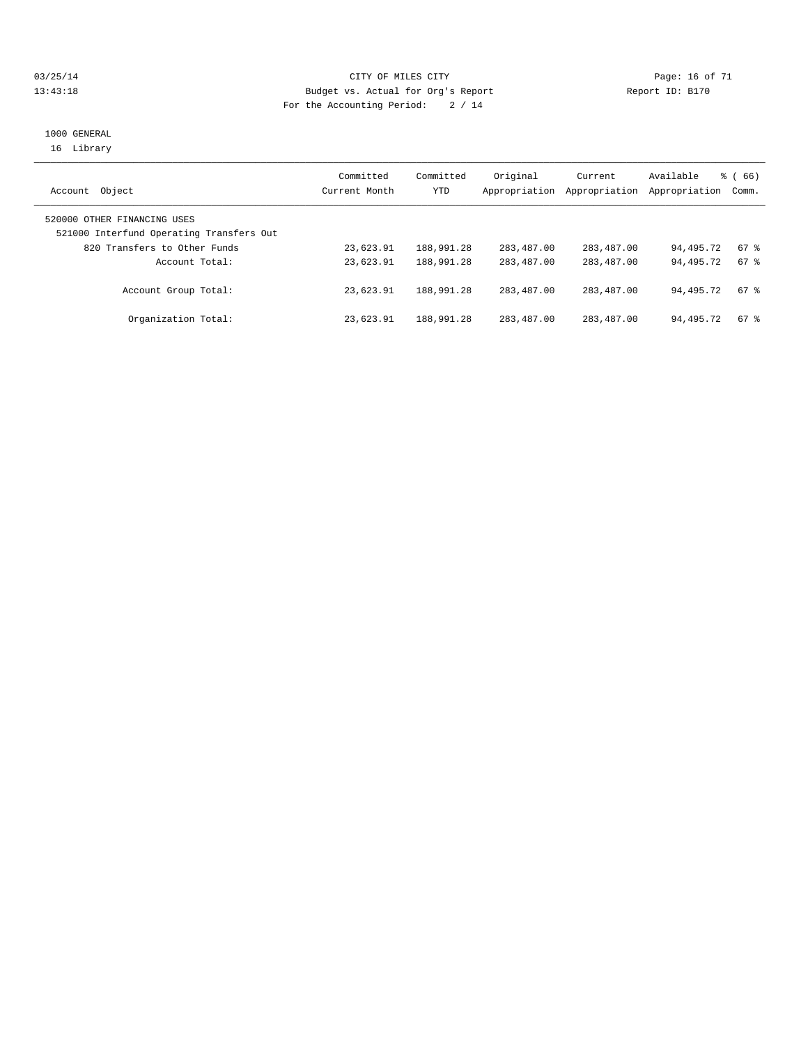CITY OF MILES CITY
Budget vs. Actual for Org's Report
For the Accounting Period: 2 / 14

03/25/14
13:43:18

Report ID: B170

1000 GENERAL
16 Library

| Account Object | Committed Current Month | Committed YTD | Original Appropriation | Current Appropriation | Available Appropriation | % ( 66) Comm. |
|---|---|---|---|---|---|---|
| 520000 OTHER FINANCING USES | | | | | | |
| 521000 Interfund Operating Transfers Out | | | | | | |
| 820 Transfers to Other Funds | 23,623.91 | 188,991.28 | 283,487.00 | 283,487.00 | 94,495.72 | 67 % |
| Account Total: | 23,623.91 | 188,991.28 | 283,487.00 | 283,487.00 | 94,495.72 | 67 % |
| Account Group Total: | 23,623.91 | 188,991.28 | 283,487.00 | 283,487.00 | 94,495.72 | 67 % |
| Organization Total: | 23,623.91 | 188,991.28 | 283,487.00 | 283,487.00 | 94,495.72 | 67 % |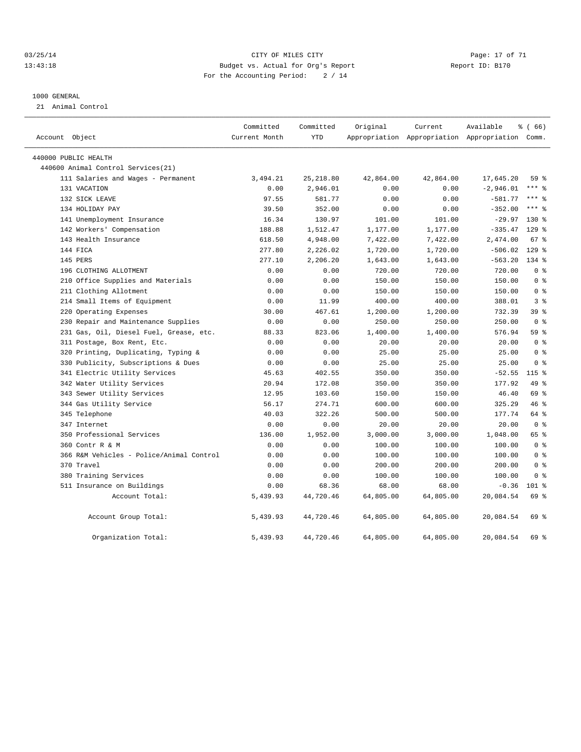CITY OF MILES CITY
Budget vs. Actual for Org's Report
For the Accounting Period: 2 / 14

03/25/14
13:43:18

Report ID: B170

1000 GENERAL
21 Animal Control

| Account Object | Committed Current Month | Committed YTD | Original Appropriation | Current Appropriation | Available Appropriation | % ( 66) Comm. |
|---|---|---|---|---|---|---|
| 440000 PUBLIC HEALTH | | | | | | |
| 440600 Animal Control Services(21) | | | | | | |
| 111 Salaries and Wages - Permanent | 3,494.21 | 25,218.80 | 42,864.00 | 42,864.00 | 17,645.20 | 59 % |
| 131 VACATION | 0.00 | 2,946.01 | 0.00 | 0.00 | -2,946.01 | *** % |
| 132 SICK LEAVE | 97.55 | 581.77 | 0.00 | 0.00 | -581.77 | *** % |
| 134 HOLIDAY PAY | 39.50 | 352.00 | 0.00 | 0.00 | -352.00 | *** % |
| 141 Unemployment Insurance | 16.34 | 130.97 | 101.00 | 101.00 | -29.97 | 130 % |
| 142 Workers' Compensation | 188.88 | 1,512.47 | 1,177.00 | 1,177.00 | -335.47 | 129 % |
| 143 Health Insurance | 618.50 | 4,948.00 | 7,422.00 | 7,422.00 | 2,474.00 | 67 % |
| 144 FICA | 277.80 | 2,226.02 | 1,720.00 | 1,720.00 | -506.02 | 129 % |
| 145 PERS | 277.10 | 2,206.20 | 1,643.00 | 1,643.00 | -563.20 | 134 % |
| 196 CLOTHING ALLOTMENT | 0.00 | 0.00 | 720.00 | 720.00 | 720.00 | 0 % |
| 210 Office Supplies and Materials | 0.00 | 0.00 | 150.00 | 150.00 | 150.00 | 0 % |
| 211 Clothing Allotment | 0.00 | 0.00 | 150.00 | 150.00 | 150.00 | 0 % |
| 214 Small Items of Equipment | 0.00 | 11.99 | 400.00 | 400.00 | 388.01 | 3 % |
| 220 Operating Expenses | 30.00 | 467.61 | 1,200.00 | 1,200.00 | 732.39 | 39 % |
| 230 Repair and Maintenance Supplies | 0.00 | 0.00 | 250.00 | 250.00 | 250.00 | 0 % |
| 231 Gas, Oil, Diesel Fuel, Grease, etc. | 88.33 | 823.06 | 1,400.00 | 1,400.00 | 576.94 | 59 % |
| 311 Postage, Box Rent, Etc. | 0.00 | 0.00 | 20.00 | 20.00 | 20.00 | 0 % |
| 320 Printing, Duplicating, Typing & | 0.00 | 0.00 | 25.00 | 25.00 | 25.00 | 0 % |
| 330 Publicity, Subscriptions & Dues | 0.00 | 0.00 | 25.00 | 25.00 | 25.00 | 0 % |
| 341 Electric Utility Services | 45.63 | 402.55 | 350.00 | 350.00 | -52.55 | 115 % |
| 342 Water Utility Services | 20.94 | 172.08 | 350.00 | 350.00 | 177.92 | 49 % |
| 343 Sewer Utility Services | 12.95 | 103.60 | 150.00 | 150.00 | 46.40 | 69 % |
| 344 Gas Utility Service | 56.17 | 274.71 | 600.00 | 600.00 | 325.29 | 46 % |
| 345 Telephone | 40.03 | 322.26 | 500.00 | 500.00 | 177.74 | 64 % |
| 347 Internet | 0.00 | 0.00 | 20.00 | 20.00 | 20.00 | 0 % |
| 350 Professional Services | 136.00 | 1,952.00 | 3,000.00 | 3,000.00 | 1,048.00 | 65 % |
| 360 Contr R & M | 0.00 | 0.00 | 100.00 | 100.00 | 100.00 | 0 % |
| 366 R&M Vehicles - Police/Animal Control | 0.00 | 0.00 | 100.00 | 100.00 | 100.00 | 0 % |
| 370 Travel | 0.00 | 0.00 | 200.00 | 200.00 | 200.00 | 0 % |
| 380 Training Services | 0.00 | 0.00 | 100.00 | 100.00 | 100.00 | 0 % |
| 511 Insurance on Buildings | 0.00 | 68.36 | 68.00 | 68.00 | -0.36 | 101 % |
| Account Total: | 5,439.93 | 44,720.46 | 64,805.00 | 64,805.00 | 20,084.54 | 69 % |
| Account Group Total: | 5,439.93 | 44,720.46 | 64,805.00 | 64,805.00 | 20,084.54 | 69 % |
| Organization Total: | 5,439.93 | 44,720.46 | 64,805.00 | 64,805.00 | 20,084.54 | 69 % |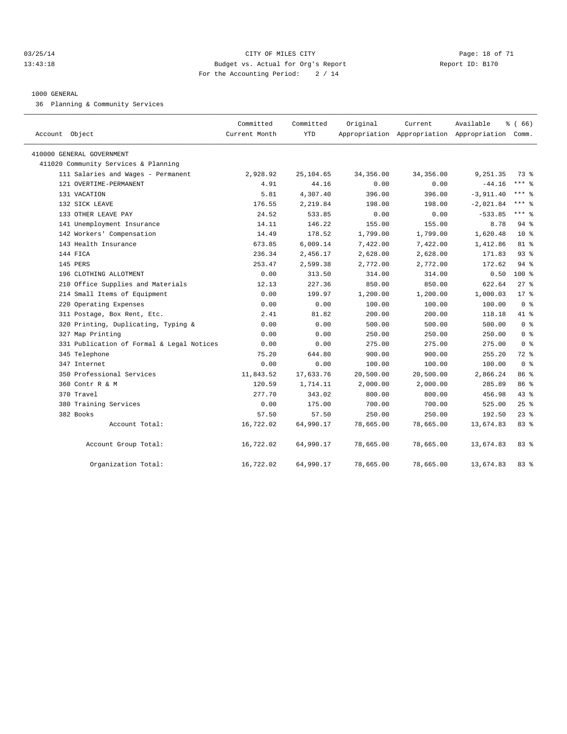CITY OF MILES CITY
Budget vs. Actual for Org's Report
For the Accounting Period: 2 / 14

03/25/14
13:43:18

Report ID: B170

1000 GENERAL

36 Planning & Community Services

| Account Object | Committed Current Month | Committed YTD | Original Appropriation | Current Appropriation | Available Appropriation | % ( 66) Comm. |
|---|---|---|---|---|---|---|
| 410000 GENERAL GOVERNMENT | | | | | | |
| 411020 Community Services & Planning | | | | | | |
| 111 Salaries and Wages - Permanent | 2,928.92 | 25,104.65 | 34,356.00 | 34,356.00 | 9,251.35 | 73 % |
| 121 OVERTIME-PERMANENT | 4.91 | 44.16 | 0.00 | 0.00 | -44.16 | *** % |
| 131 VACATION | 5.81 | 4,307.40 | 396.00 | 396.00 | -3,911.40 | *** % |
| 132 SICK LEAVE | 176.55 | 2,219.84 | 198.00 | 198.00 | -2,021.84 | *** % |
| 133 OTHER LEAVE PAY | 24.52 | 533.85 | 0.00 | 0.00 | -533.85 | *** % |
| 141 Unemployment Insurance | 14.11 | 146.22 | 155.00 | 155.00 | 8.78 | 94 % |
| 142 Workers' Compensation | 14.49 | 178.52 | 1,799.00 | 1,799.00 | 1,620.48 | 10 % |
| 143 Health Insurance | 673.85 | 6,009.14 | 7,422.00 | 7,422.00 | 1,412.86 | 81 % |
| 144 FICA | 236.34 | 2,456.17 | 2,628.00 | 2,628.00 | 171.83 | 93 % |
| 145 PERS | 253.47 | 2,599.38 | 2,772.00 | 2,772.00 | 172.62 | 94 % |
| 196 CLOTHING ALLOTMENT | 0.00 | 313.50 | 314.00 | 314.00 | 0.50 | 100 % |
| 210 Office Supplies and Materials | 12.13 | 227.36 | 850.00 | 850.00 | 622.64 | 27 % |
| 214 Small Items of Equipment | 0.00 | 199.97 | 1,200.00 | 1,200.00 | 1,000.03 | 17 % |
| 220 Operating Expenses | 0.00 | 0.00 | 100.00 | 100.00 | 100.00 | 0 % |
| 311 Postage, Box Rent, Etc. | 2.41 | 81.82 | 200.00 | 200.00 | 118.18 | 41 % |
| 320 Printing, Duplicating, Typing & | 0.00 | 0.00 | 500.00 | 500.00 | 500.00 | 0 % |
| 327 Map Printing | 0.00 | 0.00 | 250.00 | 250.00 | 250.00 | 0 % |
| 331 Publication of Formal & Legal Notices | 0.00 | 0.00 | 275.00 | 275.00 | 275.00 | 0 % |
| 345 Telephone | 75.20 | 644.80 | 900.00 | 900.00 | 255.20 | 72 % |
| 347 Internet | 0.00 | 0.00 | 100.00 | 100.00 | 100.00 | 0 % |
| 350 Professional Services | 11,843.52 | 17,633.76 | 20,500.00 | 20,500.00 | 2,866.24 | 86 % |
| 360 Contr R & M | 120.59 | 1,714.11 | 2,000.00 | 2,000.00 | 285.89 | 86 % |
| 370 Travel | 277.70 | 343.02 | 800.00 | 800.00 | 456.98 | 43 % |
| 380 Training Services | 0.00 | 175.00 | 700.00 | 700.00 | 525.00 | 25 % |
| 382 Books | 57.50 | 57.50 | 250.00 | 250.00 | 192.50 | 23 % |
| Account Total: | 16,722.02 | 64,990.17 | 78,665.00 | 78,665.00 | 13,674.83 | 83 % |
| Account Group Total: | 16,722.02 | 64,990.17 | 78,665.00 | 78,665.00 | 13,674.83 | 83 % |
| Organization Total: | 16,722.02 | 64,990.17 | 78,665.00 | 78,665.00 | 13,674.83 | 83 % |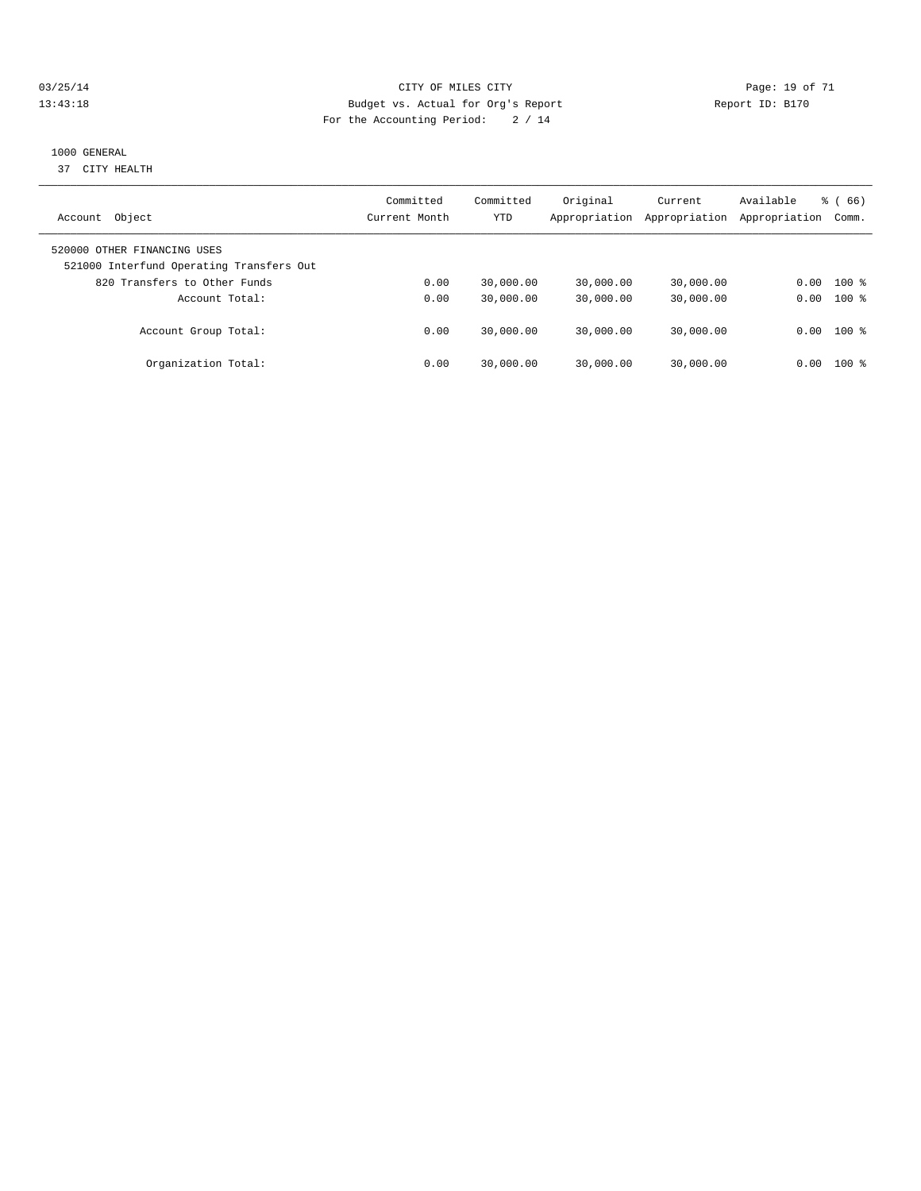CITY OF MILES CITY
Budget vs. Actual for Org's Report
For the Accounting Period: 2 / 14

03/25/14
13:43:18

Report ID: B170

1000 GENERAL
37 CITY HEALTH

| Account Object | Committed Current Month | Committed YTD | Original Appropriation | Current Appropriation | Available Appropriation | % ( 66) Comm. |
|---|---|---|---|---|---|---|
| 520000 OTHER FINANCING USES | | | | | | |
| 521000 Interfund Operating Transfers Out | | | | | | |
| 820 Transfers to Other Funds | 0.00 | 30,000.00 | 30,000.00 | 30,000.00 | 0.00 | 100 % |
| Account Total: | 0.00 | 30,000.00 | 30,000.00 | 30,000.00 | 0.00 | 100 % |
| Account Group Total: | 0.00 | 30,000.00 | 30,000.00 | 30,000.00 | 0.00 | 100 % |
| Organization Total: | 0.00 | 30,000.00 | 30,000.00 | 30,000.00 | 0.00 | 100 % |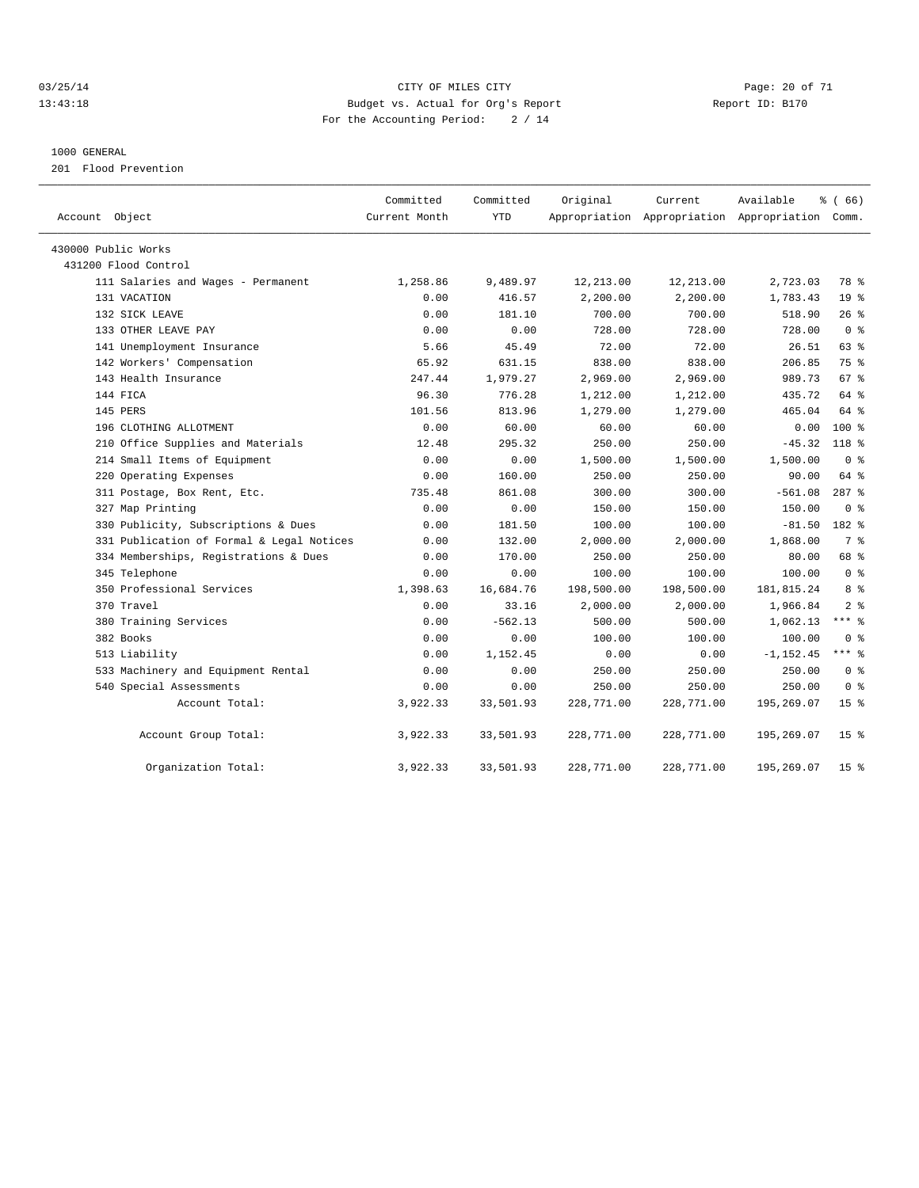CITY OF MILES CITY
Budget vs. Actual for Org's Report
For the Accounting Period: 2 / 14

03/25/14 13:43:18 Report ID: B170

1000 GENERAL
201 Flood Prevention

| Account Object | Committed Current Month | Committed YTD | Original Appropriation | Current Appropriation | Available Appropriation | % ( 66) Comm. |
|---|---|---|---|---|---|---|
| 430000 Public Works | | | | | | |
| 431200 Flood Control | | | | | | |
| 111 Salaries and Wages - Permanent | 1,258.86 | 9,489.97 | 12,213.00 | 12,213.00 | 2,723.03 | 78 % |
| 131 VACATION | 0.00 | 416.57 | 2,200.00 | 2,200.00 | 1,783.43 | 19 % |
| 132 SICK LEAVE | 0.00 | 181.10 | 700.00 | 700.00 | 518.90 | 26 % |
| 133 OTHER LEAVE PAY | 0.00 | 0.00 | 728.00 | 728.00 | 728.00 | 0 % |
| 141 Unemployment Insurance | 5.66 | 45.49 | 72.00 | 72.00 | 26.51 | 63 % |
| 142 Workers' Compensation | 65.92 | 631.15 | 838.00 | 838.00 | 206.85 | 75 % |
| 143 Health Insurance | 247.44 | 1,979.27 | 2,969.00 | 2,969.00 | 989.73 | 67 % |
| 144 FICA | 96.30 | 776.28 | 1,212.00 | 1,212.00 | 435.72 | 64 % |
| 145 PERS | 101.56 | 813.96 | 1,279.00 | 1,279.00 | 465.04 | 64 % |
| 196 CLOTHING ALLOTMENT | 0.00 | 60.00 | 60.00 | 60.00 | 0.00 | 100 % |
| 210 Office Supplies and Materials | 12.48 | 295.32 | 250.00 | 250.00 | -45.32 | 118 % |
| 214 Small Items of Equipment | 0.00 | 0.00 | 1,500.00 | 1,500.00 | 1,500.00 | 0 % |
| 220 Operating Expenses | 0.00 | 160.00 | 250.00 | 250.00 | 90.00 | 64 % |
| 311 Postage, Box Rent, Etc. | 735.48 | 861.08 | 300.00 | 300.00 | -561.08 | 287 % |
| 327 Map Printing | 0.00 | 0.00 | 150.00 | 150.00 | 150.00 | 0 % |
| 330 Publicity, Subscriptions & Dues | 0.00 | 181.50 | 100.00 | 100.00 | -81.50 | 182 % |
| 331 Publication of Formal & Legal Notices | 0.00 | 132.00 | 2,000.00 | 2,000.00 | 1,868.00 | 7 % |
| 334 Memberships, Registrations & Dues | 0.00 | 170.00 | 250.00 | 250.00 | 80.00 | 68 % |
| 345 Telephone | 0.00 | 0.00 | 100.00 | 100.00 | 100.00 | 0 % |
| 350 Professional Services | 1,398.63 | 16,684.76 | 198,500.00 | 198,500.00 | 181,815.24 | 8 % |
| 370 Travel | 0.00 | 33.16 | 2,000.00 | 2,000.00 | 1,966.84 | 2 % |
| 380 Training Services | 0.00 | -562.13 | 500.00 | 500.00 | 1,062.13 | *** % |
| 382 Books | 0.00 | 0.00 | 100.00 | 100.00 | 100.00 | 0 % |
| 513 Liability | 0.00 | 1,152.45 | 0.00 | 0.00 | -1,152.45 | *** % |
| 533 Machinery and Equipment Rental | 0.00 | 0.00 | 250.00 | 250.00 | 250.00 | 0 % |
| 540 Special Assessments | 0.00 | 0.00 | 250.00 | 250.00 | 250.00 | 0 % |
| Account Total: | 3,922.33 | 33,501.93 | 228,771.00 | 228,771.00 | 195,269.07 | 15 % |
| Account Group Total: | 3,922.33 | 33,501.93 | 228,771.00 | 228,771.00 | 195,269.07 | 15 % |
| Organization Total: | 3,922.33 | 33,501.93 | 228,771.00 | 228,771.00 | 195,269.07 | 15 % |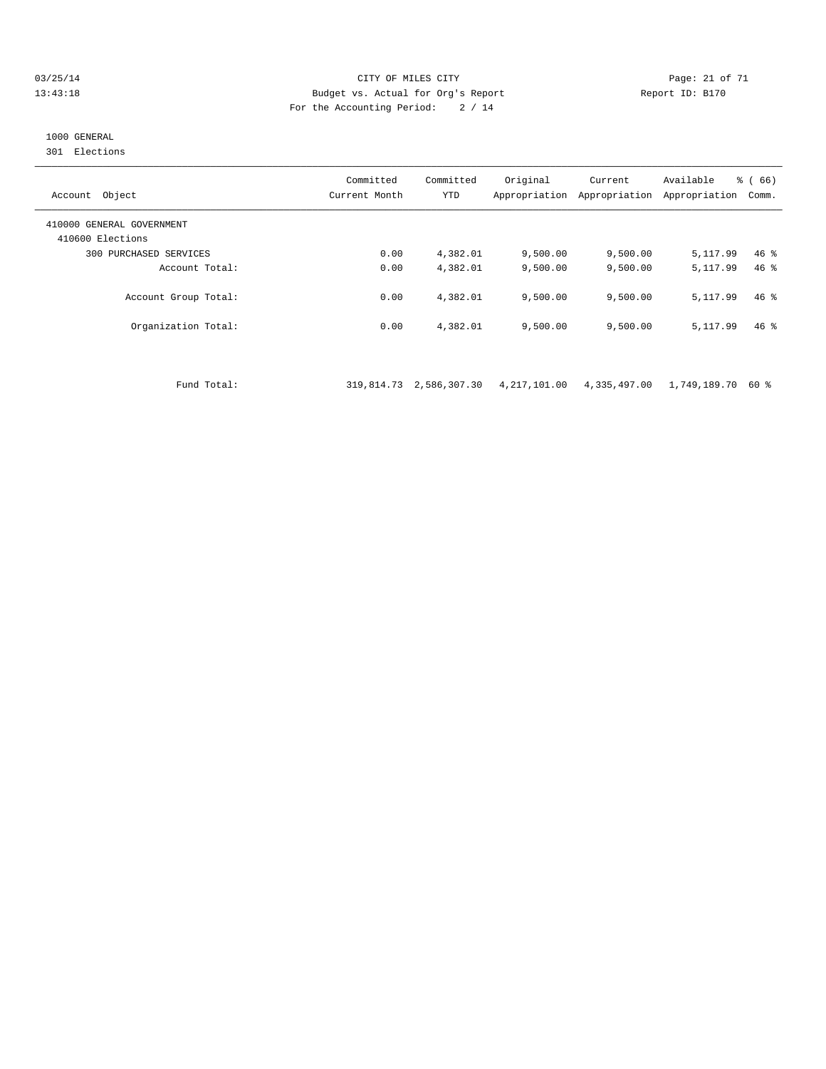CITY OF MILES CITY
Budget vs. Actual for Org's Report
For the Accounting Period: 2 / 14

03/25/14
13:43:18

Report ID: B170

1000 GENERAL
301 Elections

| Account Object | Committed Current Month | Committed YTD | Original Appropriation | Current Appropriation | Available Appropriation | % ( 66) Comm. |
|---|---|---|---|---|---|---|
| 410000 GENERAL GOVERNMENT | | | | | | |
| 410600 Elections | | | | | | |
| 300 PURCHASED SERVICES | 0.00 | 4,382.01 | 9,500.00 | 9,500.00 | 5,117.99 | 46 % |
| Account Total: | 0.00 | 4,382.01 | 9,500.00 | 9,500.00 | 5,117.99 | 46 % |
| Account Group Total: | 0.00 | 4,382.01 | 9,500.00 | 9,500.00 | 5,117.99 | 46 % |
| Organization Total: | 0.00 | 4,382.01 | 9,500.00 | 9,500.00 | 5,117.99 | 46 % |
| Fund Total: | 319,814.73 | 2,586,307.30 | 4,217,101.00 | 4,335,497.00 | 1,749,189.70 | 60 % |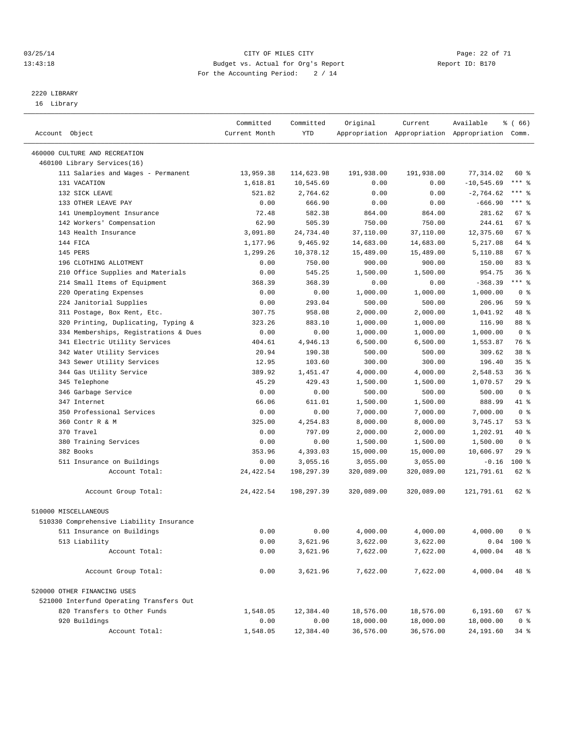03/25/14 CITY OF MILES CITY
13:43:18 Budget vs. Actual for Org's Report Report ID: B170
For the Accounting Period: 2 / 14

2220 LIBRARY
16 Library

| Account Object | Committed Current Month | Committed YTD | Original Appropriation | Current Appropriation | Available Appropriation | % ( 66) Comm. |
|---|---|---|---|---|---|---|
| 460000 CULTURE AND RECREATION | | | | | | |
| 460100 Library Services(16) | | | | | | |
| 111 Salaries and Wages - Permanent | 13,959.38 | 114,623.98 | 191,938.00 | 191,938.00 | 77,314.02 | 60 % |
| 131 VACATION | 1,618.81 | 10,545.69 | 0.00 | 0.00 | -10,545.69 | *** % |
| 132 SICK LEAVE | 521.82 | 2,764.62 | 0.00 | 0.00 | -2,764.62 | *** % |
| 133 OTHER LEAVE PAY | 0.00 | 666.90 | 0.00 | 0.00 | -666.90 | *** % |
| 141 Unemployment Insurance | 72.48 | 582.38 | 864.00 | 864.00 | 281.62 | 67 % |
| 142 Workers' Compensation | 62.90 | 505.39 | 750.00 | 750.00 | 244.61 | 67 % |
| 143 Health Insurance | 3,091.80 | 24,734.40 | 37,110.00 | 37,110.00 | 12,375.60 | 67 % |
| 144 FICA | 1,177.96 | 9,465.92 | 14,683.00 | 14,683.00 | 5,217.08 | 64 % |
| 145 PERS | 1,299.26 | 10,378.12 | 15,489.00 | 15,489.00 | 5,110.88 | 67 % |
| 196 CLOTHING ALLOTMENT | 0.00 | 750.00 | 900.00 | 900.00 | 150.00 | 83 % |
| 210 Office Supplies and Materials | 0.00 | 545.25 | 1,500.00 | 1,500.00 | 954.75 | 36 % |
| 214 Small Items of Equipment | 368.39 | 368.39 | 0.00 | 0.00 | -368.39 | *** % |
| 220 Operating Expenses | 0.00 | 0.00 | 1,000.00 | 1,000.00 | 1,000.00 | 0 % |
| 224 Janitorial Supplies | 0.00 | 293.04 | 500.00 | 500.00 | 206.96 | 59 % |
| 311 Postage, Box Rent, Etc. | 307.75 | 958.08 | 2,000.00 | 2,000.00 | 1,041.92 | 48 % |
| 320 Printing, Duplicating, Typing & | 323.26 | 883.10 | 1,000.00 | 1,000.00 | 116.90 | 88 % |
| 334 Memberships, Registrations & Dues | 0.00 | 0.00 | 1,000.00 | 1,000.00 | 1,000.00 | 0 % |
| 341 Electric Utility Services | 404.61 | 4,946.13 | 6,500.00 | 6,500.00 | 1,553.87 | 76 % |
| 342 Water Utility Services | 20.94 | 190.38 | 500.00 | 500.00 | 309.62 | 38 % |
| 343 Sewer Utility Services | 12.95 | 103.60 | 300.00 | 300.00 | 196.40 | 35 % |
| 344 Gas Utility Service | 389.92 | 1,451.47 | 4,000.00 | 4,000.00 | 2,548.53 | 36 % |
| 345 Telephone | 45.29 | 429.43 | 1,500.00 | 1,500.00 | 1,070.57 | 29 % |
| 346 Garbage Service | 0.00 | 0.00 | 500.00 | 500.00 | 500.00 | 0 % |
| 347 Internet | 66.06 | 611.01 | 1,500.00 | 1,500.00 | 888.99 | 41 % |
| 350 Professional Services | 0.00 | 0.00 | 7,000.00 | 7,000.00 | 7,000.00 | 0 % |
| 360 Contr R & M | 325.00 | 4,254.83 | 8,000.00 | 8,000.00 | 3,745.17 | 53 % |
| 370 Travel | 0.00 | 797.09 | 2,000.00 | 2,000.00 | 1,202.91 | 40 % |
| 380 Training Services | 0.00 | 0.00 | 1,500.00 | 1,500.00 | 1,500.00 | 0 % |
| 382 Books | 353.96 | 4,393.03 | 15,000.00 | 15,000.00 | 10,606.97 | 29 % |
| 511 Insurance on Buildings | 0.00 | 3,055.16 | 3,055.00 | 3,055.00 | -0.16 | 100 % |
| Account Total: | 24,422.54 | 198,297.39 | 320,089.00 | 320,089.00 | 121,791.61 | 62 % |
| Account Group Total: | 24,422.54 | 198,297.39 | 320,089.00 | 320,089.00 | 121,791.61 | 62 % |
| 510000 MISCELLANEOUS | | | | | | |
| 510330 Comprehensive Liability Insurance | | | | | | |
| 511 Insurance on Buildings | 0.00 | 0.00 | 4,000.00 | 4,000.00 | 4,000.00 | 0 % |
| 513 Liability | 0.00 | 3,621.96 | 3,622.00 | 3,622.00 | 0.04 | 100 % |
| Account Total: | 0.00 | 3,621.96 | 7,622.00 | 7,622.00 | 4,000.04 | 48 % |
| Account Group Total: | 0.00 | 3,621.96 | 7,622.00 | 7,622.00 | 4,000.04 | 48 % |
| 520000 OTHER FINANCING USES | | | | | | |
| 521000 Interfund Operating Transfers Out | | | | | | |
| 820 Transfers to Other Funds | 1,548.05 | 12,384.40 | 18,576.00 | 18,576.00 | 6,191.60 | 67 % |
| 920 Buildings | 0.00 | 0.00 | 18,000.00 | 18,000.00 | 18,000.00 | 0 % |
| Account Total: | 1,548.05 | 12,384.40 | 36,576.00 | 36,576.00 | 24,191.60 | 34 % |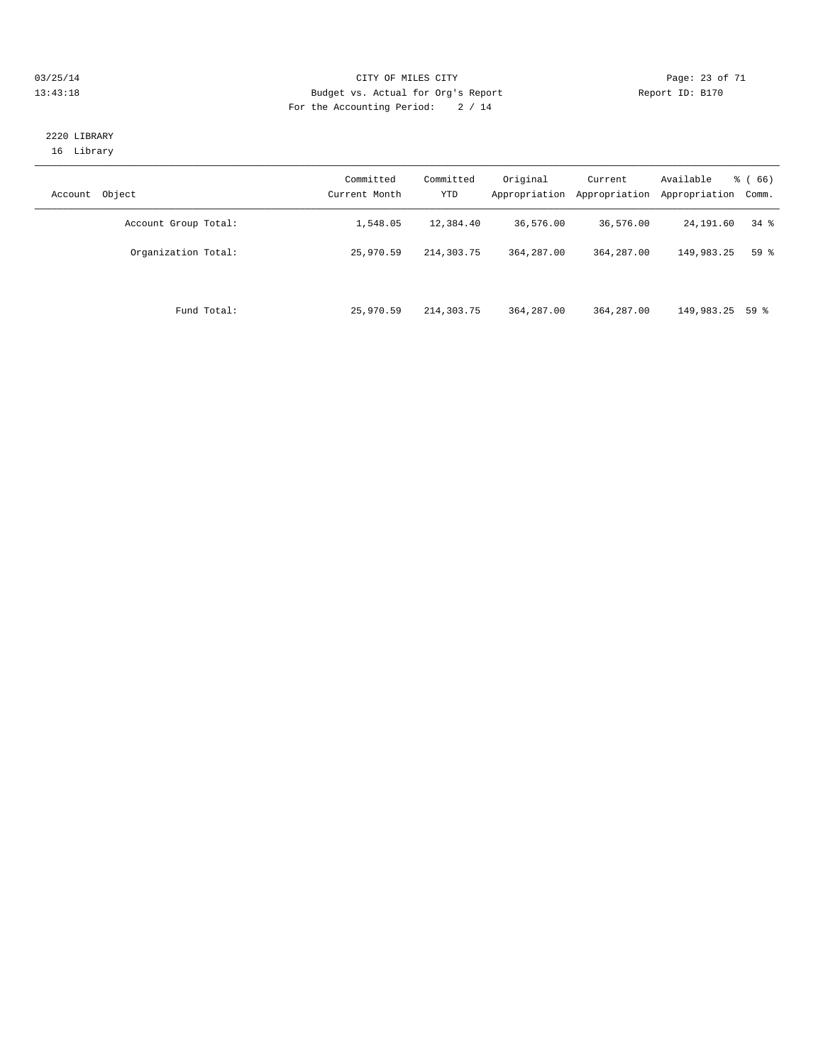03/25/14 CITY OF MILES CITY
13:43:18 Budget vs. Actual for Org's Report Report ID: B170
For the Accounting Period: 2 / 14

2220 LIBRARY
16 Library

| Account Object | Committed Current Month | Committed YTD | Original Appropriation | Current Appropriation | Available Appropriation | % ( 66) Comm. |
|---|---|---|---|---|---|---|
| Account Group Total: | 1,548.05 | 12,384.40 | 36,576.00 | 36,576.00 | 24,191.60 | 34 % |
| Organization Total: | 25,970.59 | 214,303.75 | 364,287.00 | 364,287.00 | 149,983.25 | 59 % |
| Fund Total: | 25,970.59 | 214,303.75 | 364,287.00 | 364,287.00 | 149,983.25 | 59 % |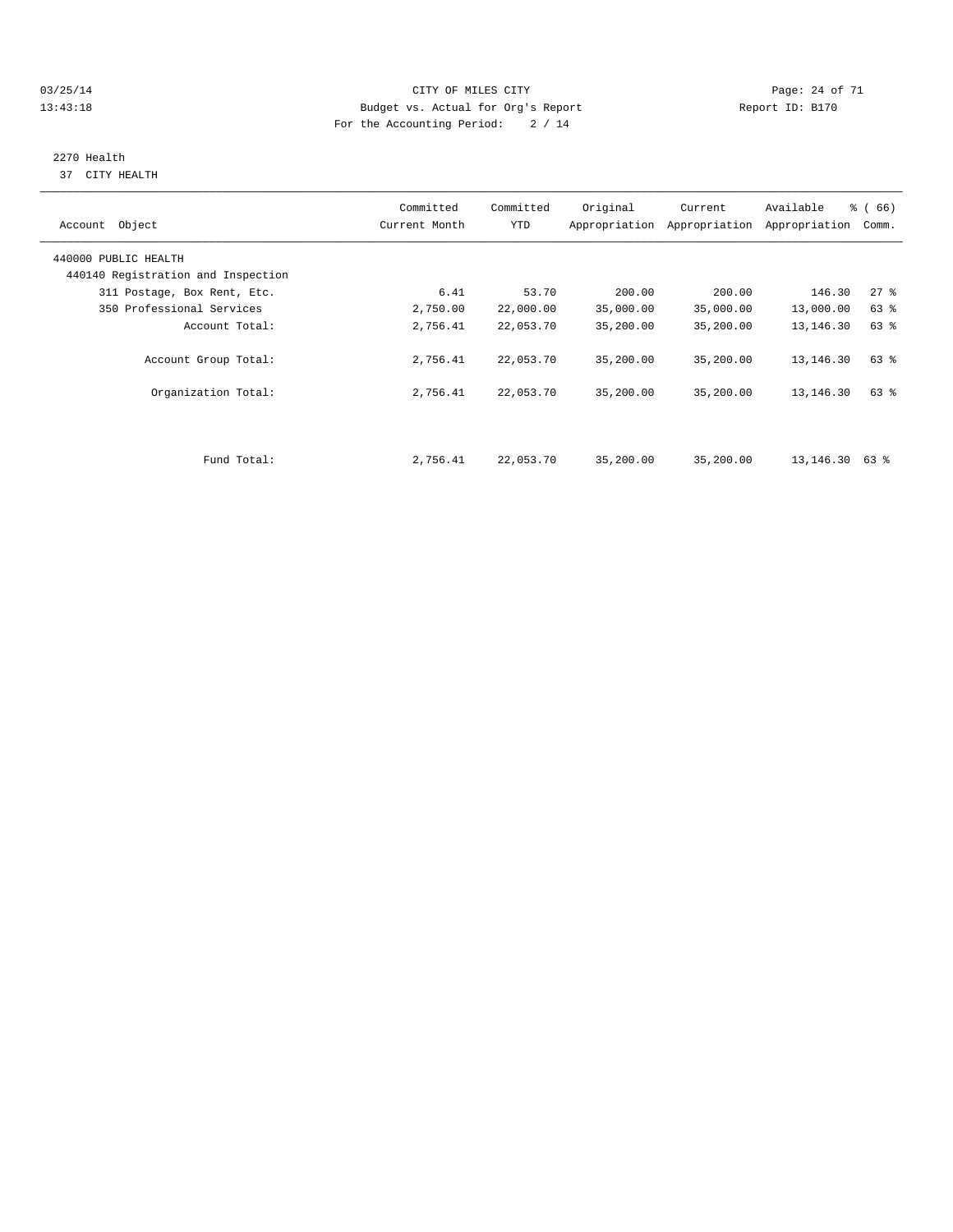CITY OF MILES CITY
Budget vs. Actual for Org's Report
For the Accounting Period: 2 / 14

03/25/14
13:43:18

Report ID: B170

2270 Health
37 CITY HEALTH

| Account Object | Committed Current Month | Committed YTD | Original Appropriation | Current Appropriation | Available Appropriation | % ( 66) Comm. |
|---|---|---|---|---|---|---|
| 440000 PUBLIC HEALTH | | | | | | |
| 440140 Registration and Inspection | | | | | | |
| 311 Postage, Box Rent, Etc. | 6.41 | 53.70 | 200.00 | 200.00 | 146.30 | 27 % |
| 350 Professional Services | 2,750.00 | 22,000.00 | 35,000.00 | 35,000.00 | 13,000.00 | 63 % |
| Account Total: | 2,756.41 | 22,053.70 | 35,200.00 | 35,200.00 | 13,146.30 | 63 % |
| Account Group Total: | 2,756.41 | 22,053.70 | 35,200.00 | 35,200.00 | 13,146.30 | 63 % |
| Organization Total: | 2,756.41 | 22,053.70 | 35,200.00 | 35,200.00 | 13,146.30 | 63 % |
| Fund Total: | 2,756.41 | 22,053.70 | 35,200.00 | 35,200.00 | 13,146.30 | 63 % |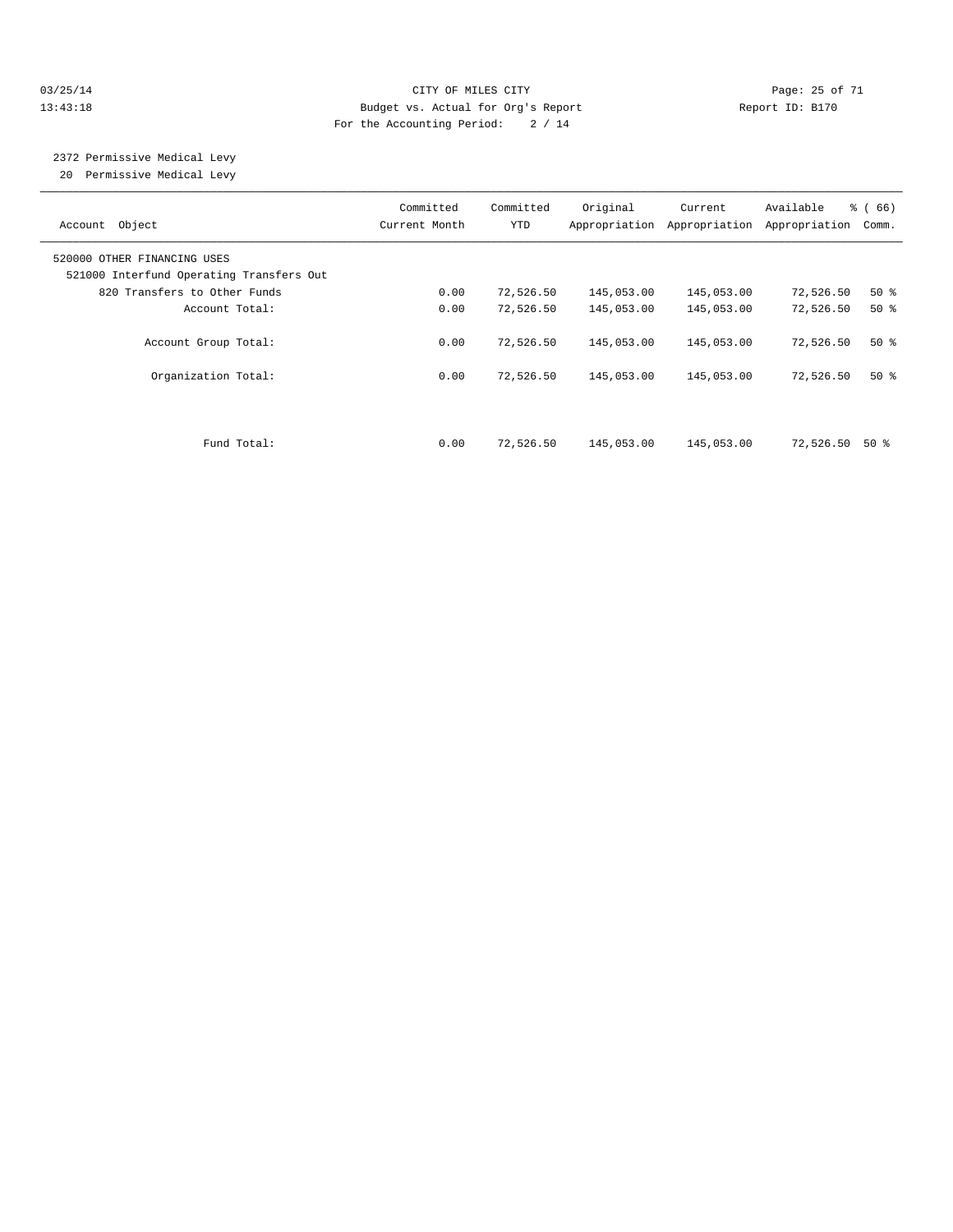CITY OF MILES CITY
Budget vs. Actual for Org's Report
For the Accounting Period: 2 / 14

03/25/14
13:43:18

Report ID: B170

2372 Permissive Medical Levy
20 Permissive Medical Levy

| Account Object | Committed Current Month | Committed YTD | Original Appropriation | Current Appropriation | Available Appropriation | % ( 66) Comm. |
|---|---|---|---|---|---|---|
| 520000 OTHER FINANCING USES | | | | | | |
| 521000 Interfund Operating Transfers Out | | | | | | |
| 820 Transfers to Other Funds | 0.00 | 72,526.50 | 145,053.00 | 145,053.00 | 72,526.50 | 50 % |
| Account Total: | 0.00 | 72,526.50 | 145,053.00 | 145,053.00 | 72,526.50 | 50 % |
| Account Group Total: | 0.00 | 72,526.50 | 145,053.00 | 145,053.00 | 72,526.50 | 50 % |
| Organization Total: | 0.00 | 72,526.50 | 145,053.00 | 145,053.00 | 72,526.50 | 50 % |
| Fund Total: | 0.00 | 72,526.50 | 145,053.00 | 145,053.00 | 72,526.50 | 50 % |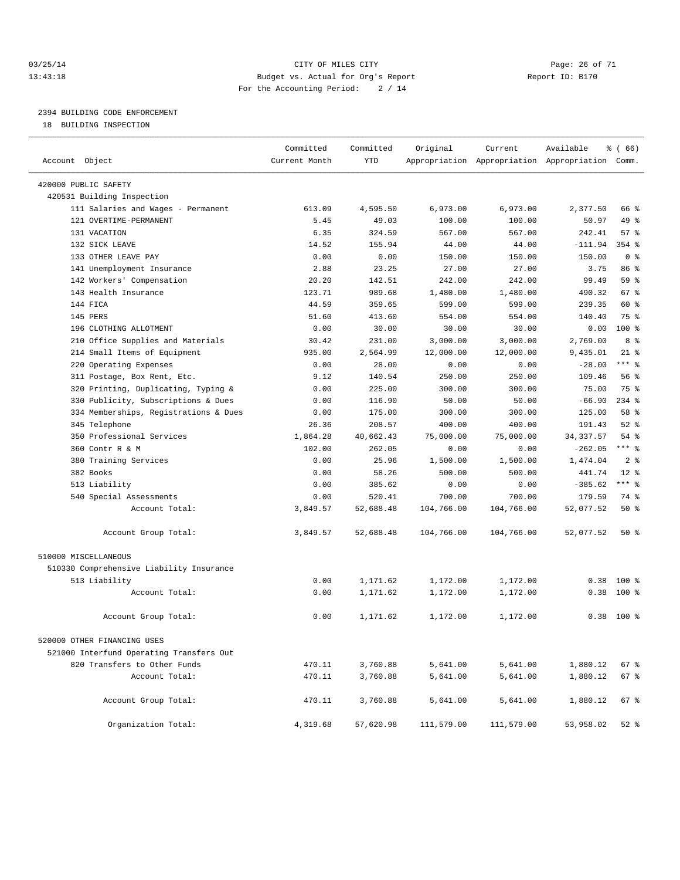03/25/14 CITY OF MILES CITY
13:43:18 Budget vs. Actual for Org's Report Report ID: B170
For the Accounting Period: 2 / 14

## 2394 BUILDING CODE ENFORCEMENT

18 BUILDING INSPECTION

| Account Object | Committed Current Month | Committed YTD | Original Appropriation | Current Appropriation | Available Appropriation | % ( 66) Comm. |
|---|---|---|---|---|---|---|
| 420000 PUBLIC SAFETY | | | | | | |
| 420531 Building Inspection | | | | | | |
| 111 Salaries and Wages - Permanent | 613.09 | 4,595.50 | 6,973.00 | 6,973.00 | 2,377.50 | 66 % |
| 121 OVERTIME-PERMANENT | 5.45 | 49.03 | 100.00 | 100.00 | 50.97 | 49 % |
| 131 VACATION | 6.35 | 324.59 | 567.00 | 567.00 | 242.41 | 57 % |
| 132 SICK LEAVE | 14.52 | 155.94 | 44.00 | 44.00 | -111.94 | 354 % |
| 133 OTHER LEAVE PAY | 0.00 | 0.00 | 150.00 | 150.00 | 150.00 | 0 % |
| 141 Unemployment Insurance | 2.88 | 23.25 | 27.00 | 27.00 | 3.75 | 86 % |
| 142 Workers' Compensation | 20.20 | 142.51 | 242.00 | 242.00 | 99.49 | 59 % |
| 143 Health Insurance | 123.71 | 989.68 | 1,480.00 | 1,480.00 | 490.32 | 67 % |
| 144 FICA | 44.59 | 359.65 | 599.00 | 599.00 | 239.35 | 60 % |
| 145 PERS | 51.60 | 413.60 | 554.00 | 554.00 | 140.40 | 75 % |
| 196 CLOTHING ALLOTMENT | 0.00 | 30.00 | 30.00 | 30.00 | 0.00 | 100 % |
| 210 Office Supplies and Materials | 30.42 | 231.00 | 3,000.00 | 3,000.00 | 2,769.00 | 8 % |
| 214 Small Items of Equipment | 935.00 | 2,564.99 | 12,000.00 | 12,000.00 | 9,435.01 | 21 % |
| 220 Operating Expenses | 0.00 | 28.00 | 0.00 | 0.00 | -28.00 | *** % |
| 311 Postage, Box Rent, Etc. | 9.12 | 140.54 | 250.00 | 250.00 | 109.46 | 56 % |
| 320 Printing, Duplicating, Typing & | 0.00 | 225.00 | 300.00 | 300.00 | 75.00 | 75 % |
| 330 Publicity, Subscriptions & Dues | 0.00 | 116.90 | 50.00 | 50.00 | -66.90 | 234 % |
| 334 Memberships, Registrations & Dues | 0.00 | 175.00 | 300.00 | 300.00 | 125.00 | 58 % |
| 345 Telephone | 26.36 | 208.57 | 400.00 | 400.00 | 191.43 | 52 % |
| 350 Professional Services | 1,864.28 | 40,662.43 | 75,000.00 | 75,000.00 | 34,337.57 | 54 % |
| 360 Contr R & M | 102.00 | 262.05 | 0.00 | 0.00 | -262.05 | *** % |
| 380 Training Services | 0.00 | 25.96 | 1,500.00 | 1,500.00 | 1,474.04 | 2 % |
| 382 Books | 0.00 | 58.26 | 500.00 | 500.00 | 441.74 | 12 % |
| 513 Liability | 0.00 | 385.62 | 0.00 | 0.00 | -385.62 | *** % |
| 540 Special Assessments | 0.00 | 520.41 | 700.00 | 700.00 | 179.59 | 74 % |
| Account Total: | 3,849.57 | 52,688.48 | 104,766.00 | 104,766.00 | 52,077.52 | 50 % |
| Account Group Total: | 3,849.57 | 52,688.48 | 104,766.00 | 104,766.00 | 52,077.52 | 50 % |
| 510000 MISCELLANEOUS | | | | | | |
| 510330 Comprehensive Liability Insurance | | | | | | |
| 513 Liability | 0.00 | 1,171.62 | 1,172.00 | 1,172.00 | 0.38 | 100 % |
| Account Total: | 0.00 | 1,171.62 | 1,172.00 | 1,172.00 | 0.38 | 100 % |
| Account Group Total: | 0.00 | 1,171.62 | 1,172.00 | 1,172.00 | 0.38 | 100 % |
| 520000 OTHER FINANCING USES | | | | | | |
| 521000 Interfund Operating Transfers Out | | | | | | |
| 820 Transfers to Other Funds | 470.11 | 3,760.88 | 5,641.00 | 5,641.00 | 1,880.12 | 67 % |
| Account Total: | 470.11 | 3,760.88 | 5,641.00 | 5,641.00 | 1,880.12 | 67 % |
| Account Group Total: | 470.11 | 3,760.88 | 5,641.00 | 5,641.00 | 1,880.12 | 67 % |
| Organization Total: | 4,319.68 | 57,620.98 | 111,579.00 | 111,579.00 | 53,958.02 | 52 % |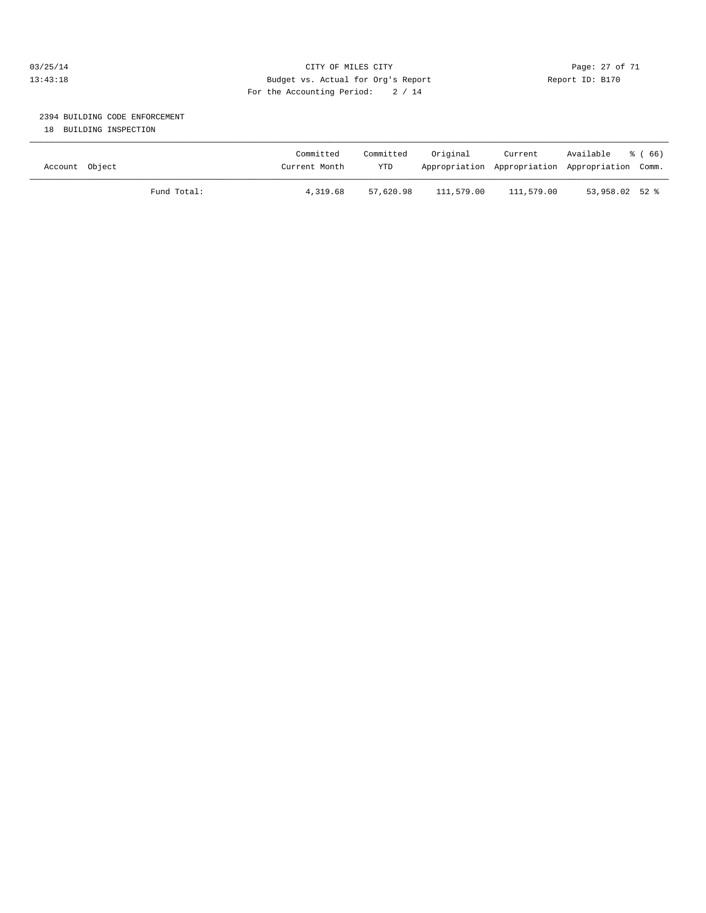CITY OF MILES CITY
Budget vs. Actual for Org's Report
For the Accounting Period: 2 / 14

03/25/14
13:43:18

Report ID: B170

## 2394 BUILDING CODE ENFORCEMENT

18 BUILDING INSPECTION

| Account Object | | Committed Current Month | Committed YTD | Original Appropriation | Current Appropriation | Available Appropriation | % ( 66) Comm. |
|---|---|---|---|---|---|---|---|
| | Fund Total: | 4,319.68 | 57,620.98 | 111,579.00 | 111,579.00 | 53,958.02 | 52 % |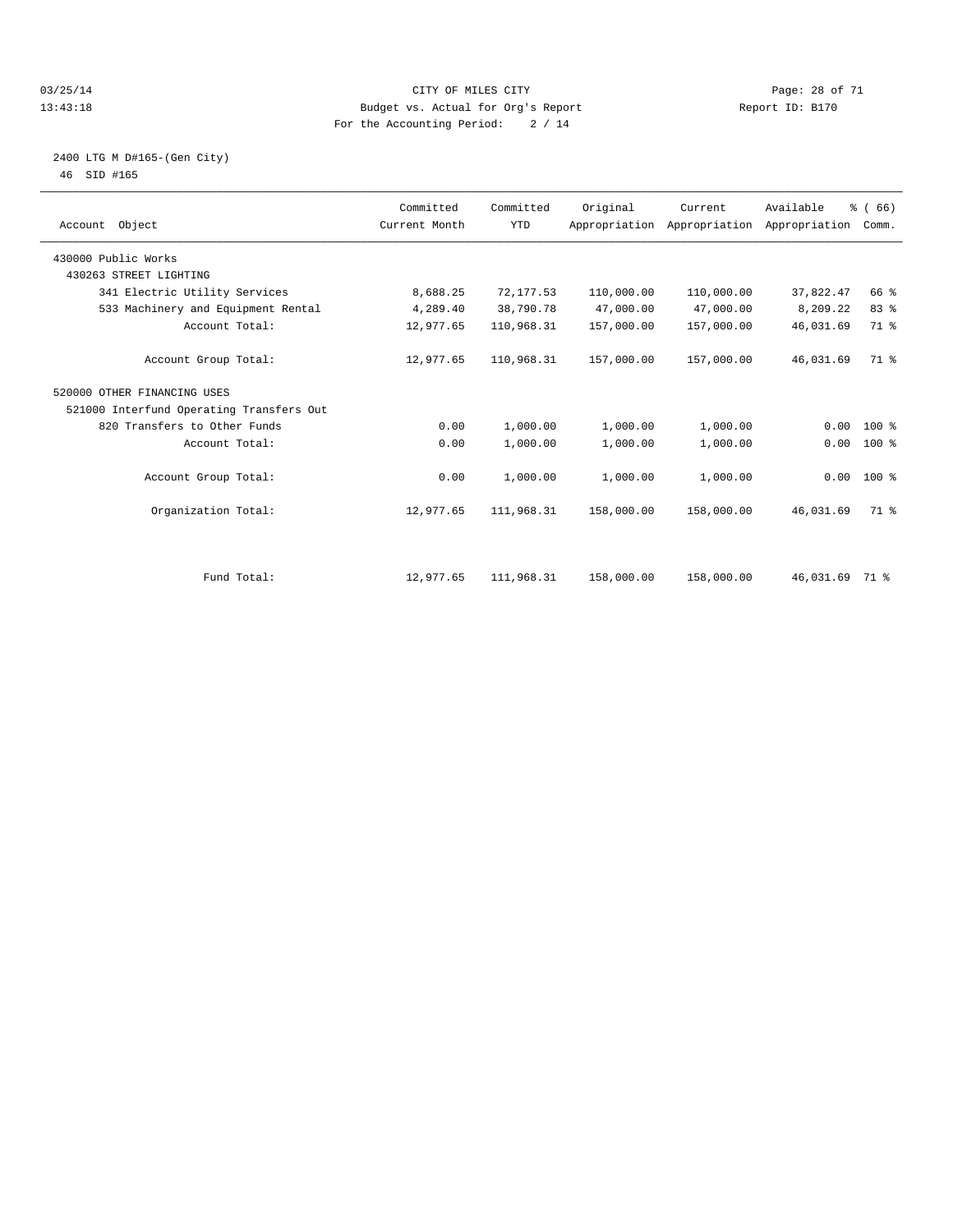03/25/14 CITY OF MILES CITY
13:43:18 Budget vs. Actual for Org's Report Report ID: B170
For the Accounting Period: 2 / 14

2400 LTG M D#165-(Gen City)
46 SID #165

| Account Object | Committed Current Month | Committed YTD | Original Appropriation | Current Appropriation | Available Appropriation | % ( 66) Comm. |
|---|---|---|---|---|---|---|
| 430000 Public Works | | | | | | |
| 430263 STREET LIGHTING | | | | | | |
| 341 Electric Utility Services | 8,688.25 | 72,177.53 | 110,000.00 | 110,000.00 | 37,822.47 | 66 % |
| 533 Machinery and Equipment Rental | 4,289.40 | 38,790.78 | 47,000.00 | 47,000.00 | 8,209.22 | 83 % |
| Account Total: | 12,977.65 | 110,968.31 | 157,000.00 | 157,000.00 | 46,031.69 | 71 % |
| Account Group Total: | 12,977.65 | 110,968.31 | 157,000.00 | 157,000.00 | 46,031.69 | 71 % |
| 520000 OTHER FINANCING USES | | | | | | |
| 521000 Interfund Operating Transfers Out | | | | | | |
| 820 Transfers to Other Funds | 0.00 | 1,000.00 | 1,000.00 | 1,000.00 | 0.00 | 100 % |
| Account Total: | 0.00 | 1,000.00 | 1,000.00 | 1,000.00 | 0.00 | 100 % |
| Account Group Total: | 0.00 | 1,000.00 | 1,000.00 | 1,000.00 | 0.00 | 100 % |
| Organization Total: | 12,977.65 | 111,968.31 | 158,000.00 | 158,000.00 | 46,031.69 | 71 % |
| Fund Total: | 12,977.65 | 111,968.31 | 158,000.00 | 158,000.00 | 46,031.69 | 71 % |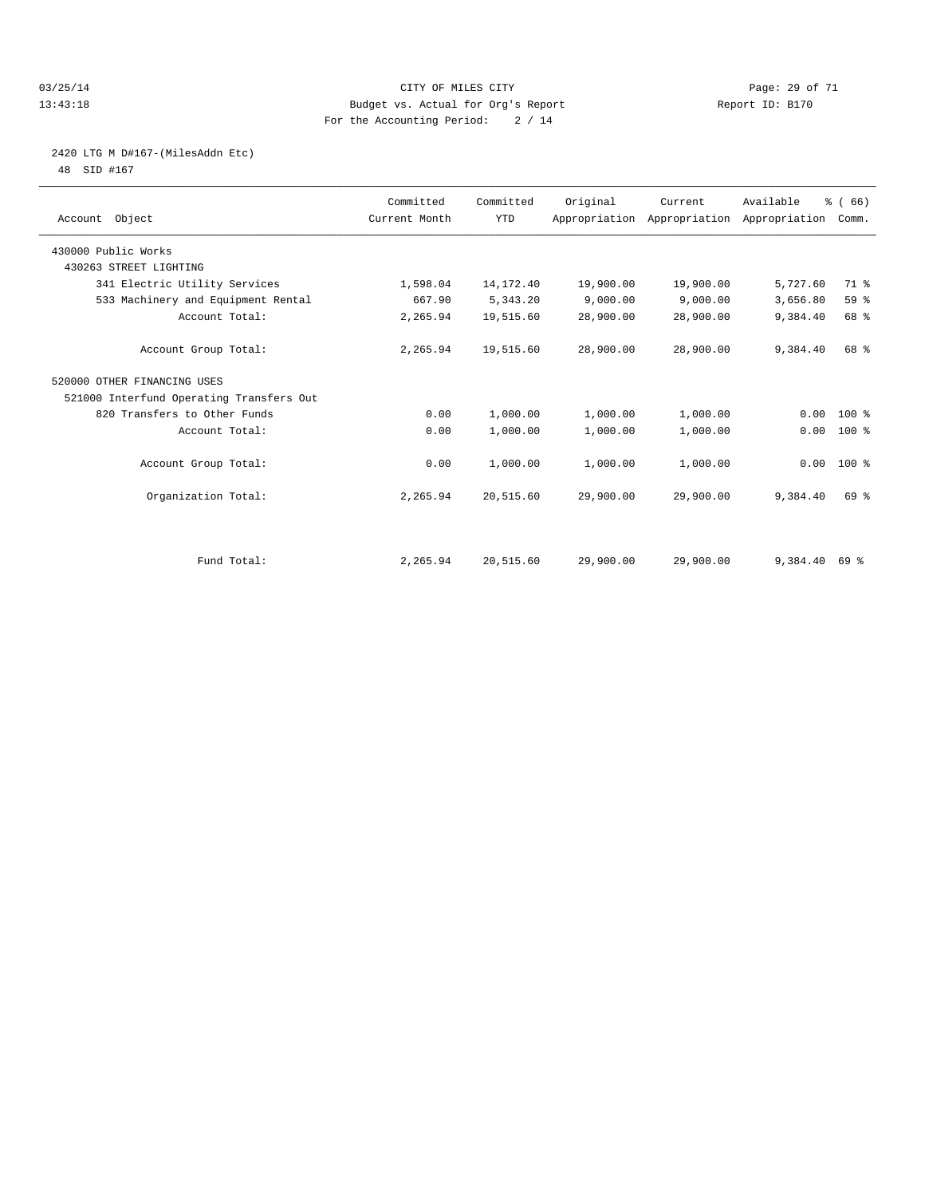CITY OF MILES CITY
Budget vs. Actual for Org's Report
For the Accounting Period: 2 / 14

03/25/14
13:43:18

Report ID: B170

## 2420 LTG M D#167-(MilesAddn Etc)

48 SID #167

| Account Object | Committed Current Month | Committed YTD | Original Appropriation | Current Appropriation | Available Appropriation | % ( 66) Comm. |
|---|---|---|---|---|---|---|
| 430000 Public Works | | | | | | |
| 430263 STREET LIGHTING | | | | | | |
| 341 Electric Utility Services | 1,598.04 | 14,172.40 | 19,900.00 | 19,900.00 | 5,727.60 | 71 % |
| 533 Machinery and Equipment Rental | 667.90 | 5,343.20 | 9,000.00 | 9,000.00 | 3,656.80 | 59 % |
| Account Total: | 2,265.94 | 19,515.60 | 28,900.00 | 28,900.00 | 9,384.40 | 68 % |
| Account Group Total: | 2,265.94 | 19,515.60 | 28,900.00 | 28,900.00 | 9,384.40 | 68 % |
| 520000 OTHER FINANCING USES | | | | | | |
| 521000 Interfund Operating Transfers Out | | | | | | |
| 820 Transfers to Other Funds | 0.00 | 1,000.00 | 1,000.00 | 1,000.00 | 0.00 | 100 % |
| Account Total: | 0.00 | 1,000.00 | 1,000.00 | 1,000.00 | 0.00 | 100 % |
| Account Group Total: | 0.00 | 1,000.00 | 1,000.00 | 1,000.00 | 0.00 | 100 % |
| Organization Total: | 2,265.94 | 20,515.60 | 29,900.00 | 29,900.00 | 9,384.40 | 69 % |
| Fund Total: | 2,265.94 | 20,515.60 | 29,900.00 | 29,900.00 | 9,384.40 | 69 % |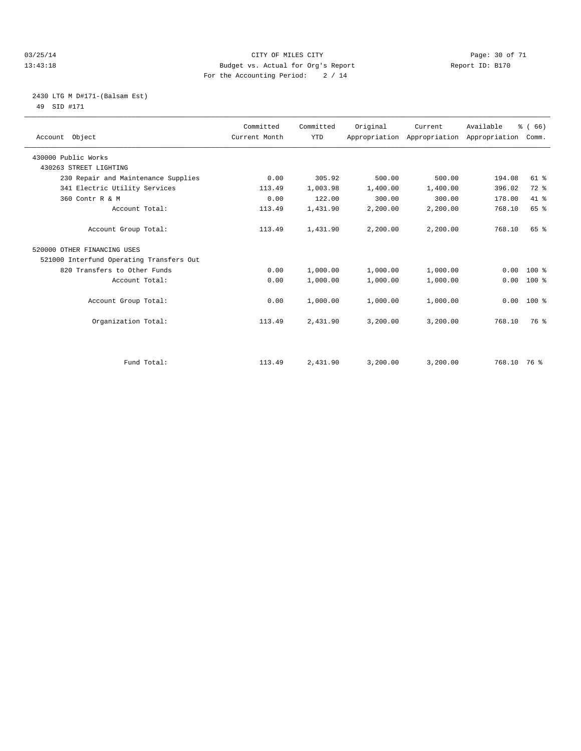CITY OF MILES CITY
Budget vs. Actual for Org's Report
For the Accounting Period: 2 / 14

03/25/14
13:43:18

Report ID: B170

2430 LTG M D#171-(Balsam Est)
49 SID #171

| Account Object | Committed Current Month | Committed YTD | Original Appropriation | Current Appropriation | Available Appropriation | % ( 66) Comm. |
|---|---|---|---|---|---|---|
| 430000 Public Works | | | | | | |
| 430263 STREET LIGHTING | | | | | | |
| 230 Repair and Maintenance Supplies | 0.00 | 305.92 | 500.00 | 500.00 | 194.08 | 61 % |
| 341 Electric Utility Services | 113.49 | 1,003.98 | 1,400.00 | 1,400.00 | 396.02 | 72 % |
| 360 Contr R & M | 0.00 | 122.00 | 300.00 | 300.00 | 178.00 | 41 % |
| Account Total: | 113.49 | 1,431.90 | 2,200.00 | 2,200.00 | 768.10 | 65 % |
| Account Group Total: | 113.49 | 1,431.90 | 2,200.00 | 2,200.00 | 768.10 | 65 % |
| 520000 OTHER FINANCING USES | | | | | | |
| 521000 Interfund Operating Transfers Out | | | | | | |
| 820 Transfers to Other Funds | 0.00 | 1,000.00 | 1,000.00 | 1,000.00 | 0.00 | 100 % |
| Account Total: | 0.00 | 1,000.00 | 1,000.00 | 1,000.00 | 0.00 | 100 % |
| Account Group Total: | 0.00 | 1,000.00 | 1,000.00 | 1,000.00 | 0.00 | 100 % |
| Organization Total: | 113.49 | 2,431.90 | 3,200.00 | 3,200.00 | 768.10 | 76 % |
| Fund Total: | 113.49 | 2,431.90 | 3,200.00 | 3,200.00 | 768.10 | 76 % |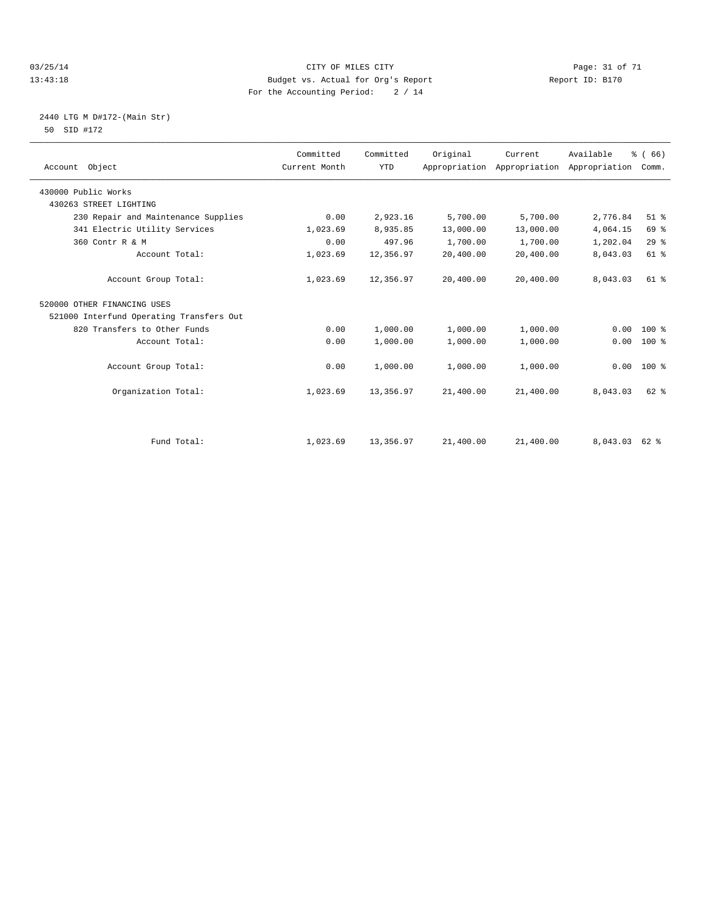CITY OF MILES CITY
Budget vs. Actual for Org's Report
For the Accounting Period: 2 / 14

03/25/14
13:43:18

Report ID: B170

2440 LTG M D#172-(Main Str)
50 SID #172

| Account Object | Committed Current Month | Committed YTD | Original Appropriation | Current Appropriation | Available Appropriation | % ( 66) Comm. |
|---|---|---|---|---|---|---|
| 430000 Public Works | | | | | | |
| 430263 STREET LIGHTING | | | | | | |
| 230 Repair and Maintenance Supplies | 0.00 | 2,923.16 | 5,700.00 | 5,700.00 | 2,776.84 | 51 % |
| 341 Electric Utility Services | 1,023.69 | 8,935.85 | 13,000.00 | 13,000.00 | 4,064.15 | 69 % |
| 360 Contr R & M | 0.00 | 497.96 | 1,700.00 | 1,700.00 | 1,202.04 | 29 % |
| Account Total: | 1,023.69 | 12,356.97 | 20,400.00 | 20,400.00 | 8,043.03 | 61 % |
| Account Group Total: | 1,023.69 | 12,356.97 | 20,400.00 | 20,400.00 | 8,043.03 | 61 % |
| 520000 OTHER FINANCING USES | | | | | | |
| 521000 Interfund Operating Transfers Out | | | | | | |
| 820 Transfers to Other Funds | 0.00 | 1,000.00 | 1,000.00 | 1,000.00 | 0.00 | 100 % |
| Account Total: | 0.00 | 1,000.00 | 1,000.00 | 1,000.00 | 0.00 | 100 % |
| Account Group Total: | 0.00 | 1,000.00 | 1,000.00 | 1,000.00 | 0.00 | 100 % |
| Organization Total: | 1,023.69 | 13,356.97 | 21,400.00 | 21,400.00 | 8,043.03 | 62 % |
| Fund Total: | 1,023.69 | 13,356.97 | 21,400.00 | 21,400.00 | 8,043.03 | 62 % |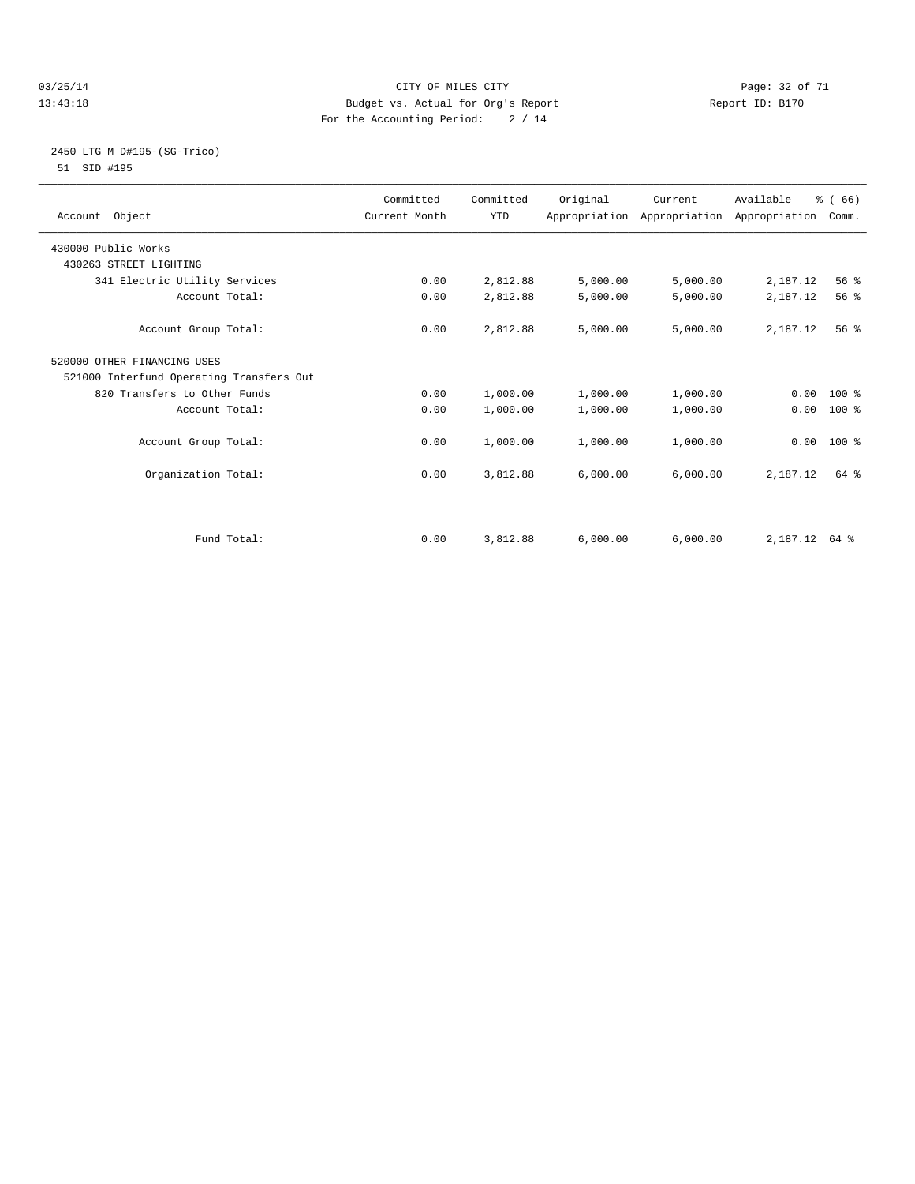CITY OF MILES CITY
Budget vs. Actual for Org's Report
For the Accounting Period: 2 / 14

03/25/14
13:43:18

Report ID: B170

2450 LTG M D#195-(SG-Trico)
51 SID #195

| Account Object | Committed Current Month | Committed YTD | Original Appropriation | Current Appropriation | Available Appropriation | % ( 66) Comm. |
|---|---|---|---|---|---|---|
| 430000 Public Works | | | | | | |
| 430263 STREET LIGHTING | | | | | | |
| 341 Electric Utility Services | 0.00 | 2,812.88 | 5,000.00 | 5,000.00 | 2,187.12 | 56 % |
| Account Total: | 0.00 | 2,812.88 | 5,000.00 | 5,000.00 | 2,187.12 | 56 % |
| Account Group Total: | 0.00 | 2,812.88 | 5,000.00 | 5,000.00 | 2,187.12 | 56 % |
| 520000 OTHER FINANCING USES | | | | | | |
| 521000 Interfund Operating Transfers Out | | | | | | |
| 820 Transfers to Other Funds | 0.00 | 1,000.00 | 1,000.00 | 1,000.00 | 0.00 | 100 % |
| Account Total: | 0.00 | 1,000.00 | 1,000.00 | 1,000.00 | 0.00 | 100 % |
| Account Group Total: | 0.00 | 1,000.00 | 1,000.00 | 1,000.00 | 0.00 | 100 % |
| Organization Total: | 0.00 | 3,812.88 | 6,000.00 | 6,000.00 | 2,187.12 | 64 % |
| Fund Total: | 0.00 | 3,812.88 | 6,000.00 | 6,000.00 | 2,187.12 | 64 % |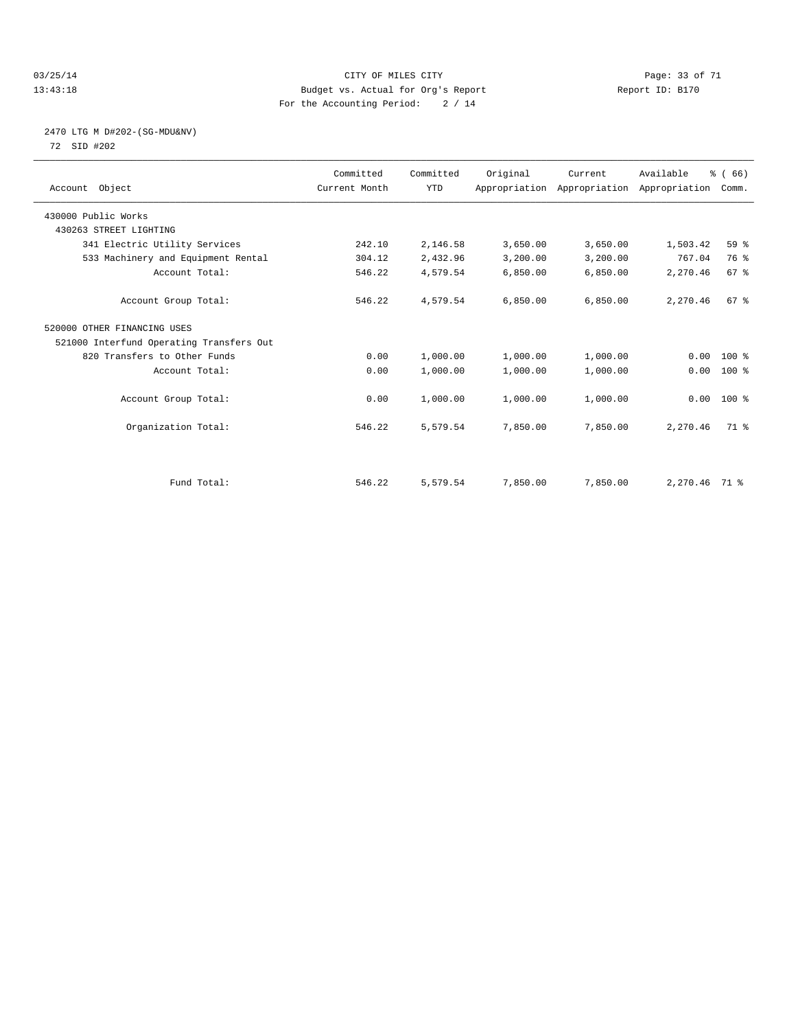CITY OF MILES CITY
Budget vs. Actual for Org's Report
For the Accounting Period: 2 / 14

03/25/14
13:43:18

Report ID: B170

## 2470 LTG M D#202-(SG-MDU&NV)

72 SID #202

| Account Object | Committed Current Month | Committed YTD | Original Appropriation | Current Appropriation | Available Appropriation | % ( 66) Comm. |
|---|---|---|---|---|---|---|
| 430000 Public Works | | | | | | |
| 430263 STREET LIGHTING | | | | | | |
| 341 Electric Utility Services | 242.10 | 2,146.58 | 3,650.00 | 3,650.00 | 1,503.42 | 59 % |
| 533 Machinery and Equipment Rental | 304.12 | 2,432.96 | 3,200.00 | 3,200.00 | 767.04 | 76 % |
| Account Total: | 546.22 | 4,579.54 | 6,850.00 | 6,850.00 | 2,270.46 | 67 % |
| Account Group Total: | 546.22 | 4,579.54 | 6,850.00 | 6,850.00 | 2,270.46 | 67 % |
| 520000 OTHER FINANCING USES | | | | | | |
| 521000 Interfund Operating Transfers Out | | | | | | |
| 820 Transfers to Other Funds | 0.00 | 1,000.00 | 1,000.00 | 1,000.00 | 0.00 | 100 % |
| Account Total: | 0.00 | 1,000.00 | 1,000.00 | 1,000.00 | 0.00 | 100 % |
| Account Group Total: | 0.00 | 1,000.00 | 1,000.00 | 1,000.00 | 0.00 | 100 % |
| Organization Total: | 546.22 | 5,579.54 | 7,850.00 | 7,850.00 | 2,270.46 | 71 % |
| Fund Total: | 546.22 | 5,579.54 | 7,850.00 | 7,850.00 | 2,270.46 | 71 % |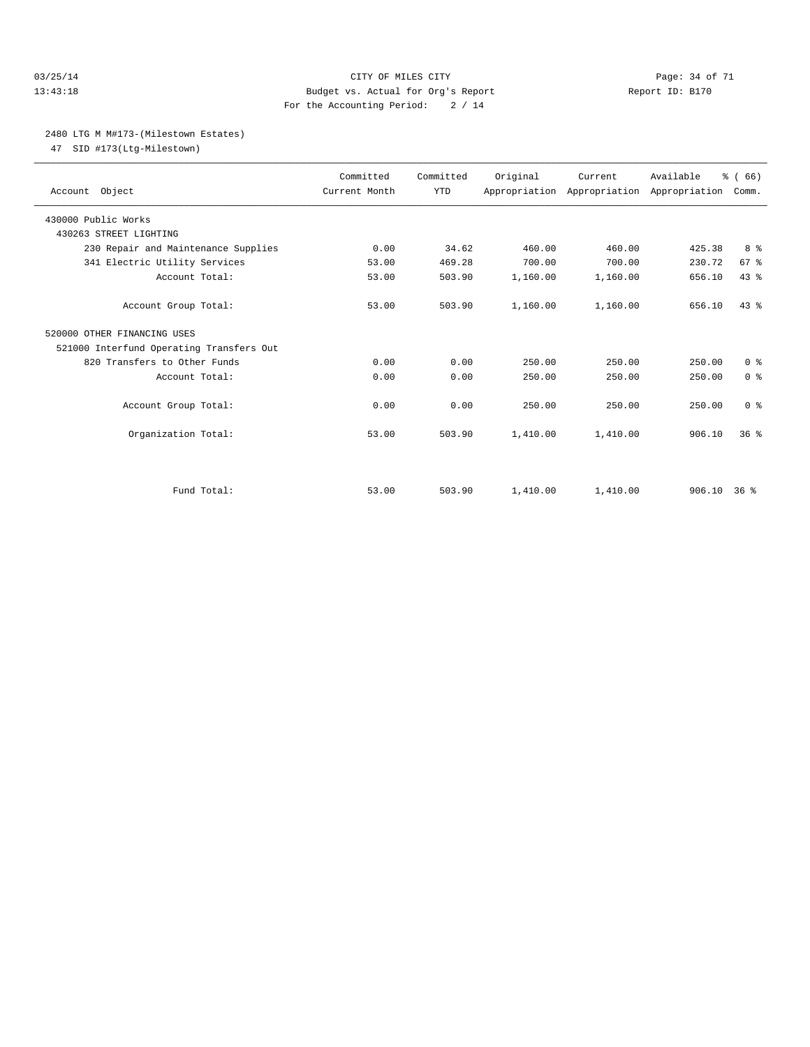CITY OF MILES CITY
Budget vs. Actual for Org's Report
For the Accounting Period: 2 / 14

03/25/14
13:43:18

Report ID: B170

## 2480 LTG M M#173-(Milestown Estates)

47 SID #173(Ltg-Milestown)

| Account Object | Committed Current Month | Committed YTD | Original Appropriation | Current Appropriation | Available Appropriation | % ( 66) Comm. |
|---|---|---|---|---|---|---|
| 430000 Public Works | | | | | | |
| 430263 STREET LIGHTING | | | | | | |
| 230 Repair and Maintenance Supplies | 0.00 | 34.62 | 460.00 | 460.00 | 425.38 | 8 % |
| 341 Electric Utility Services | 53.00 | 469.28 | 700.00 | 700.00 | 230.72 | 67 % |
| Account Total: | 53.00 | 503.90 | 1,160.00 | 1,160.00 | 656.10 | 43 % |
| Account Group Total: | 53.00 | 503.90 | 1,160.00 | 1,160.00 | 656.10 | 43 % |
| 520000 OTHER FINANCING USES | | | | | | |
| 521000 Interfund Operating Transfers Out | | | | | | |
| 820 Transfers to Other Funds | 0.00 | 0.00 | 250.00 | 250.00 | 250.00 | 0 % |
| Account Total: | 0.00 | 0.00 | 250.00 | 250.00 | 250.00 | 0 % |
| Account Group Total: | 0.00 | 0.00 | 250.00 | 250.00 | 250.00 | 0 % |
| Organization Total: | 53.00 | 503.90 | 1,410.00 | 1,410.00 | 906.10 | 36 % |
| Fund Total: | 53.00 | 503.90 | 1,410.00 | 1,410.00 | 906.10 | 36 % |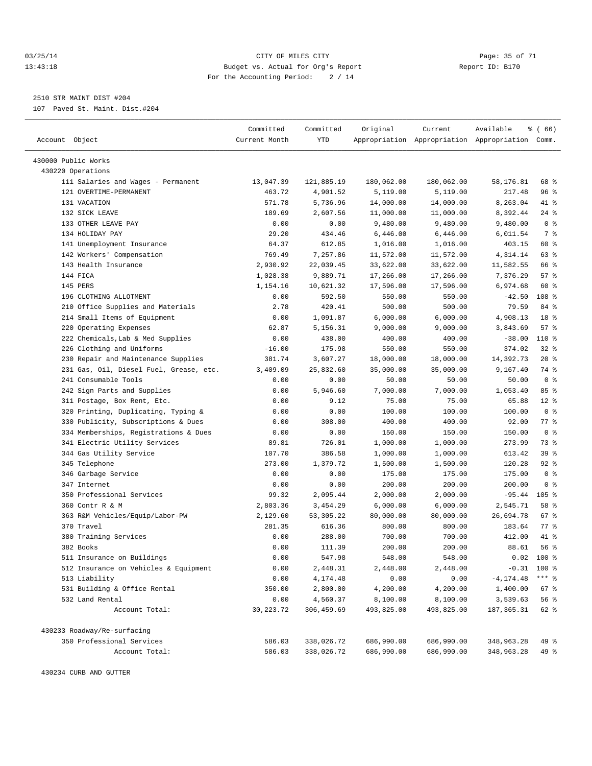CITY OF MILES CITY
Budget vs. Actual for Org's Report
For the Accounting Period: 2 / 14

03/25/14
13:43:18

Report ID: B170

2510 STR MAINT DIST #204
107 Paved St. Maint. Dist.#204

| Account Object | Committed Current Month | Committed YTD | Original Appropriation | Current Appropriation | Available Appropriation | % ( 66) Comm. |
|---|---|---|---|---|---|---|
| 430000 Public Works | | | | | | |
| 430220 Operations | | | | | | |
| 111 Salaries and Wages - Permanent | 13,047.39 | 121,885.19 | 180,062.00 | 180,062.00 | 58,176.81 | 68 % |
| 121 OVERTIME-PERMANENT | 463.72 | 4,901.52 | 5,119.00 | 5,119.00 | 217.48 | 96 % |
| 131 VACATION | 571.78 | 5,736.96 | 14,000.00 | 14,000.00 | 8,263.04 | 41 % |
| 132 SICK LEAVE | 189.69 | 2,607.56 | 11,000.00 | 11,000.00 | 8,392.44 | 24 % |
| 133 OTHER LEAVE PAY | 0.00 | 0.00 | 9,480.00 | 9,480.00 | 9,480.00 | 0 % |
| 134 HOLIDAY PAY | 29.20 | 434.46 | 6,446.00 | 6,446.00 | 6,011.54 | 7 % |
| 141 Unemployment Insurance | 64.37 | 612.85 | 1,016.00 | 1,016.00 | 403.15 | 60 % |
| 142 Workers' Compensation | 769.49 | 7,257.86 | 11,572.00 | 11,572.00 | 4,314.14 | 63 % |
| 143 Health Insurance | 2,930.92 | 22,039.45 | 33,622.00 | 33,622.00 | 11,582.55 | 66 % |
| 144 FICA | 1,028.38 | 9,889.71 | 17,266.00 | 17,266.00 | 7,376.29 | 57 % |
| 145 PERS | 1,154.16 | 10,621.32 | 17,596.00 | 17,596.00 | 6,974.68 | 60 % |
| 196 CLOTHING ALLOTMENT | 0.00 | 592.50 | 550.00 | 550.00 | -42.50 | 108 % |
| 210 Office Supplies and Materials | 2.78 | 420.41 | 500.00 | 500.00 | 79.59 | 84 % |
| 214 Small Items of Equipment | 0.00 | 1,091.87 | 6,000.00 | 6,000.00 | 4,908.13 | 18 % |
| 220 Operating Expenses | 62.87 | 5,156.31 | 9,000.00 | 9,000.00 | 3,843.69 | 57 % |
| 222 Chemicals,Lab & Med Supplies | 0.00 | 438.00 | 400.00 | 400.00 | -38.00 | 110 % |
| 226 Clothing and Uniforms | -16.00 | 175.98 | 550.00 | 550.00 | 374.02 | 32 % |
| 230 Repair and Maintenance Supplies | 381.74 | 3,607.27 | 18,000.00 | 18,000.00 | 14,392.73 | 20 % |
| 231 Gas, Oil, Diesel Fuel, Grease, etc. | 3,409.09 | 25,832.60 | 35,000.00 | 35,000.00 | 9,167.40 | 74 % |
| 241 Consumable Tools | 0.00 | 0.00 | 50.00 | 50.00 | 50.00 | 0 % |
| 242 Sign Parts and Supplies | 0.00 | 5,946.60 | 7,000.00 | 7,000.00 | 1,053.40 | 85 % |
| 311 Postage, Box Rent, Etc. | 0.00 | 9.12 | 75.00 | 75.00 | 65.88 | 12 % |
| 320 Printing, Duplicating, Typing & | 0.00 | 0.00 | 100.00 | 100.00 | 100.00 | 0 % |
| 330 Publicity, Subscriptions & Dues | 0.00 | 308.00 | 400.00 | 400.00 | 92.00 | 77 % |
| 334 Memberships, Registrations & Dues | 0.00 | 0.00 | 150.00 | 150.00 | 150.00 | 0 % |
| 341 Electric Utility Services | 89.81 | 726.01 | 1,000.00 | 1,000.00 | 273.99 | 73 % |
| 344 Gas Utility Service | 107.70 | 386.58 | 1,000.00 | 1,000.00 | 613.42 | 39 % |
| 345 Telephone | 273.00 | 1,379.72 | 1,500.00 | 1,500.00 | 120.28 | 92 % |
| 346 Garbage Service | 0.00 | 0.00 | 175.00 | 175.00 | 175.00 | 0 % |
| 347 Internet | 0.00 | 0.00 | 200.00 | 200.00 | 200.00 | 0 % |
| 350 Professional Services | 99.32 | 2,095.44 | 2,000.00 | 2,000.00 | -95.44 | 105 % |
| 360 Contr R & M | 2,803.36 | 3,454.29 | 6,000.00 | 6,000.00 | 2,545.71 | 58 % |
| 363 R&M Vehicles/Equip/Labor-PW | 2,129.60 | 53,305.22 | 80,000.00 | 80,000.00 | 26,694.78 | 67 % |
| 370 Travel | 281.35 | 616.36 | 800.00 | 800.00 | 183.64 | 77 % |
| 380 Training Services | 0.00 | 288.00 | 700.00 | 700.00 | 412.00 | 41 % |
| 382 Books | 0.00 | 111.39 | 200.00 | 200.00 | 88.61 | 56 % |
| 511 Insurance on Buildings | 0.00 | 547.98 | 548.00 | 548.00 | 0.02 | 100 % |
| 512 Insurance on Vehicles & Equipment | 0.00 | 2,448.31 | 2,448.00 | 2,448.00 | -0.31 | 100 % |
| 513 Liability | 0.00 | 4,174.48 | 0.00 | 0.00 | -4,174.48 | *** % |
| 531 Building & Office Rental | 350.00 | 2,800.00 | 4,200.00 | 4,200.00 | 1,400.00 | 67 % |
| 532 Land Rental | 0.00 | 4,560.37 | 8,100.00 | 8,100.00 | 3,539.63 | 56 % |
| Account Total: | 30,223.72 | 306,459.69 | 493,825.00 | 493,825.00 | 187,365.31 | 62 % |
| 430233 Roadway/Re-surfacing | | | | | | |
| 350 Professional Services | 586.03 | 338,026.72 | 686,990.00 | 686,990.00 | 348,963.28 | 49 % |
| Account Total: | 586.03 | 338,026.72 | 686,990.00 | 686,990.00 | 348,963.28 | 49 % |
| 430234 CURB AND GUTTER | | | | | | |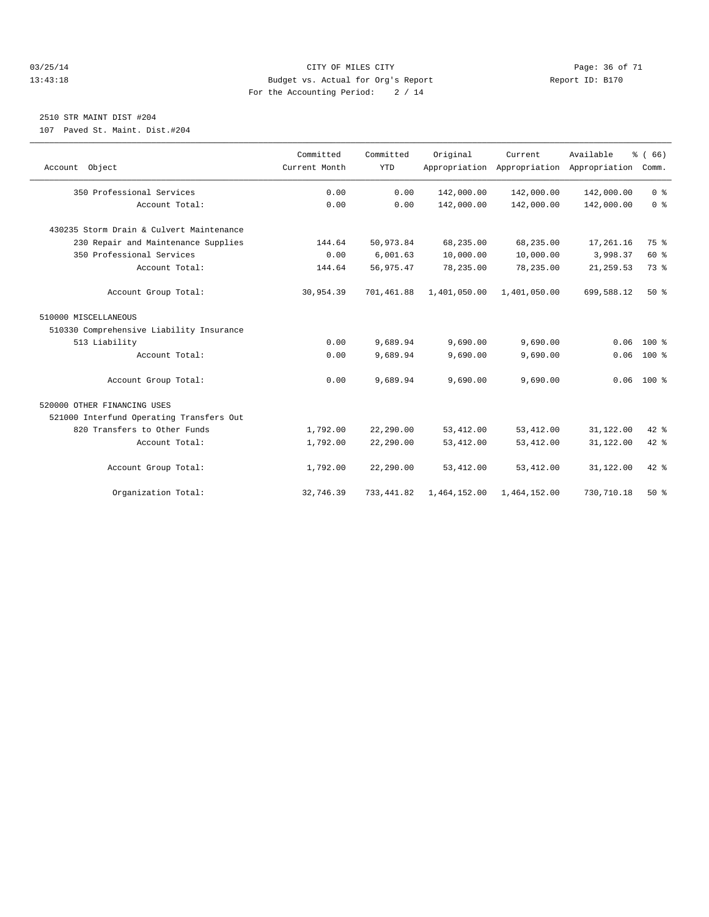# CITY OF MILES CITY

Budget vs. Actual for Org's Report

For the Accounting Period: 2 / 14

03/25/14 13:43:18 — Report ID: B170

## 2510 STR MAINT DIST #204

107 Paved St. Maint. Dist.#204

| Account Object | Committed Current Month | Committed YTD | Original Appropriation | Current Appropriation | Available Appropriation | % ( 66) Comm. |
|---|---|---|---|---|---|---|
| 350 Professional Services | 0.00 | 0.00 | 142,000.00 | 142,000.00 | 142,000.00 | 0 % |
| Account Total: | 0.00 | 0.00 | 142,000.00 | 142,000.00 | 142,000.00 | 0 % |
| 430235 Storm Drain & Culvert Maintenance | | | | | | |
| 230 Repair and Maintenance Supplies | 144.64 | 50,973.84 | 68,235.00 | 68,235.00 | 17,261.16 | 75 % |
| 350 Professional Services | 0.00 | 6,001.63 | 10,000.00 | 10,000.00 | 3,998.37 | 60 % |
| Account Total: | 144.64 | 56,975.47 | 78,235.00 | 78,235.00 | 21,259.53 | 73 % |
| Account Group Total: | 30,954.39 | 701,461.88 | 1,401,050.00 | 1,401,050.00 | 699,588.12 | 50 % |
| 510000 MISCELLANEOUS | | | | | | |
| 510330 Comprehensive Liability Insurance | | | | | | |
| 513 Liability | 0.00 | 9,689.94 | 9,690.00 | 9,690.00 | 0.06 | 100 % |
| Account Total: | 0.00 | 9,689.94 | 9,690.00 | 9,690.00 | 0.06 | 100 % |
| Account Group Total: | 0.00 | 9,689.94 | 9,690.00 | 9,690.00 | 0.06 | 100 % |
| 520000 OTHER FINANCING USES | | | | | | |
| 521000 Interfund Operating Transfers Out | | | | | | |
| 820 Transfers to Other Funds | 1,792.00 | 22,290.00 | 53,412.00 | 53,412.00 | 31,122.00 | 42 % |
| Account Total: | 1,792.00 | 22,290.00 | 53,412.00 | 53,412.00 | 31,122.00 | 42 % |
| Account Group Total: | 1,792.00 | 22,290.00 | 53,412.00 | 53,412.00 | 31,122.00 | 42 % |
| Organization Total: | 32,746.39 | 733,441.82 | 1,464,152.00 | 1,464,152.00 | 730,710.18 | 50 % |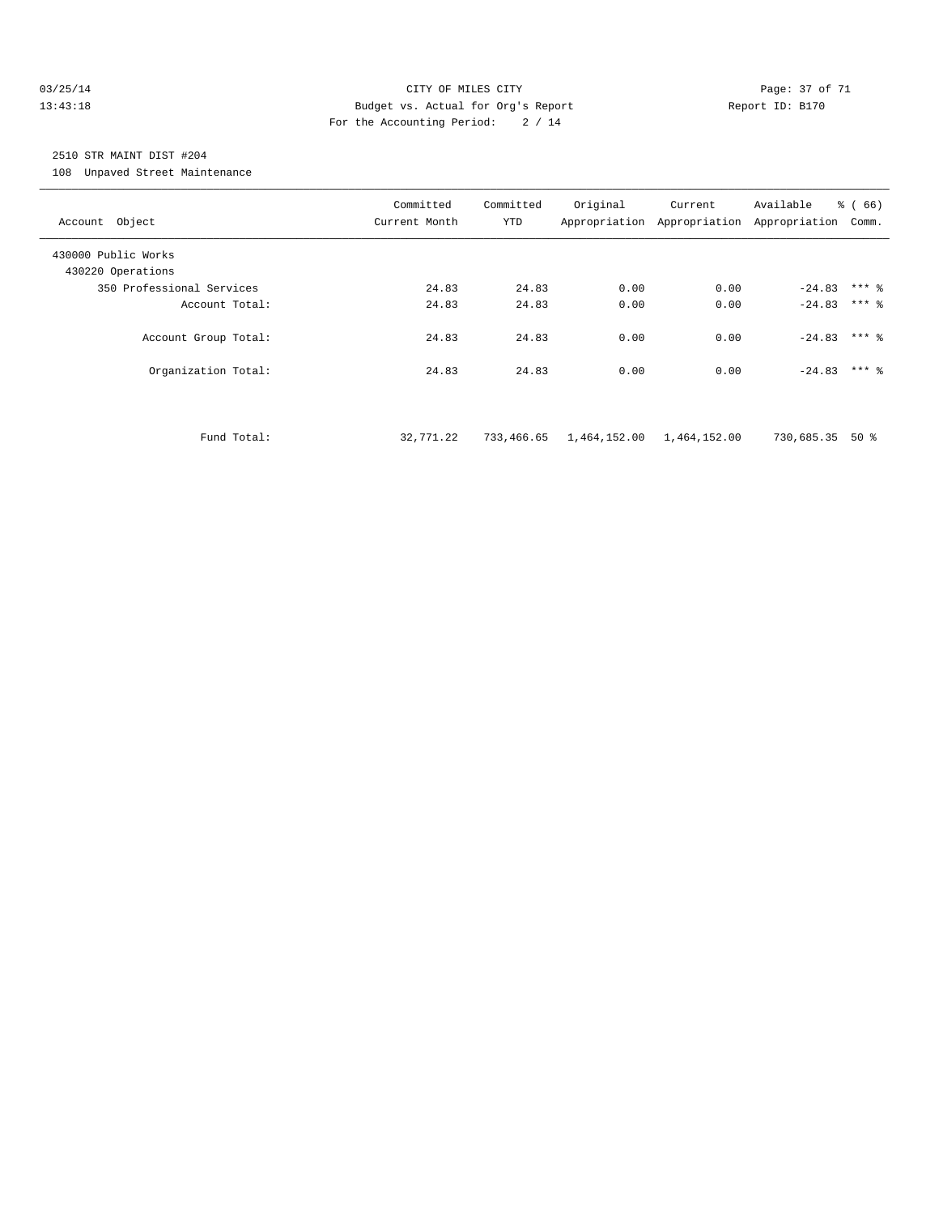CITY OF MILES CITY
Budget vs. Actual for Org's Report
For the Accounting Period: 2 / 14

03/25/14
13:43:18

Report ID: B170

## 2510 STR MAINT DIST #204

108 Unpaved Street Maintenance

| Account Object | Committed Current Month | Committed YTD | Original Appropriation | Current Appropriation | Available Appropriation | % ( 66) Comm. |
|---|---|---|---|---|---|---|
| 430000 Public Works | | | | | | |
| 430220 Operations | | | | | | |
| 350 Professional Services | 24.83 | 24.83 | 0.00 | 0.00 | -24.83 | *** % |
| Account Total: | 24.83 | 24.83 | 0.00 | 0.00 | -24.83 | *** % |
| Account Group Total: | 24.83 | 24.83 | 0.00 | 0.00 | -24.83 | *** % |
| Organization Total: | 24.83 | 24.83 | 0.00 | 0.00 | -24.83 | *** % |
| Fund Total: | 32,771.22 | 733,466.65 | 1,464,152.00 | 1,464,152.00 | 730,685.35 | 50 % |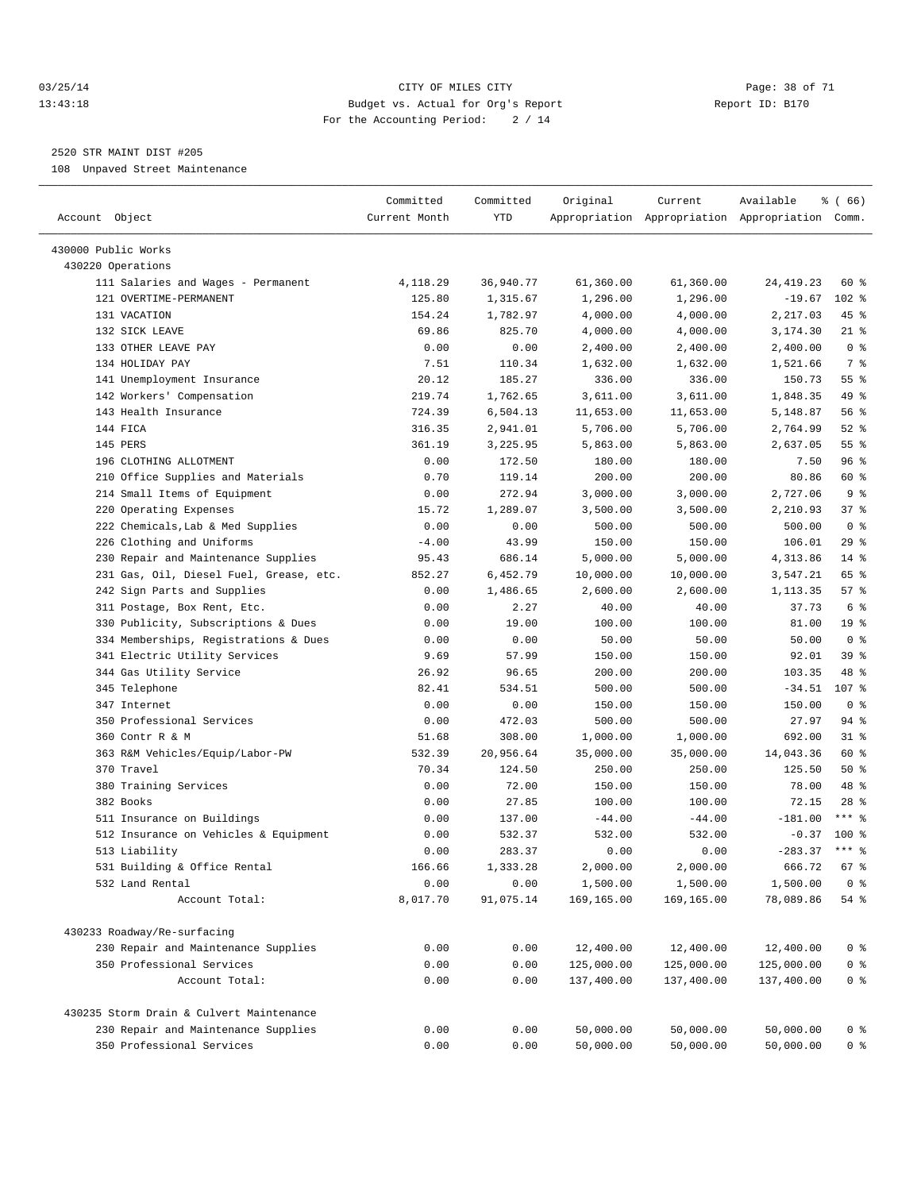2520 STR MAINT DIST #205

108 Unpaved Street Maintenance

| Account Object | Committed Current Month | Committed YTD | Original Appropriation | Current Appropriation | Available Appropriation | % ( 66) Comm. |
|---|---|---|---|---|---|---|
| 430000 Public Works | | | | | | |
| 430220 Operations | | | | | | |
| 111 Salaries and Wages - Permanent | 4,118.29 | 36,940.77 | 61,360.00 | 61,360.00 | 24,419.23 | 60 % |
| 121 OVERTIME-PERMANENT | 125.80 | 1,315.67 | 1,296.00 | 1,296.00 | -19.67 | 102 % |
| 131 VACATION | 154.24 | 1,782.97 | 4,000.00 | 4,000.00 | 2,217.03 | 45 % |
| 132 SICK LEAVE | 69.86 | 825.70 | 4,000.00 | 4,000.00 | 3,174.30 | 21 % |
| 133 OTHER LEAVE PAY | 0.00 | 0.00 | 2,400.00 | 2,400.00 | 2,400.00 | 0 % |
| 134 HOLIDAY PAY | 7.51 | 110.34 | 1,632.00 | 1,632.00 | 1,521.66 | 7 % |
| 141 Unemployment Insurance | 20.12 | 185.27 | 336.00 | 336.00 | 150.73 | 55 % |
| 142 Workers' Compensation | 219.74 | 1,762.65 | 3,611.00 | 3,611.00 | 1,848.35 | 49 % |
| 143 Health Insurance | 724.39 | 6,504.13 | 11,653.00 | 11,653.00 | 5,148.87 | 56 % |
| 144 FICA | 316.35 | 2,941.01 | 5,706.00 | 5,706.00 | 2,764.99 | 52 % |
| 145 PERS | 361.19 | 3,225.95 | 5,863.00 | 5,863.00 | 2,637.05 | 55 % |
| 196 CLOTHING ALLOTMENT | 0.00 | 172.50 | 180.00 | 180.00 | 7.50 | 96 % |
| 210 Office Supplies and Materials | 0.70 | 119.14 | 200.00 | 200.00 | 80.86 | 60 % |
| 214 Small Items of Equipment | 0.00 | 272.94 | 3,000.00 | 3,000.00 | 2,727.06 | 9 % |
| 220 Operating Expenses | 15.72 | 1,289.07 | 3,500.00 | 3,500.00 | 2,210.93 | 37 % |
| 222 Chemicals,Lab & Med Supplies | 0.00 | 0.00 | 500.00 | 500.00 | 500.00 | 0 % |
| 226 Clothing and Uniforms | -4.00 | 43.99 | 150.00 | 150.00 | 106.01 | 29 % |
| 230 Repair and Maintenance Supplies | 95.43 | 686.14 | 5,000.00 | 5,000.00 | 4,313.86 | 14 % |
| 231 Gas, Oil, Diesel Fuel, Grease, etc. | 852.27 | 6,452.79 | 10,000.00 | 10,000.00 | 3,547.21 | 65 % |
| 242 Sign Parts and Supplies | 0.00 | 1,486.65 | 2,600.00 | 2,600.00 | 1,113.35 | 57 % |
| 311 Postage, Box Rent, Etc. | 0.00 | 2.27 | 40.00 | 40.00 | 37.73 | 6 % |
| 330 Publicity, Subscriptions & Dues | 0.00 | 19.00 | 100.00 | 100.00 | 81.00 | 19 % |
| 334 Memberships, Registrations & Dues | 0.00 | 0.00 | 50.00 | 50.00 | 50.00 | 0 % |
| 341 Electric Utility Services | 9.69 | 57.99 | 150.00 | 150.00 | 92.01 | 39 % |
| 344 Gas Utility Service | 26.92 | 96.65 | 200.00 | 200.00 | 103.35 | 48 % |
| 345 Telephone | 82.41 | 534.51 | 500.00 | 500.00 | -34.51 | 107 % |
| 347 Internet | 0.00 | 0.00 | 150.00 | 150.00 | 150.00 | 0 % |
| 350 Professional Services | 0.00 | 472.03 | 500.00 | 500.00 | 27.97 | 94 % |
| 360 Contr R & M | 51.68 | 308.00 | 1,000.00 | 1,000.00 | 692.00 | 31 % |
| 363 R&M Vehicles/Equip/Labor-PW | 532.39 | 20,956.64 | 35,000.00 | 35,000.00 | 14,043.36 | 60 % |
| 370 Travel | 70.34 | 124.50 | 250.00 | 250.00 | 125.50 | 50 % |
| 380 Training Services | 0.00 | 72.00 | 150.00 | 150.00 | 78.00 | 48 % |
| 382 Books | 0.00 | 27.85 | 100.00 | 100.00 | 72.15 | 28 % |
| 511 Insurance on Buildings | 0.00 | 137.00 | -44.00 | -44.00 | -181.00 | *** % |
| 512 Insurance on Vehicles & Equipment | 0.00 | 532.37 | 532.00 | 532.00 | -0.37 | 100 % |
| 513 Liability | 0.00 | 283.37 | 0.00 | 0.00 | -283.37 | *** % |
| 531 Building & Office Rental | 166.66 | 1,333.28 | 2,000.00 | 2,000.00 | 666.72 | 67 % |
| 532 Land Rental | 0.00 | 0.00 | 1,500.00 | 1,500.00 | 1,500.00 | 0 % |
| Account Total: | 8,017.70 | 91,075.14 | 169,165.00 | 169,165.00 | 78,089.86 | 54 % |
| 430233 Roadway/Re-surfacing | | | | | | |
| 230 Repair and Maintenance Supplies | 0.00 | 0.00 | 12,400.00 | 12,400.00 | 12,400.00 | 0 % |
| 350 Professional Services | 0.00 | 0.00 | 125,000.00 | 125,000.00 | 125,000.00 | 0 % |
| Account Total: | 0.00 | 0.00 | 137,400.00 | 137,400.00 | 137,400.00 | 0 % |
| 430235 Storm Drain & Culvert Maintenance | | | | | | |
| 230 Repair and Maintenance Supplies | 0.00 | 0.00 | 50,000.00 | 50,000.00 | 50,000.00 | 0 % |
| 350 Professional Services | 0.00 | 0.00 | 50,000.00 | 50,000.00 | 50,000.00 | 0 % |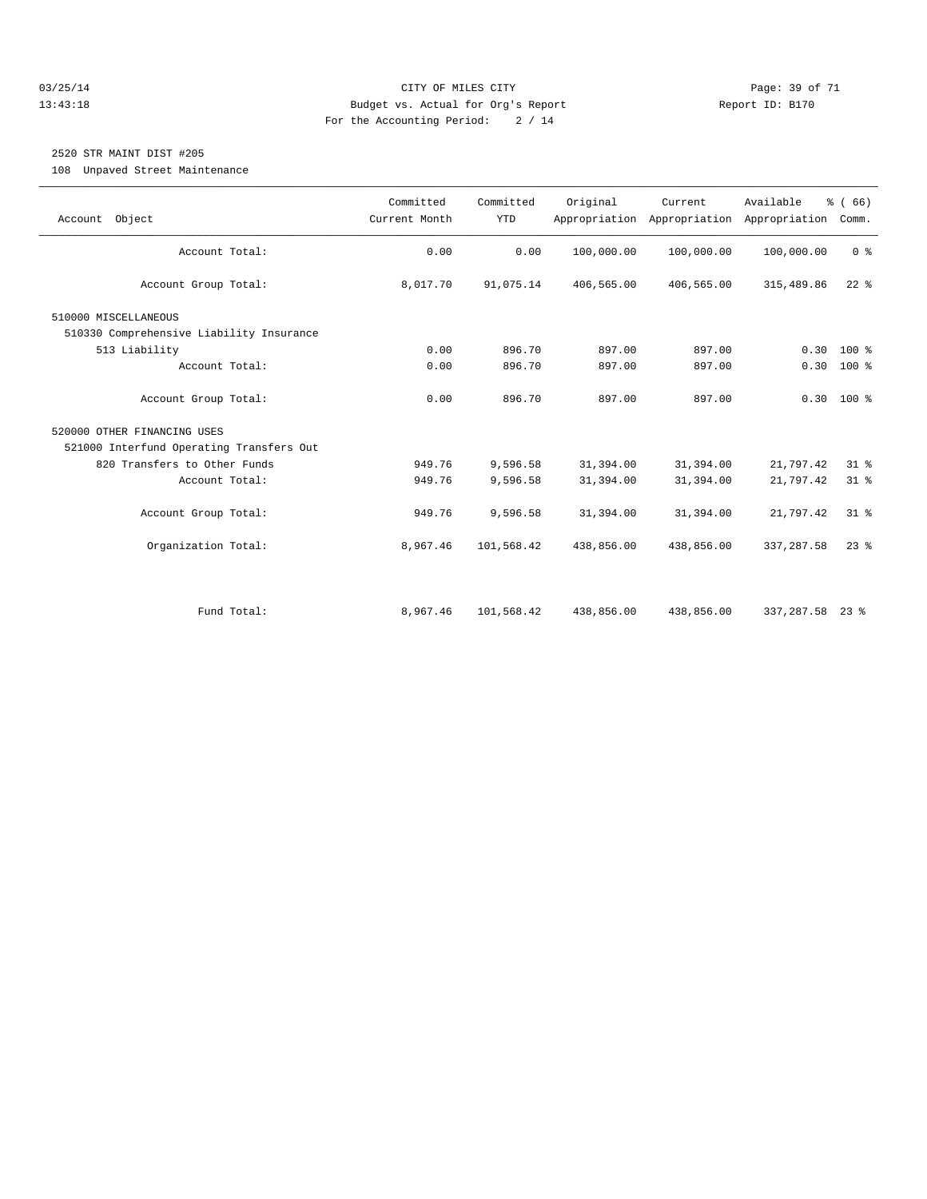CITY OF MILES CITY
Budget vs. Actual for Org's Report
For the Accounting Period: 2 / 14

03/25/14
13:43:18

Report ID: B170

## 2520 STR MAINT DIST #205

108 Unpaved Street Maintenance

| Account Object | Committed Current Month | Committed YTD | Original Appropriation | Current Appropriation | Available Appropriation | % ( 66) Comm. |
|---|---|---|---|---|---|---|
| Account Total: | 0.00 | 0.00 | 100,000.00 | 100,000.00 | 100,000.00 | 0 % |
| Account Group Total: | 8,017.70 | 91,075.14 | 406,565.00 | 406,565.00 | 315,489.86 | 22 % |
| 510000 MISCELLANEOUS | | | | | | |
| 510330 Comprehensive Liability Insurance | | | | | | |
| 513 Liability | 0.00 | 896.70 | 897.00 | 897.00 | 0.30 | 100 % |
| Account Total: | 0.00 | 896.70 | 897.00 | 897.00 | 0.30 | 100 % |
| Account Group Total: | 0.00 | 896.70 | 897.00 | 897.00 | 0.30 | 100 % |
| 520000 OTHER FINANCING USES | | | | | | |
| 521000 Interfund Operating Transfers Out | | | | | | |
| 820 Transfers to Other Funds | 949.76 | 9,596.58 | 31,394.00 | 31,394.00 | 21,797.42 | 31 % |
| Account Total: | 949.76 | 9,596.58 | 31,394.00 | 31,394.00 | 21,797.42 | 31 % |
| Account Group Total: | 949.76 | 9,596.58 | 31,394.00 | 31,394.00 | 21,797.42 | 31 % |
| Organization Total: | 8,967.46 | 101,568.42 | 438,856.00 | 438,856.00 | 337,287.58 | 23 % |
| Fund Total: | 8,967.46 | 101,568.42 | 438,856.00 | 438,856.00 | 337,287.58 | 23 % |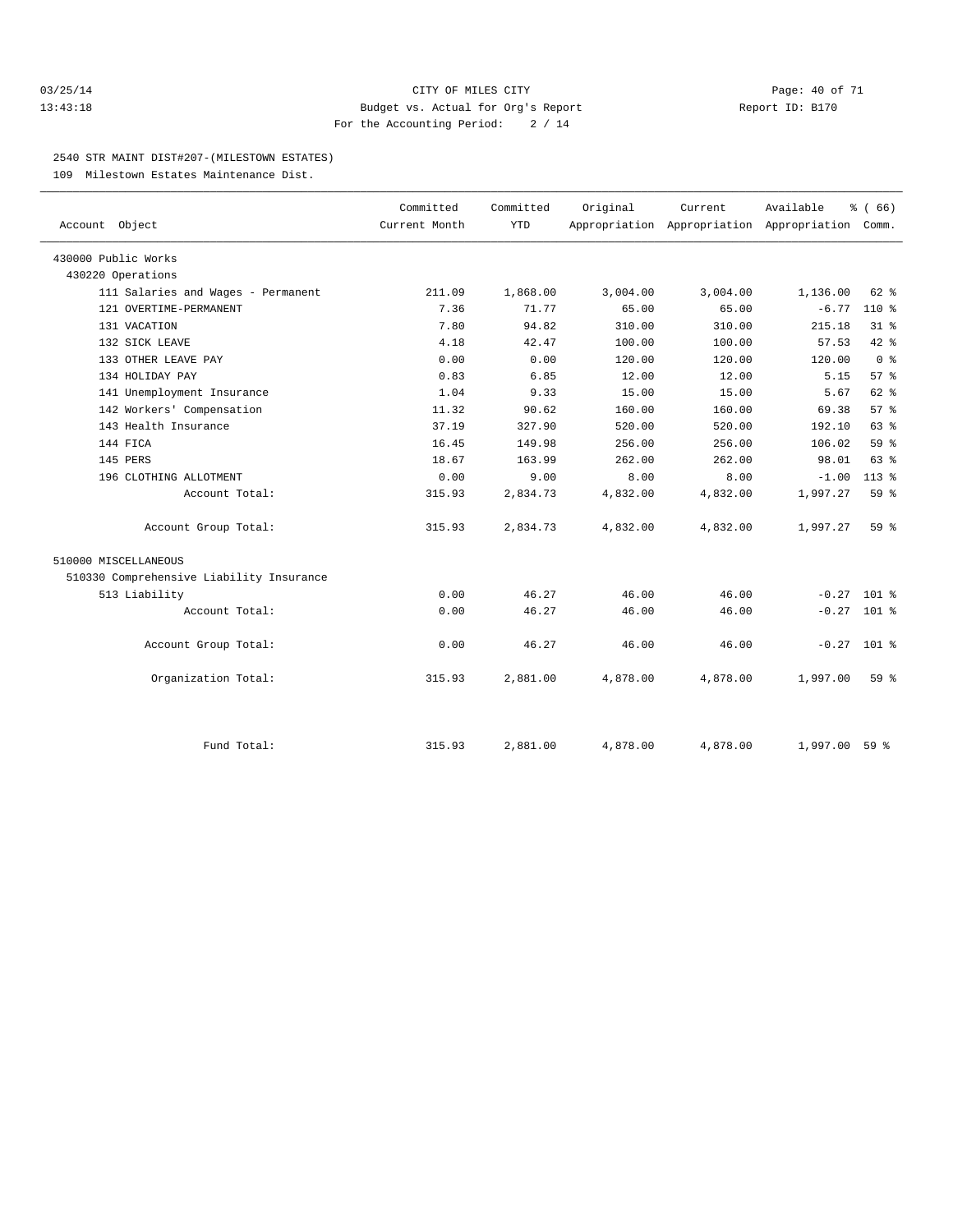CITY OF MILES CITY
Budget vs. Actual for Org's Report
For the Accounting Period: 2 / 14

03/25/14
13:43:18

Report ID: B170

## 2540 STR MAINT DIST#207-(MILESTOWN ESTATES)

109 Milestown Estates Maintenance Dist.

| Account Object | Committed Current Month | Committed YTD | Original Appropriation | Current Appropriation | Available Appropriation | % ( 66) Comm. |
|---|---|---|---|---|---|---|
| 430000 Public Works | | | | | | |
| 430220 Operations | | | | | | |
| 111 Salaries and Wages - Permanent | 211.09 | 1,868.00 | 3,004.00 | 3,004.00 | 1,136.00 | 62 % |
| 121 OVERTIME-PERMANENT | 7.36 | 71.77 | 65.00 | 65.00 | -6.77 | 110 % |
| 131 VACATION | 7.80 | 94.82 | 310.00 | 310.00 | 215.18 | 31 % |
| 132 SICK LEAVE | 4.18 | 42.47 | 100.00 | 100.00 | 57.53 | 42 % |
| 133 OTHER LEAVE PAY | 0.00 | 0.00 | 120.00 | 120.00 | 120.00 | 0 % |
| 134 HOLIDAY PAY | 0.83 | 6.85 | 12.00 | 12.00 | 5.15 | 57 % |
| 141 Unemployment Insurance | 1.04 | 9.33 | 15.00 | 15.00 | 5.67 | 62 % |
| 142 Workers' Compensation | 11.32 | 90.62 | 160.00 | 160.00 | 69.38 | 57 % |
| 143 Health Insurance | 37.19 | 327.90 | 520.00 | 520.00 | 192.10 | 63 % |
| 144 FICA | 16.45 | 149.98 | 256.00 | 256.00 | 106.02 | 59 % |
| 145 PERS | 18.67 | 163.99 | 262.00 | 262.00 | 98.01 | 63 % |
| 196 CLOTHING ALLOTMENT | 0.00 | 9.00 | 8.00 | 8.00 | -1.00 | 113 % |
| Account Total: | 315.93 | 2,834.73 | 4,832.00 | 4,832.00 | 1,997.27 | 59 % |
| Account Group Total: | 315.93 | 2,834.73 | 4,832.00 | 4,832.00 | 1,997.27 | 59 % |
| 510000 MISCELLANEOUS | | | | | | |
| 510330 Comprehensive Liability Insurance | | | | | | |
| 513 Liability | 0.00 | 46.27 | 46.00 | 46.00 | -0.27 | 101 % |
| Account Total: | 0.00 | 46.27 | 46.00 | 46.00 | -0.27 | 101 % |
| Account Group Total: | 0.00 | 46.27 | 46.00 | 46.00 | -0.27 | 101 % |
| Organization Total: | 315.93 | 2,881.00 | 4,878.00 | 4,878.00 | 1,997.00 | 59 % |
| Fund Total: | 315.93 | 2,881.00 | 4,878.00 | 4,878.00 | 1,997.00 | 59 % |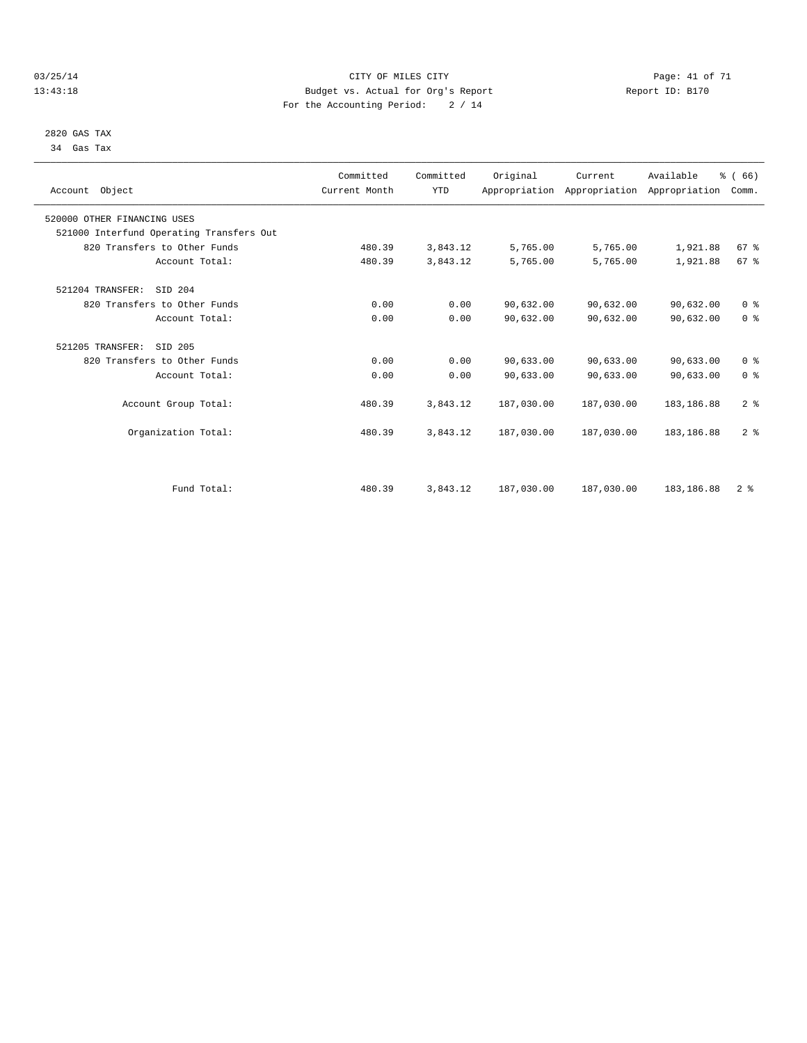CITY OF MILES CITY
Budget vs. Actual for Org's Report
For the Accounting Period: 2 / 14

03/25/14
13:43:18

Report ID: B170

2820 GAS TAX
34 Gas Tax

| Account Object | Committed Current Month | Committed YTD | Original Appropriation | Current Appropriation | Available Appropriation | % ( 66) Comm. |
|---|---|---|---|---|---|---|
| 520000 OTHER FINANCING USES | | | | | | |
| 521000 Interfund Operating Transfers Out | | | | | | |
| 820 Transfers to Other Funds | 480.39 | 3,843.12 | 5,765.00 | 5,765.00 | 1,921.88 | 67 % |
| Account Total: | 480.39 | 3,843.12 | 5,765.00 | 5,765.00 | 1,921.88 | 67 % |
| 521204 TRANSFER: SID 204 | | | | | | |
| 820 Transfers to Other Funds | 0.00 | 0.00 | 90,632.00 | 90,632.00 | 90,632.00 | 0 % |
| Account Total: | 0.00 | 0.00 | 90,632.00 | 90,632.00 | 90,632.00 | 0 % |
| 521205 TRANSFER: SID 205 | | | | | | |
| 820 Transfers to Other Funds | 0.00 | 0.00 | 90,633.00 | 90,633.00 | 90,633.00 | 0 % |
| Account Total: | 0.00 | 0.00 | 90,633.00 | 90,633.00 | 90,633.00 | 0 % |
| Account Group Total: | 480.39 | 3,843.12 | 187,030.00 | 187,030.00 | 183,186.88 | 2 % |
| Organization Total: | 480.39 | 3,843.12 | 187,030.00 | 187,030.00 | 183,186.88 | 2 % |
| Fund Total: | 480.39 | 3,843.12 | 187,030.00 | 187,030.00 | 183,186.88 | 2 % |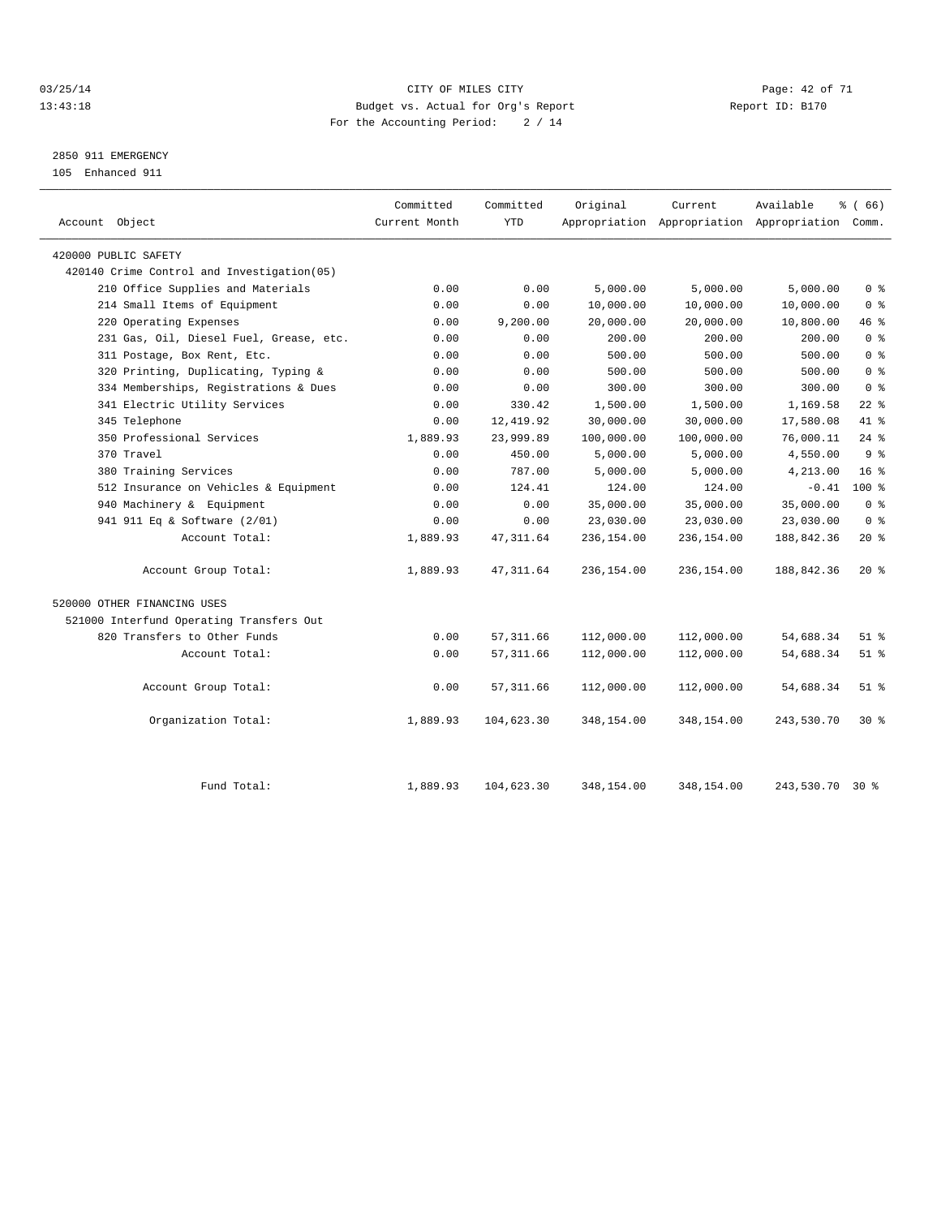CITY OF MILES CITY
Budget vs. Actual for Org's Report
For the Accounting Period: 2 / 14

03/25/14
13:43:18

Report ID: B170

2850 911 EMERGENCY
105 Enhanced 911

| Account Object | Committed Current Month | Committed YTD | Original Appropriation | Current Appropriation | Available Appropriation | % ( 66) Comm. |
|---|---|---|---|---|---|---|
| 420000 PUBLIC SAFETY | | | | | | |
| 420140 Crime Control and Investigation(05) | | | | | | |
| 210 Office Supplies and Materials | 0.00 | 0.00 | 5,000.00 | 5,000.00 | 5,000.00 | 0 % |
| 214 Small Items of Equipment | 0.00 | 0.00 | 10,000.00 | 10,000.00 | 10,000.00 | 0 % |
| 220 Operating Expenses | 0.00 | 9,200.00 | 20,000.00 | 20,000.00 | 10,800.00 | 46 % |
| 231 Gas, Oil, Diesel Fuel, Grease, etc. | 0.00 | 0.00 | 200.00 | 200.00 | 200.00 | 0 % |
| 311 Postage, Box Rent, Etc. | 0.00 | 0.00 | 500.00 | 500.00 | 500.00 | 0 % |
| 320 Printing, Duplicating, Typing & | 0.00 | 0.00 | 500.00 | 500.00 | 500.00 | 0 % |
| 334 Memberships, Registrations & Dues | 0.00 | 0.00 | 300.00 | 300.00 | 300.00 | 0 % |
| 341 Electric Utility Services | 0.00 | 330.42 | 1,500.00 | 1,500.00 | 1,169.58 | 22 % |
| 345 Telephone | 0.00 | 12,419.92 | 30,000.00 | 30,000.00 | 17,580.08 | 41 % |
| 350 Professional Services | 1,889.93 | 23,999.89 | 100,000.00 | 100,000.00 | 76,000.11 | 24 % |
| 370 Travel | 0.00 | 450.00 | 5,000.00 | 5,000.00 | 4,550.00 | 9 % |
| 380 Training Services | 0.00 | 787.00 | 5,000.00 | 5,000.00 | 4,213.00 | 16 % |
| 512 Insurance on Vehicles & Equipment | 0.00 | 124.41 | 124.00 | 124.00 | -0.41 | 100 % |
| 940 Machinery & Equipment | 0.00 | 0.00 | 35,000.00 | 35,000.00 | 35,000.00 | 0 % |
| 941 911 Eq & Software (2/01) | 0.00 | 0.00 | 23,030.00 | 23,030.00 | 23,030.00 | 0 % |
| Account Total: | 1,889.93 | 47,311.64 | 236,154.00 | 236,154.00 | 188,842.36 | 20 % |
| Account Group Total: | 1,889.93 | 47,311.64 | 236,154.00 | 236,154.00 | 188,842.36 | 20 % |
| 520000 OTHER FINANCING USES | | | | | | |
| 521000 Interfund Operating Transfers Out | | | | | | |
| 820 Transfers to Other Funds | 0.00 | 57,311.66 | 112,000.00 | 112,000.00 | 54,688.34 | 51 % |
| Account Total: | 0.00 | 57,311.66 | 112,000.00 | 112,000.00 | 54,688.34 | 51 % |
| Account Group Total: | 0.00 | 57,311.66 | 112,000.00 | 112,000.00 | 54,688.34 | 51 % |
| Organization Total: | 1,889.93 | 104,623.30 | 348,154.00 | 348,154.00 | 243,530.70 | 30 % |
| Fund Total: | 1,889.93 | 104,623.30 | 348,154.00 | 348,154.00 | 243,530.70 | 30 % |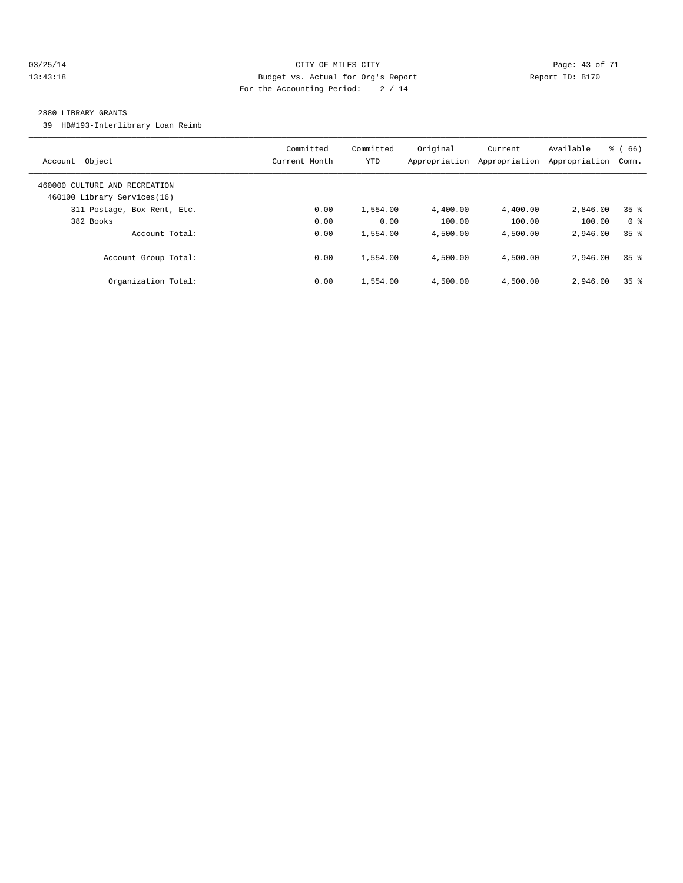CITY OF MILES CITY
Budget vs. Actual for Org's Report
For the Accounting Period: 2 / 14

03/25/14
13:43:18

Report ID: B170

2880 LIBRARY GRANTS

39 HB#193-Interlibrary Loan Reimb

| Account Object | Committed Current Month | Committed YTD | Original Appropriation | Current Appropriation | Available Appropriation | % ( 66) Comm. |
|---|---|---|---|---|---|---|
| 460000 CULTURE AND RECREATION | | | | | | |
| 460100 Library Services(16) | | | | | | |
| 311 Postage, Box Rent, Etc. | 0.00 | 1,554.00 | 4,400.00 | 4,400.00 | 2,846.00 | 35 % |
| 382 Books | 0.00 | 0.00 | 100.00 | 100.00 | 100.00 | 0 % |
| Account Total: | 0.00 | 1,554.00 | 4,500.00 | 4,500.00 | 2,946.00 | 35 % |
| Account Group Total: | 0.00 | 1,554.00 | 4,500.00 | 4,500.00 | 2,946.00 | 35 % |
| Organization Total: | 0.00 | 1,554.00 | 4,500.00 | 4,500.00 | 2,946.00 | 35 % |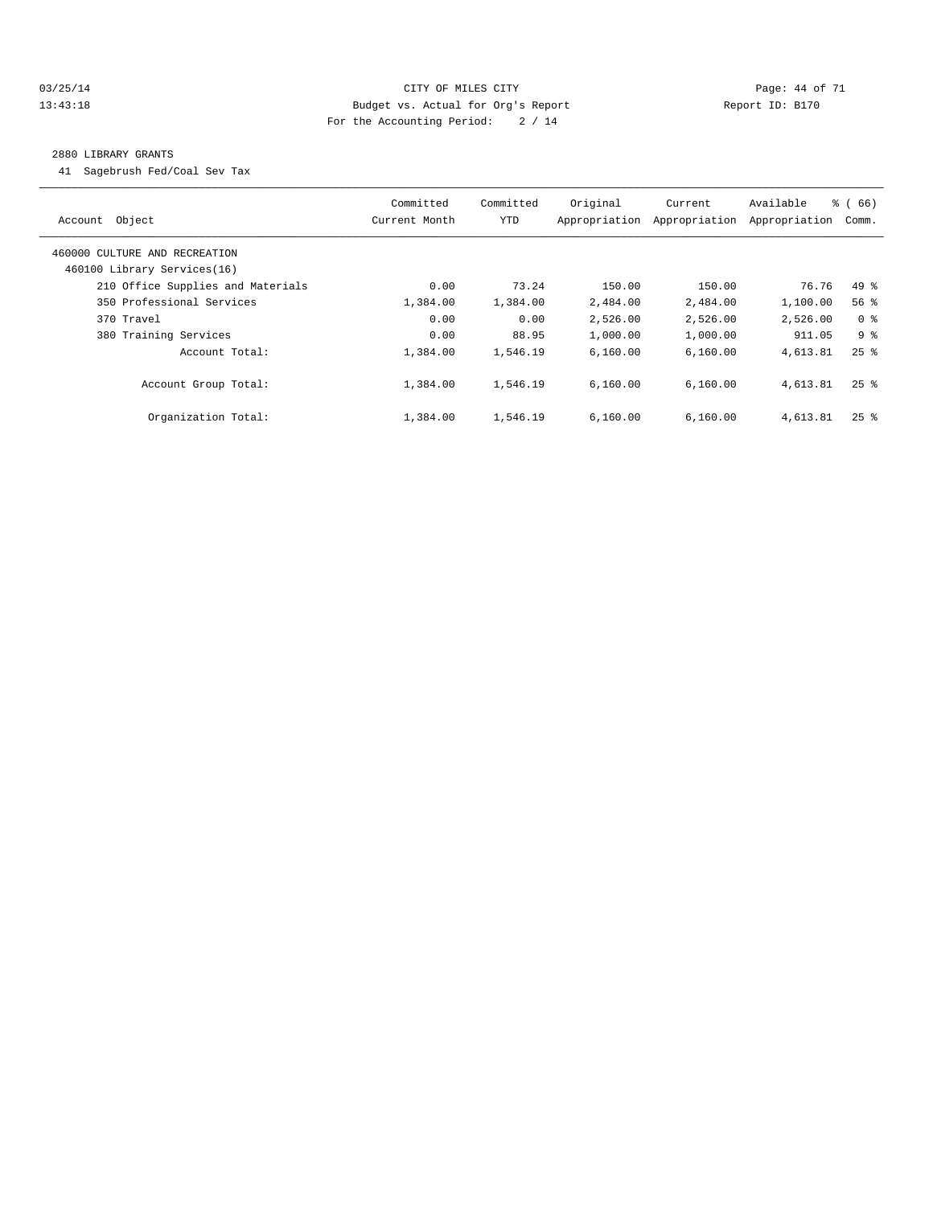CITY OF MILES CITY
Budget vs. Actual for Org's Report
For the Accounting Period: 2 / 14

03/25/14
13:43:18

Report ID: B170

## 2880 LIBRARY GRANTS

41 Sagebrush Fed/Coal Sev Tax

| Account Object | Committed Current Month | Committed YTD | Original Appropriation | Current Appropriation | Available Appropriation | % ( 66) Comm. |
|---|---|---|---|---|---|---|
| 460000 CULTURE AND RECREATION | | | | | | |
| 460100 Library Services(16) | | | | | | |
| 210 Office Supplies and Materials | 0.00 | 73.24 | 150.00 | 150.00 | 76.76 | 49 % |
| 350 Professional Services | 1,384.00 | 1,384.00 | 2,484.00 | 2,484.00 | 1,100.00 | 56 % |
| 370 Travel | 0.00 | 0.00 | 2,526.00 | 2,526.00 | 2,526.00 | 0 % |
| 380 Training Services | 0.00 | 88.95 | 1,000.00 | 1,000.00 | 911.05 | 9 % |
| Account Total: | 1,384.00 | 1,546.19 | 6,160.00 | 6,160.00 | 4,613.81 | 25 % |
| Account Group Total: | 1,384.00 | 1,546.19 | 6,160.00 | 6,160.00 | 4,613.81 | 25 % |
| Organization Total: | 1,384.00 | 1,546.19 | 6,160.00 | 6,160.00 | 4,613.81 | 25 % |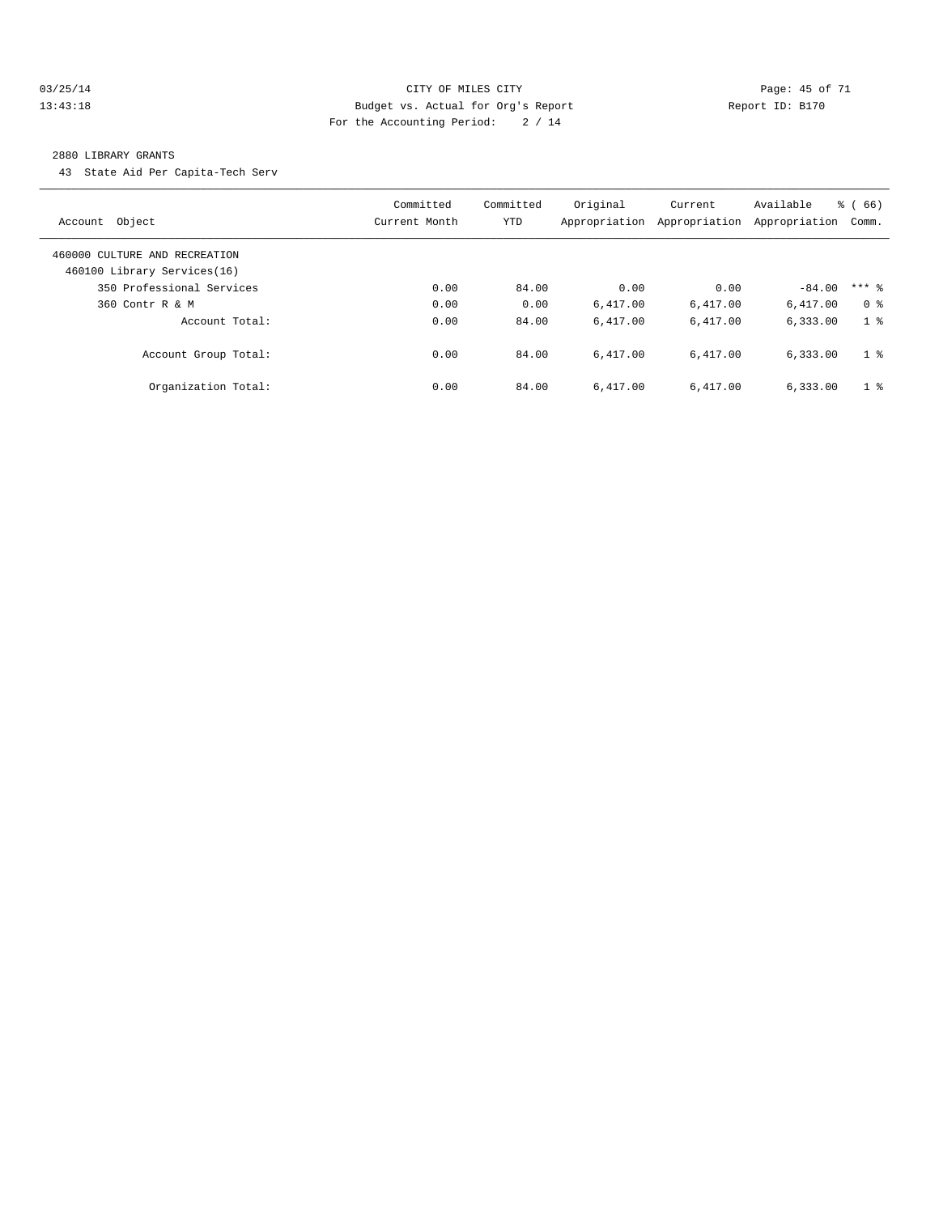CITY OF MILES CITY
Budget vs. Actual for Org's Report
For the Accounting Period: 2 / 14

03/25/14
13:43:18

Report ID: B170

## 2880 LIBRARY GRANTS

43 State Aid Per Capita-Tech Serv

| Account Object | Committed Current Month | Committed YTD | Original Appropriation | Current Appropriation | Available Appropriation | % ( 66) Comm. |
|---|---|---|---|---|---|---|
| 460000 CULTURE AND RECREATION | | | | | | |
| 460100 Library Services(16) | | | | | | |
| 350 Professional Services | 0.00 | 84.00 | 0.00 | 0.00 | -84.00 | *** % |
| 360 Contr R & M | 0.00 | 0.00 | 6,417.00 | 6,417.00 | 6,417.00 | 0 % |
| Account Total: | 0.00 | 84.00 | 6,417.00 | 6,417.00 | 6,333.00 | 1 % |
| Account Group Total: | 0.00 | 84.00 | 6,417.00 | 6,417.00 | 6,333.00 | 1 % |
| Organization Total: | 0.00 | 84.00 | 6,417.00 | 6,417.00 | 6,333.00 | 1 % |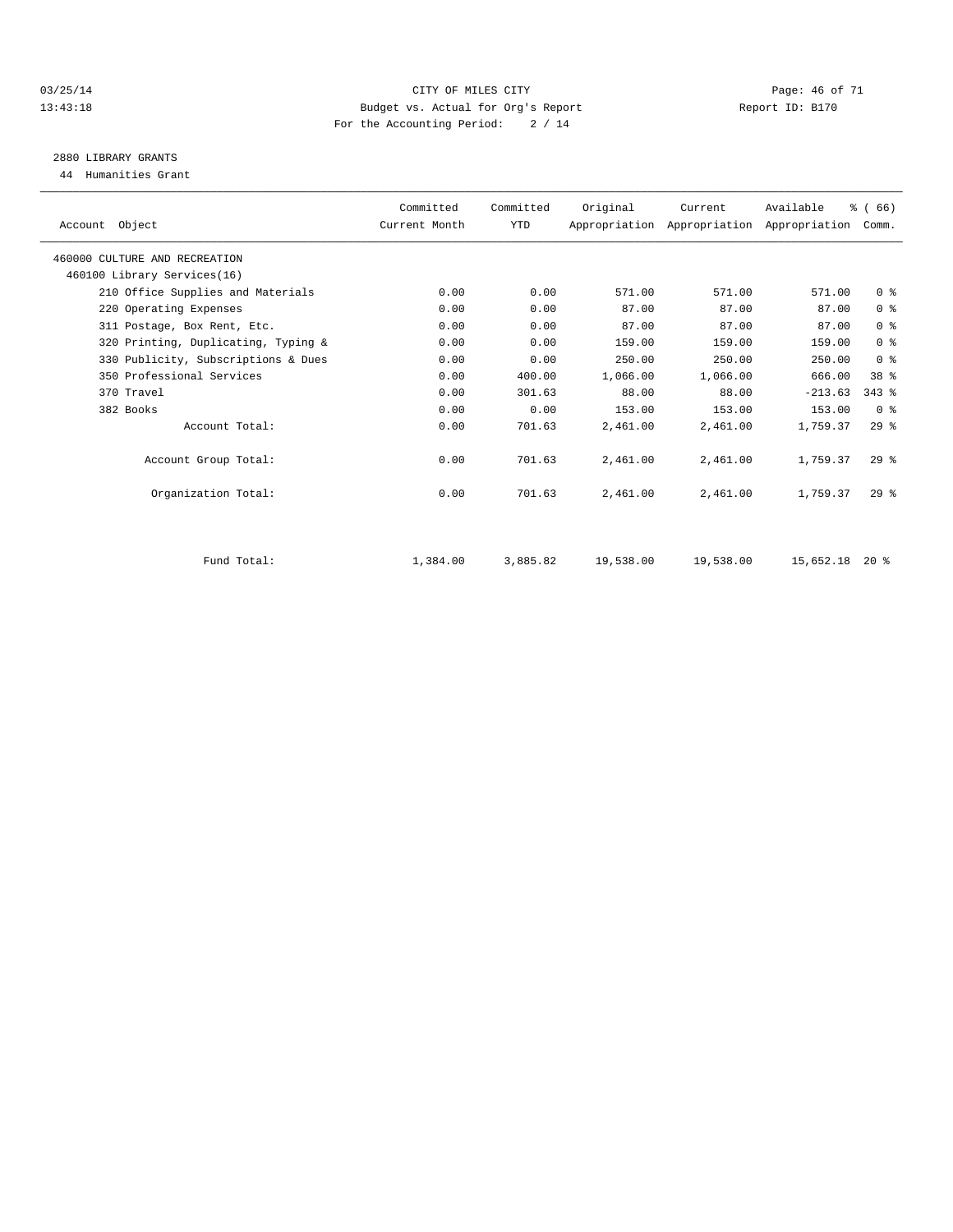CITY OF MILES CITY
Budget vs. Actual for Org's Report
For the Accounting Period: 2 / 14

## 2880 LIBRARY GRANTS

44 Humanities Grant

| Account Object | Committed Current Month | Committed YTD | Original Appropriation | Current Appropriation | Available Appropriation | % ( 66) Comm. |
|---|---|---|---|---|---|---|
| 460000 CULTURE AND RECREATION | | | | | | |
| 460100 Library Services(16) | | | | | | |
| 210 Office Supplies and Materials | 0.00 | 0.00 | 571.00 | 571.00 | 571.00 | 0 % |
| 220 Operating Expenses | 0.00 | 0.00 | 87.00 | 87.00 | 87.00 | 0 % |
| 311 Postage, Box Rent, Etc. | 0.00 | 0.00 | 87.00 | 87.00 | 87.00 | 0 % |
| 320 Printing, Duplicating, Typing & | 0.00 | 0.00 | 159.00 | 159.00 | 159.00 | 0 % |
| 330 Publicity, Subscriptions & Dues | 0.00 | 0.00 | 250.00 | 250.00 | 250.00 | 0 % |
| 350 Professional Services | 0.00 | 400.00 | 1,066.00 | 1,066.00 | 666.00 | 38 % |
| 370 Travel | 0.00 | 301.63 | 88.00 | 88.00 | -213.63 | 343 % |
| 382 Books | 0.00 | 0.00 | 153.00 | 153.00 | 153.00 | 0 % |
| Account Total: | 0.00 | 701.63 | 2,461.00 | 2,461.00 | 1,759.37 | 29 % |
| Account Group Total: | 0.00 | 701.63 | 2,461.00 | 2,461.00 | 1,759.37 | 29 % |
| Organization Total: | 0.00 | 701.63 | 2,461.00 | 2,461.00 | 1,759.37 | 29 % |
| Fund Total: | 1,384.00 | 3,885.82 | 19,538.00 | 19,538.00 | 15,652.18 | 20 % |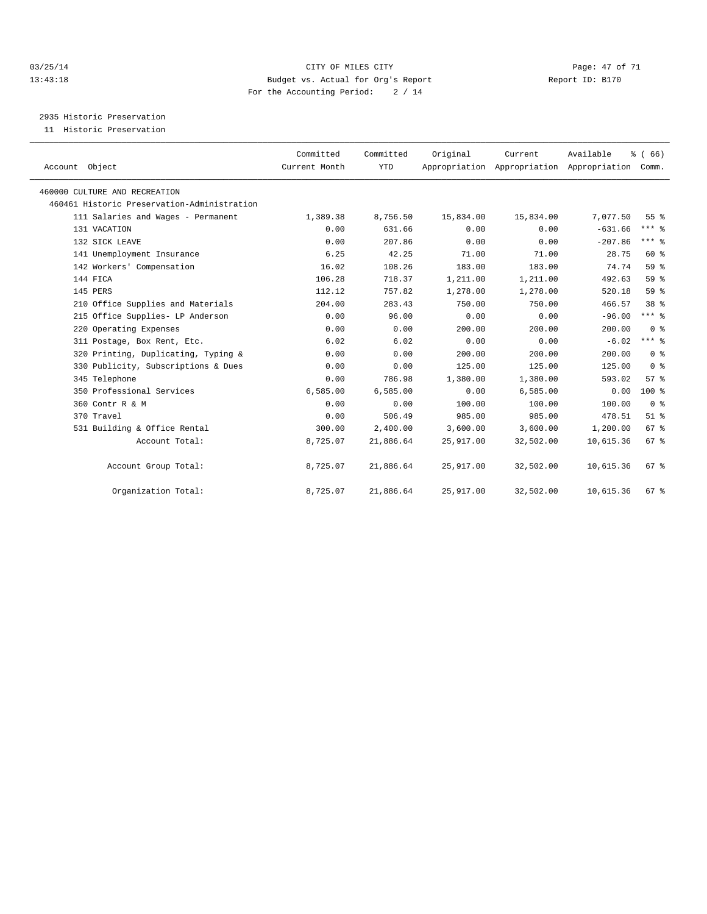CITY OF MILES CITY
Budget vs. Actual for Org's Report
For the Accounting Period: 2 / 14

03/25/14
13:43:18

Report ID: B170

2935 Historic Preservation
11 Historic Preservation

| Account Object | Committed Current Month | Committed YTD | Original Appropriation | Current Appropriation | Available Appropriation | % ( 66) Comm. |
|---|---|---|---|---|---|---|
| 460000 CULTURE AND RECREATION | | | | | | |
| 460461 Historic Preservation-Administration | | | | | | |
| 111 Salaries and Wages - Permanent | 1,389.38 | 8,756.50 | 15,834.00 | 15,834.00 | 7,077.50 | 55 % |
| 131 VACATION | 0.00 | 631.66 | 0.00 | 0.00 | -631.66 | *** % |
| 132 SICK LEAVE | 0.00 | 207.86 | 0.00 | 0.00 | -207.86 | *** % |
| 141 Unemployment Insurance | 6.25 | 42.25 | 71.00 | 71.00 | 28.75 | 60 % |
| 142 Workers' Compensation | 16.02 | 108.26 | 183.00 | 183.00 | 74.74 | 59 % |
| 144 FICA | 106.28 | 718.37 | 1,211.00 | 1,211.00 | 492.63 | 59 % |
| 145 PERS | 112.12 | 757.82 | 1,278.00 | 1,278.00 | 520.18 | 59 % |
| 210 Office Supplies and Materials | 204.00 | 283.43 | 750.00 | 750.00 | 466.57 | 38 % |
| 215 Office Supplies- LP Anderson | 0.00 | 96.00 | 0.00 | 0.00 | -96.00 | *** % |
| 220 Operating Expenses | 0.00 | 0.00 | 200.00 | 200.00 | 200.00 | 0 % |
| 311 Postage, Box Rent, Etc. | 6.02 | 6.02 | 0.00 | 0.00 | -6.02 | *** % |
| 320 Printing, Duplicating, Typing & | 0.00 | 0.00 | 200.00 | 200.00 | 200.00 | 0 % |
| 330 Publicity, Subscriptions & Dues | 0.00 | 0.00 | 125.00 | 125.00 | 125.00 | 0 % |
| 345 Telephone | 0.00 | 786.98 | 1,380.00 | 1,380.00 | 593.02 | 57 % |
| 350 Professional Services | 6,585.00 | 6,585.00 | 0.00 | 6,585.00 | 0.00 | 100 % |
| 360 Contr R & M | 0.00 | 0.00 | 100.00 | 100.00 | 100.00 | 0 % |
| 370 Travel | 0.00 | 506.49 | 985.00 | 985.00 | 478.51 | 51 % |
| 531 Building & Office Rental | 300.00 | 2,400.00 | 3,600.00 | 3,600.00 | 1,200.00 | 67 % |
| Account Total: | 8,725.07 | 21,886.64 | 25,917.00 | 32,502.00 | 10,615.36 | 67 % |
| Account Group Total: | 8,725.07 | 21,886.64 | 25,917.00 | 32,502.00 | 10,615.36 | 67 % |
| Organization Total: | 8,725.07 | 21,886.64 | 25,917.00 | 32,502.00 | 10,615.36 | 67 % |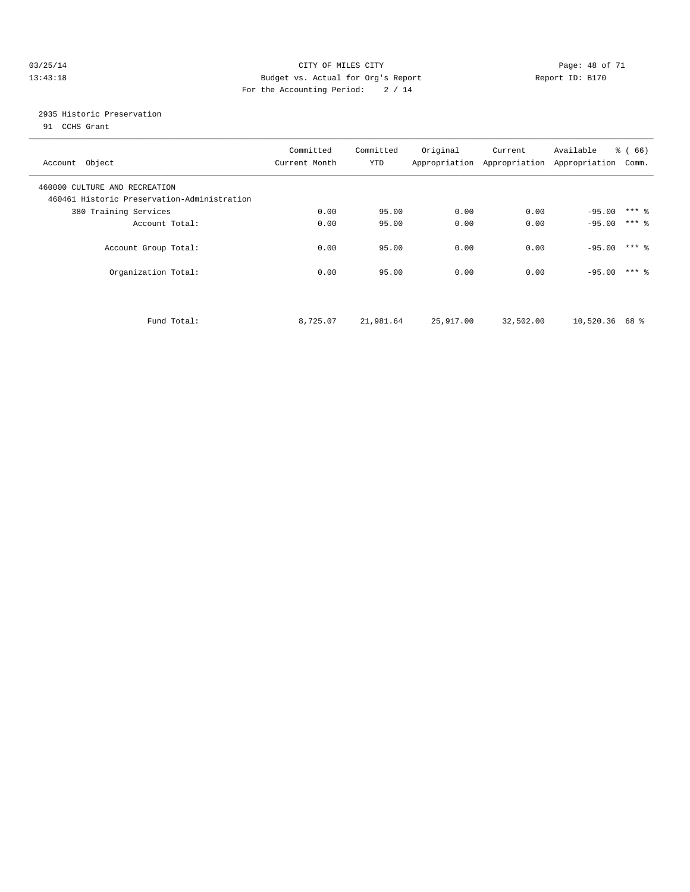CITY OF MILES CITY
Budget vs. Actual for Org's Report
For the Accounting Period: 2 / 14

03/25/14
13:43:18

Report ID: B170

## 2935 Historic Preservation

91 CCHS Grant

| Account Object | Committed Current Month | Committed YTD | Original Appropriation | Current Appropriation | Available Appropriation | % ( 66) Comm. |
|---|---|---|---|---|---|---|
| 460000 CULTURE AND RECREATION | | | | | | |
| 460461 Historic Preservation-Administration | | | | | | |
| 380 Training Services | 0.00 | 95.00 | 0.00 | 0.00 | -95.00 | *** % |
| Account Total: | 0.00 | 95.00 | 0.00 | 0.00 | -95.00 | *** % |
| Account Group Total: | 0.00 | 95.00 | 0.00 | 0.00 | -95.00 | *** % |
| Organization Total: | 0.00 | 95.00 | 0.00 | 0.00 | -95.00 | *** % |
| Fund Total: | 8,725.07 | 21,981.64 | 25,917.00 | 32,502.00 | 10,520.36 | 68 % |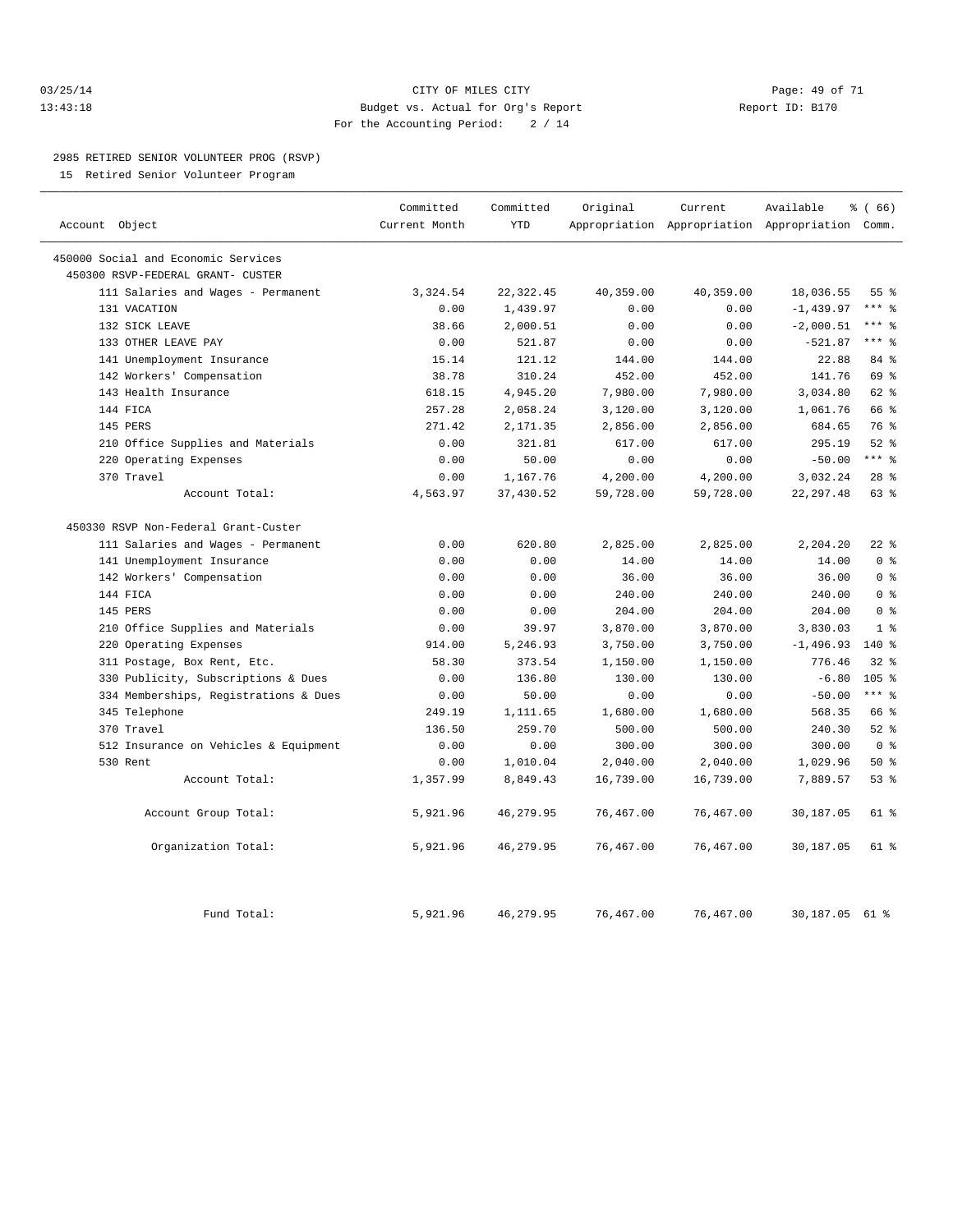CITY OF MILES CITY
Budget vs. Actual for Org's Report
For the Accounting Period: 2 / 14

03/25/14
13:43:18

Report ID: B170

## 2985 RETIRED SENIOR VOLUNTEER PROG (RSVP)

15 Retired Senior Volunteer Program

| Account Object | Committed Current Month | Committed YTD | Original Appropriation | Current Appropriation | Available Appropriation | % ( 66) Comm. |
|---|---|---|---|---|---|---|
| 450000 Social and Economic Services | | | | | | |
| 450300 RSVP-FEDERAL GRANT- CUSTER | | | | | | |
| 111 Salaries and Wages - Permanent | 3,324.54 | 22,322.45 | 40,359.00 | 40,359.00 | 18,036.55 | 55 % |
| 131 VACATION | 0.00 | 1,439.97 | 0.00 | 0.00 | -1,439.97 | *** % |
| 132 SICK LEAVE | 38.66 | 2,000.51 | 0.00 | 0.00 | -2,000.51 | *** % |
| 133 OTHER LEAVE PAY | 0.00 | 521.87 | 0.00 | 0.00 | -521.87 | *** % |
| 141 Unemployment Insurance | 15.14 | 121.12 | 144.00 | 144.00 | 22.88 | 84 % |
| 142 Workers' Compensation | 38.78 | 310.24 | 452.00 | 452.00 | 141.76 | 69 % |
| 143 Health Insurance | 618.15 | 4,945.20 | 7,980.00 | 7,980.00 | 3,034.80 | 62 % |
| 144 FICA | 257.28 | 2,058.24 | 3,120.00 | 3,120.00 | 1,061.76 | 66 % |
| 145 PERS | 271.42 | 2,171.35 | 2,856.00 | 2,856.00 | 684.65 | 76 % |
| 210 Office Supplies and Materials | 0.00 | 321.81 | 617.00 | 617.00 | 295.19 | 52 % |
| 220 Operating Expenses | 0.00 | 50.00 | 0.00 | 0.00 | -50.00 | *** % |
| 370 Travel | 0.00 | 1,167.76 | 4,200.00 | 4,200.00 | 3,032.24 | 28 % |
| Account Total: | 4,563.97 | 37,430.52 | 59,728.00 | 59,728.00 | 22,297.48 | 63 % |
| 450330 RSVP Non-Federal Grant-Custer | | | | | | |
| 111 Salaries and Wages - Permanent | 0.00 | 620.80 | 2,825.00 | 2,825.00 | 2,204.20 | 22 % |
| 141 Unemployment Insurance | 0.00 | 0.00 | 14.00 | 14.00 | 14.00 | 0 % |
| 142 Workers' Compensation | 0.00 | 0.00 | 36.00 | 36.00 | 36.00 | 0 % |
| 144 FICA | 0.00 | 0.00 | 240.00 | 240.00 | 240.00 | 0 % |
| 145 PERS | 0.00 | 0.00 | 204.00 | 204.00 | 204.00 | 0 % |
| 210 Office Supplies and Materials | 0.00 | 39.97 | 3,870.00 | 3,870.00 | 3,830.03 | 1 % |
| 220 Operating Expenses | 914.00 | 5,246.93 | 3,750.00 | 3,750.00 | -1,496.93 | 140 % |
| 311 Postage, Box Rent, Etc. | 58.30 | 373.54 | 1,150.00 | 1,150.00 | 776.46 | 32 % |
| 330 Publicity, Subscriptions & Dues | 0.00 | 136.80 | 130.00 | 130.00 | -6.80 | 105 % |
| 334 Memberships, Registrations & Dues | 0.00 | 50.00 | 0.00 | 0.00 | -50.00 | *** % |
| 345 Telephone | 249.19 | 1,111.65 | 1,680.00 | 1,680.00 | 568.35 | 66 % |
| 370 Travel | 136.50 | 259.70 | 500.00 | 500.00 | 240.30 | 52 % |
| 512 Insurance on Vehicles & Equipment | 0.00 | 0.00 | 300.00 | 300.00 | 300.00 | 0 % |
| 530 Rent | 0.00 | 1,010.04 | 2,040.00 | 2,040.00 | 1,029.96 | 50 % |
| Account Total: | 1,357.99 | 8,849.43 | 16,739.00 | 16,739.00 | 7,889.57 | 53 % |
| Account Group Total: | 5,921.96 | 46,279.95 | 76,467.00 | 76,467.00 | 30,187.05 | 61 % |
| Organization Total: | 5,921.96 | 46,279.95 | 76,467.00 | 76,467.00 | 30,187.05 | 61 % |
| Fund Total: | 5,921.96 | 46,279.95 | 76,467.00 | 76,467.00 | 30,187.05 | 61 % |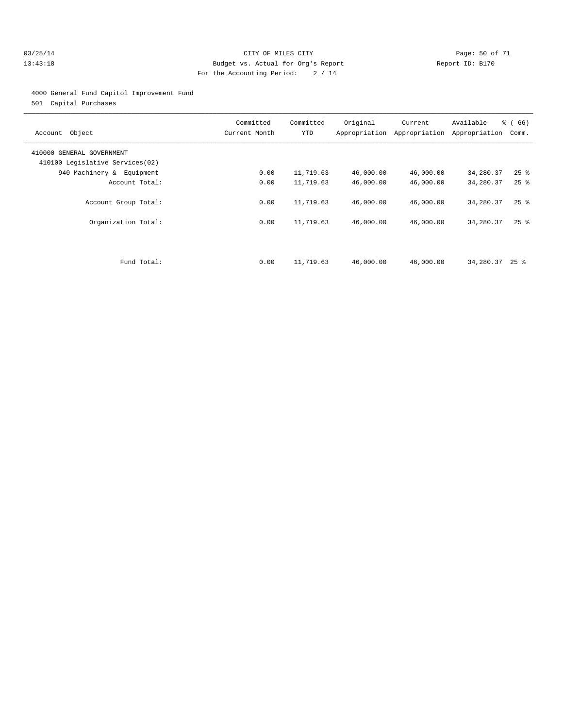CITY OF MILES CITY

Budget vs. Actual for Org's Report

For the Accounting Period: 2 / 14

4000 General Fund Capitol Improvement Fund

501 Capital Purchases

| Account Object | Committed Current Month | Committed YTD | Original Appropriation | Current Appropriation | Available Appropriation | % ( 66) Comm. |
|---|---|---|---|---|---|---|
| 410000 GENERAL GOVERNMENT | | | | | | |
| 410100 Legislative Services(02) | | | | | | |
| 940 Machinery & Equipment | 0.00 | 11,719.63 | 46,000.00 | 46,000.00 | 34,280.37 | 25 % |
| Account Total: | 0.00 | 11,719.63 | 46,000.00 | 46,000.00 | 34,280.37 | 25 % |
| Account Group Total: | 0.00 | 11,719.63 | 46,000.00 | 46,000.00 | 34,280.37 | 25 % |
| Organization Total: | 0.00 | 11,719.63 | 46,000.00 | 46,000.00 | 34,280.37 | 25 % |
| Fund Total: | 0.00 | 11,719.63 | 46,000.00 | 46,000.00 | 34,280.37 | 25 % |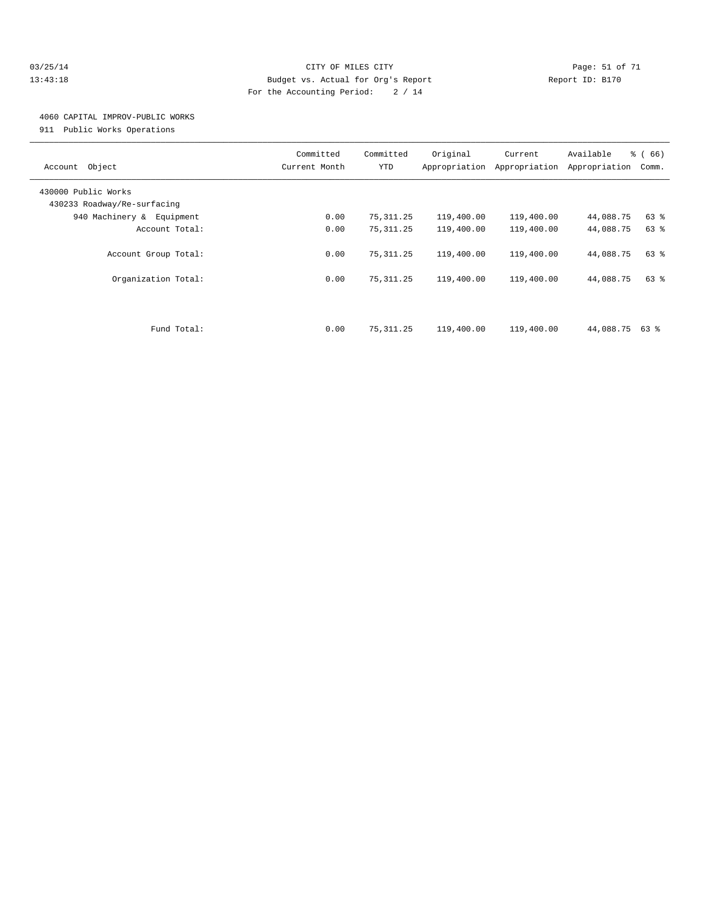CITY OF MILES CITY
Budget vs. Actual for Org's Report
For the Accounting Period: 2 / 14

03/25/14
13:43:18

Report ID: B170

4060 CAPITAL IMPROV-PUBLIC WORKS
911 Public Works Operations

| Account Object | Committed Current Month | Committed YTD | Original Appropriation | Current Appropriation | Available Appropriation | % ( 66) Comm. |
|---|---|---|---|---|---|---|
| 430000 Public Works | | | | | | |
| 430233 Roadway/Re-surfacing | | | | | | |
| 940 Machinery & Equipment | 0.00 | 75,311.25 | 119,400.00 | 119,400.00 | 44,088.75 | 63 % |
| Account Total: | 0.00 | 75,311.25 | 119,400.00 | 119,400.00 | 44,088.75 | 63 % |
| Account Group Total: | 0.00 | 75,311.25 | 119,400.00 | 119,400.00 | 44,088.75 | 63 % |
| Organization Total: | 0.00 | 75,311.25 | 119,400.00 | 119,400.00 | 44,088.75 | 63 % |
| Fund Total: | 0.00 | 75,311.25 | 119,400.00 | 119,400.00 | 44,088.75 | 63 % |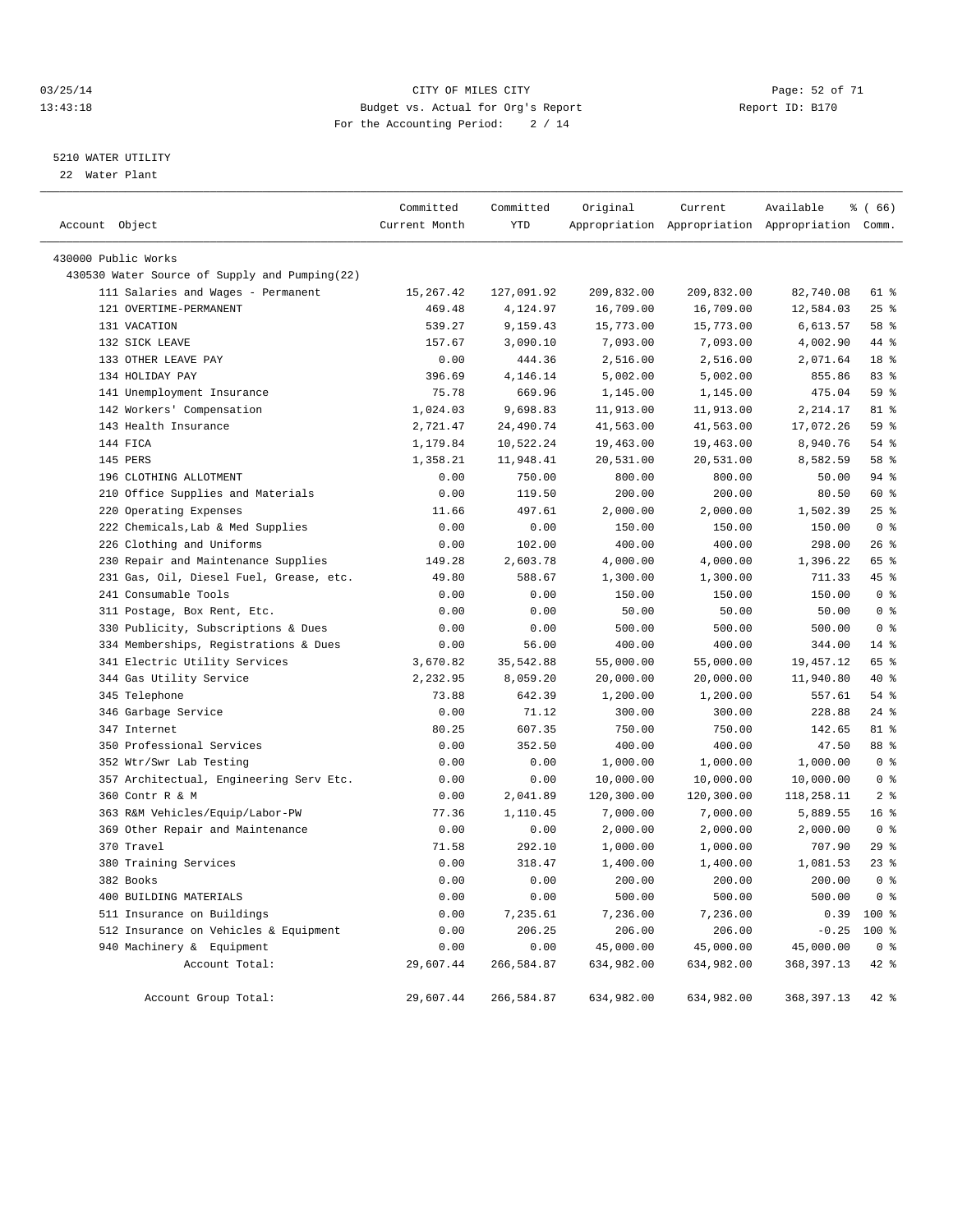CITY OF MILES CITY
Budget vs. Actual for Org's Report
For the Accounting Period: 2 / 14

03/25/14
13:43:18

Report ID: B170

5210 WATER UTILITY
22 Water Plant

| Account Object | Committed Current Month | Committed YTD | Original Appropriation | Current Appropriation | Available Appropriation | % ( 66) Comm. |
|---|---|---|---|---|---|---|
| 430000 Public Works | | | | | | |
| 430530 Water Source of Supply and Pumping(22) | | | | | | |
| 111 Salaries and Wages - Permanent | 15,267.42 | 127,091.92 | 209,832.00 | 209,832.00 | 82,740.08 | 61 % |
| 121 OVERTIME-PERMANENT | 469.48 | 4,124.97 | 16,709.00 | 16,709.00 | 12,584.03 | 25 % |
| 131 VACATION | 539.27 | 9,159.43 | 15,773.00 | 15,773.00 | 6,613.57 | 58 % |
| 132 SICK LEAVE | 157.67 | 3,090.10 | 7,093.00 | 7,093.00 | 4,002.90 | 44 % |
| 133 OTHER LEAVE PAY | 0.00 | 444.36 | 2,516.00 | 2,516.00 | 2,071.64 | 18 % |
| 134 HOLIDAY PAY | 396.69 | 4,146.14 | 5,002.00 | 5,002.00 | 855.86 | 83 % |
| 141 Unemployment Insurance | 75.78 | 669.96 | 1,145.00 | 1,145.00 | 475.04 | 59 % |
| 142 Workers' Compensation | 1,024.03 | 9,698.83 | 11,913.00 | 11,913.00 | 2,214.17 | 81 % |
| 143 Health Insurance | 2,721.47 | 24,490.74 | 41,563.00 | 41,563.00 | 17,072.26 | 59 % |
| 144 FICA | 1,179.84 | 10,522.24 | 19,463.00 | 19,463.00 | 8,940.76 | 54 % |
| 145 PERS | 1,358.21 | 11,948.41 | 20,531.00 | 20,531.00 | 8,582.59 | 58 % |
| 196 CLOTHING ALLOTMENT | 0.00 | 750.00 | 800.00 | 800.00 | 50.00 | 94 % |
| 210 Office Supplies and Materials | 0.00 | 119.50 | 200.00 | 200.00 | 80.50 | 60 % |
| 220 Operating Expenses | 11.66 | 497.61 | 2,000.00 | 2,000.00 | 1,502.39 | 25 % |
| 222 Chemicals,Lab & Med Supplies | 0.00 | 0.00 | 150.00 | 150.00 | 150.00 | 0 % |
| 226 Clothing and Uniforms | 0.00 | 102.00 | 400.00 | 400.00 | 298.00 | 26 % |
| 230 Repair and Maintenance Supplies | 149.28 | 2,603.78 | 4,000.00 | 4,000.00 | 1,396.22 | 65 % |
| 231 Gas, Oil, Diesel Fuel, Grease, etc. | 49.80 | 588.67 | 1,300.00 | 1,300.00 | 711.33 | 45 % |
| 241 Consumable Tools | 0.00 | 0.00 | 150.00 | 150.00 | 150.00 | 0 % |
| 311 Postage, Box Rent, Etc. | 0.00 | 0.00 | 50.00 | 50.00 | 50.00 | 0 % |
| 330 Publicity, Subscriptions & Dues | 0.00 | 0.00 | 500.00 | 500.00 | 500.00 | 0 % |
| 334 Memberships, Registrations & Dues | 0.00 | 56.00 | 400.00 | 400.00 | 344.00 | 14 % |
| 341 Electric Utility Services | 3,670.82 | 35,542.88 | 55,000.00 | 55,000.00 | 19,457.12 | 65 % |
| 344 Gas Utility Service | 2,232.95 | 8,059.20 | 20,000.00 | 20,000.00 | 11,940.80 | 40 % |
| 345 Telephone | 73.88 | 642.39 | 1,200.00 | 1,200.00 | 557.61 | 54 % |
| 346 Garbage Service | 0.00 | 71.12 | 300.00 | 300.00 | 228.88 | 24 % |
| 347 Internet | 80.25 | 607.35 | 750.00 | 750.00 | 142.65 | 81 % |
| 350 Professional Services | 0.00 | 352.50 | 400.00 | 400.00 | 47.50 | 88 % |
| 352 Wtr/Swr Lab Testing | 0.00 | 0.00 | 1,000.00 | 1,000.00 | 1,000.00 | 0 % |
| 357 Architectual, Engineering Serv Etc. | 0.00 | 0.00 | 10,000.00 | 10,000.00 | 10,000.00 | 0 % |
| 360 Contr R & M | 0.00 | 2,041.89 | 120,300.00 | 120,300.00 | 118,258.11 | 2 % |
| 363 R&M Vehicles/Equip/Labor-PW | 77.36 | 1,110.45 | 7,000.00 | 7,000.00 | 5,889.55 | 16 % |
| 369 Other Repair and Maintenance | 0.00 | 0.00 | 2,000.00 | 2,000.00 | 2,000.00 | 0 % |
| 370 Travel | 71.58 | 292.10 | 1,000.00 | 1,000.00 | 707.90 | 29 % |
| 380 Training Services | 0.00 | 318.47 | 1,400.00 | 1,400.00 | 1,081.53 | 23 % |
| 382 Books | 0.00 | 0.00 | 200.00 | 200.00 | 200.00 | 0 % |
| 400 BUILDING MATERIALS | 0.00 | 0.00 | 500.00 | 500.00 | 500.00 | 0 % |
| 511 Insurance on Buildings | 0.00 | 7,235.61 | 7,236.00 | 7,236.00 | 0.39 | 100 % |
| 512 Insurance on Vehicles & Equipment | 0.00 | 206.25 | 206.00 | 206.00 | -0.25 | 100 % |
| 940 Machinery & Equipment | 0.00 | 0.00 | 45,000.00 | 45,000.00 | 45,000.00 | 0 % |
| Account Total: | 29,607.44 | 266,584.87 | 634,982.00 | 634,982.00 | 368,397.13 | 42 % |
| Account Group Total: | 29,607.44 | 266,584.87 | 634,982.00 | 634,982.00 | 368,397.13 | 42 % |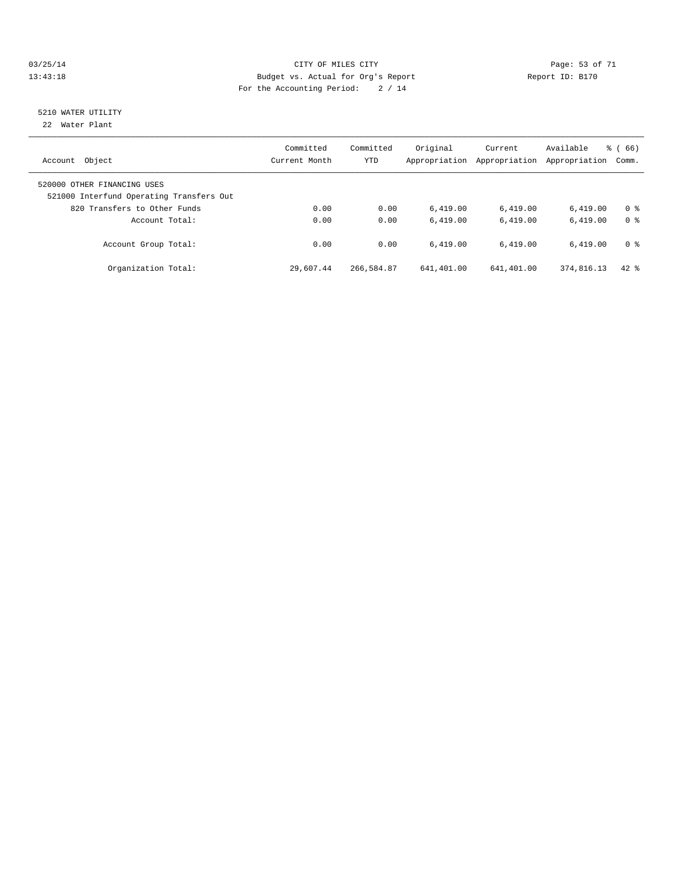CITY OF MILES CITY
Budget vs. Actual for Org's Report
For the Accounting Period: 2 / 14

03/25/14
13:43:18

Report ID: B170

## 5210 WATER UTILITY

22 Water Plant

| Account Object | Committed Current Month | Committed YTD | Original Appropriation | Current Appropriation | Available Appropriation | % ( 66) Comm. |
|---|---|---|---|---|---|---|
| 520000 OTHER FINANCING USES | | | | | | |
| 521000 Interfund Operating Transfers Out | | | | | | |
| 820 Transfers to Other Funds | 0.00 | 0.00 | 6,419.00 | 6,419.00 | 6,419.00 | 0 % |
| Account Total: | 0.00 | 0.00 | 6,419.00 | 6,419.00 | 6,419.00 | 0 % |
| Account Group Total: | 0.00 | 0.00 | 6,419.00 | 6,419.00 | 6,419.00 | 0 % |
| Organization Total: | 29,607.44 | 266,584.87 | 641,401.00 | 641,401.00 | 374,816.13 | 42 % |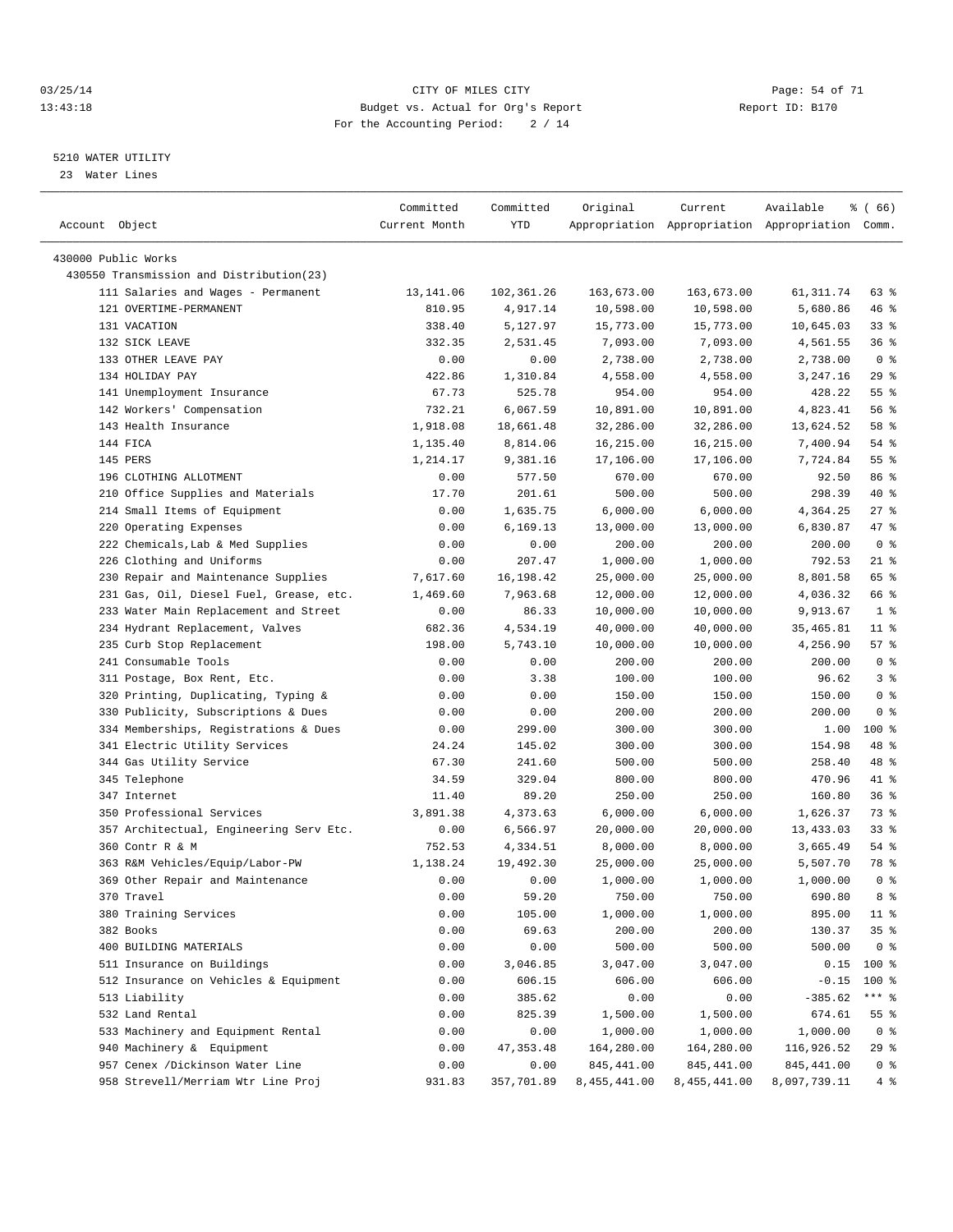CITY OF MILES CITY
Budget vs. Actual for Org's Report
For the Accounting Period: 2 / 14

03/25/14
13:43:18

Report ID: B170

## 5210 WATER UTILITY

23 Water Lines

| Account Object | Committed Current Month | Committed YTD | Original Appropriation | Current Appropriation | Available Appropriation | % ( 66) Comm. |
|---|---|---|---|---|---|---|
| 430000 Public Works | | | | | | |
| 430550 Transmission and Distribution(23) | | | | | | |
| 111 Salaries and Wages - Permanent | 13,141.06 | 102,361.26 | 163,673.00 | 163,673.00 | 61,311.74 | 63 % |
| 121 OVERTIME-PERMANENT | 810.95 | 4,917.14 | 10,598.00 | 10,598.00 | 5,680.86 | 46 % |
| 131 VACATION | 338.40 | 5,127.97 | 15,773.00 | 15,773.00 | 10,645.03 | 33 % |
| 132 SICK LEAVE | 332.35 | 2,531.45 | 7,093.00 | 7,093.00 | 4,561.55 | 36 % |
| 133 OTHER LEAVE PAY | 0.00 | 0.00 | 2,738.00 | 2,738.00 | 2,738.00 | 0 % |
| 134 HOLIDAY PAY | 422.86 | 1,310.84 | 4,558.00 | 4,558.00 | 3,247.16 | 29 % |
| 141 Unemployment Insurance | 67.73 | 525.78 | 954.00 | 954.00 | 428.22 | 55 % |
| 142 Workers' Compensation | 732.21 | 6,067.59 | 10,891.00 | 10,891.00 | 4,823.41 | 56 % |
| 143 Health Insurance | 1,918.08 | 18,661.48 | 32,286.00 | 32,286.00 | 13,624.52 | 58 % |
| 144 FICA | 1,135.40 | 8,814.06 | 16,215.00 | 16,215.00 | 7,400.94 | 54 % |
| 145 PERS | 1,214.17 | 9,381.16 | 17,106.00 | 17,106.00 | 7,724.84 | 55 % |
| 196 CLOTHING ALLOTMENT | 0.00 | 577.50 | 670.00 | 670.00 | 92.50 | 86 % |
| 210 Office Supplies and Materials | 17.70 | 201.61 | 500.00 | 500.00 | 298.39 | 40 % |
| 214 Small Items of Equipment | 0.00 | 1,635.75 | 6,000.00 | 6,000.00 | 4,364.25 | 27 % |
| 220 Operating Expenses | 0.00 | 6,169.13 | 13,000.00 | 13,000.00 | 6,830.87 | 47 % |
| 222 Chemicals,Lab & Med Supplies | 0.00 | 0.00 | 200.00 | 200.00 | 200.00 | 0 % |
| 226 Clothing and Uniforms | 0.00 | 207.47 | 1,000.00 | 1,000.00 | 792.53 | 21 % |
| 230 Repair and Maintenance Supplies | 7,617.60 | 16,198.42 | 25,000.00 | 25,000.00 | 8,801.58 | 65 % |
| 231 Gas, Oil, Diesel Fuel, Grease, etc. | 1,469.60 | 7,963.68 | 12,000.00 | 12,000.00 | 4,036.32 | 66 % |
| 233 Water Main Replacement and Street | 0.00 | 86.33 | 10,000.00 | 10,000.00 | 9,913.67 | 1 % |
| 234 Hydrant Replacement, Valves | 682.36 | 4,534.19 | 40,000.00 | 40,000.00 | 35,465.81 | 11 % |
| 235 Curb Stop Replacement | 198.00 | 5,743.10 | 10,000.00 | 10,000.00 | 4,256.90 | 57 % |
| 241 Consumable Tools | 0.00 | 0.00 | 200.00 | 200.00 | 200.00 | 0 % |
| 311 Postage, Box Rent, Etc. | 0.00 | 3.38 | 100.00 | 100.00 | 96.62 | 3 % |
| 320 Printing, Duplicating, Typing & | 0.00 | 0.00 | 150.00 | 150.00 | 150.00 | 0 % |
| 330 Publicity, Subscriptions & Dues | 0.00 | 0.00 | 200.00 | 200.00 | 200.00 | 0 % |
| 334 Memberships, Registrations & Dues | 0.00 | 299.00 | 300.00 | 300.00 | 1.00 | 100 % |
| 341 Electric Utility Services | 24.24 | 145.02 | 300.00 | 300.00 | 154.98 | 48 % |
| 344 Gas Utility Service | 67.30 | 241.60 | 500.00 | 500.00 | 258.40 | 48 % |
| 345 Telephone | 34.59 | 329.04 | 800.00 | 800.00 | 470.96 | 41 % |
| 347 Internet | 11.40 | 89.20 | 250.00 | 250.00 | 160.80 | 36 % |
| 350 Professional Services | 3,891.38 | 4,373.63 | 6,000.00 | 6,000.00 | 1,626.37 | 73 % |
| 357 Architectual, Engineering Serv Etc. | 0.00 | 6,566.97 | 20,000.00 | 20,000.00 | 13,433.03 | 33 % |
| 360 Contr R & M | 752.53 | 4,334.51 | 8,000.00 | 8,000.00 | 3,665.49 | 54 % |
| 363 R&M Vehicles/Equip/Labor-PW | 1,138.24 | 19,492.30 | 25,000.00 | 25,000.00 | 5,507.70 | 78 % |
| 369 Other Repair and Maintenance | 0.00 | 0.00 | 1,000.00 | 1,000.00 | 1,000.00 | 0 % |
| 370 Travel | 0.00 | 59.20 | 750.00 | 750.00 | 690.80 | 8 % |
| 380 Training Services | 0.00 | 105.00 | 1,000.00 | 1,000.00 | 895.00 | 11 % |
| 382 Books | 0.00 | 69.63 | 200.00 | 200.00 | 130.37 | 35 % |
| 400 BUILDING MATERIALS | 0.00 | 0.00 | 500.00 | 500.00 | 500.00 | 0 % |
| 511 Insurance on Buildings | 0.00 | 3,046.85 | 3,047.00 | 3,047.00 | 0.15 | 100 % |
| 512 Insurance on Vehicles & Equipment | 0.00 | 606.15 | 606.00 | 606.00 | -0.15 | 100 % |
| 513 Liability | 0.00 | 385.62 | 0.00 | 0.00 | -385.62 | *** % |
| 532 Land Rental | 0.00 | 825.39 | 1,500.00 | 1,500.00 | 674.61 | 55 % |
| 533 Machinery and Equipment Rental | 0.00 | 0.00 | 1,000.00 | 1,000.00 | 1,000.00 | 0 % |
| 940 Machinery & Equipment | 0.00 | 47,353.48 | 164,280.00 | 164,280.00 | 116,926.52 | 29 % |
| 957 Cenex /Dickinson Water Line | 0.00 | 0.00 | 845,441.00 | 845,441.00 | 845,441.00 | 0 % |
| 958 Strevell/Merriam Wtr Line Proj | 931.83 | 357,701.89 | 8,455,441.00 | 8,455,441.00 | 8,097,739.11 | 4 % |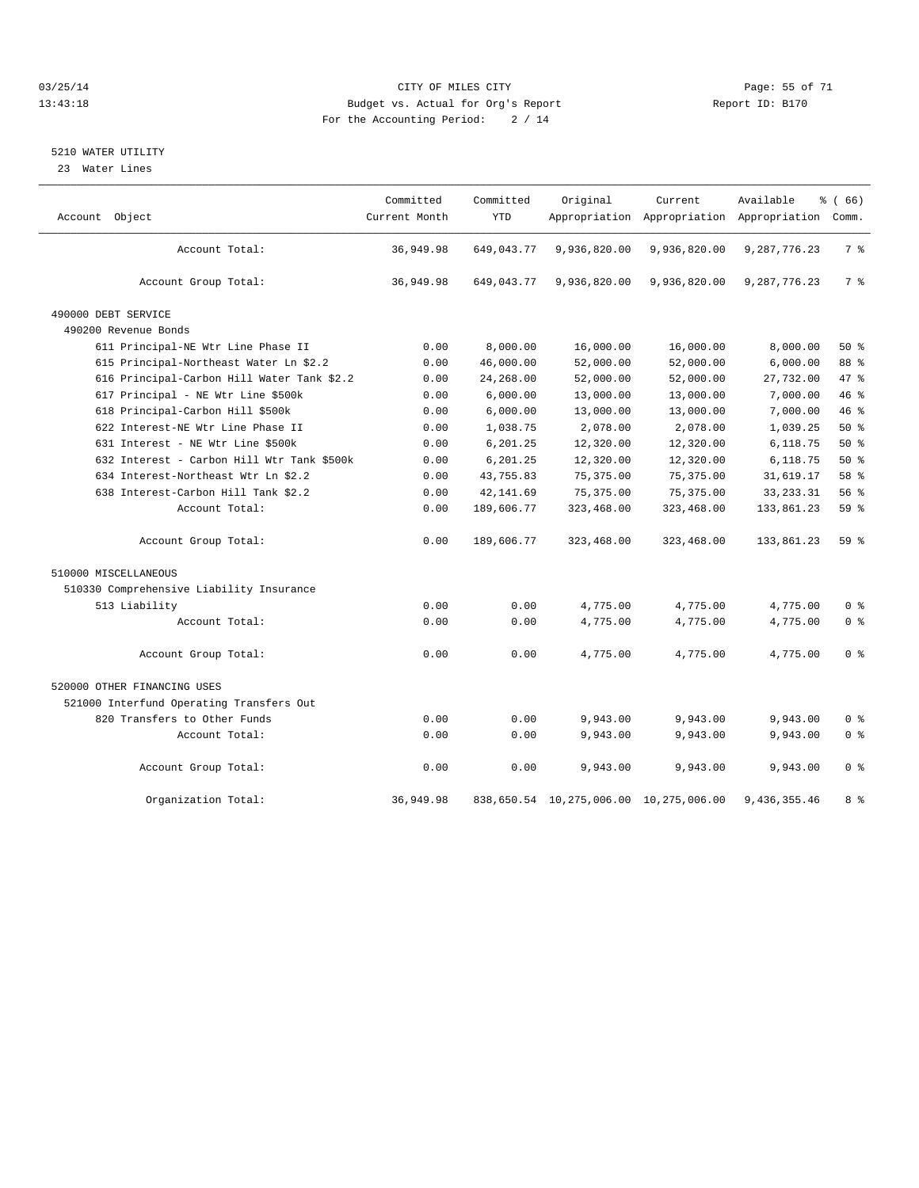CITY OF MILES CITY
Budget vs. Actual for Org's Report
For the Accounting Period: 2 / 14

03/25/14
13:43:18

Report ID: B170

## 5210 WATER UTILITY

23 Water Lines

| Account Object | Committed Current Month | Committed YTD | Original Appropriation | Current Appropriation | Available Appropriation | % ( 66) Comm. |
|---|---|---|---|---|---|---|
| Account Total: | 36,949.98 | 649,043.77 | 9,936,820.00 | 9,936,820.00 | 9,287,776.23 | 7 % |
| Account Group Total: | 36,949.98 | 649,043.77 | 9,936,820.00 | 9,936,820.00 | 9,287,776.23 | 7 % |
| 490000 DEBT SERVICE | | | | | | |
| 490200 Revenue Bonds | | | | | | |
| 611 Principal-NE Wtr Line Phase II | 0.00 | 8,000.00 | 16,000.00 | 16,000.00 | 8,000.00 | 50 % |
| 615 Principal-Northeast Water Ln $2.2 | 0.00 | 46,000.00 | 52,000.00 | 52,000.00 | 6,000.00 | 88 % |
| 616 Principal-Carbon Hill Water Tank $2.2 | 0.00 | 24,268.00 | 52,000.00 | 52,000.00 | 27,732.00 | 47 % |
| 617 Principal - NE Wtr Line $500k | 0.00 | 6,000.00 | 13,000.00 | 13,000.00 | 7,000.00 | 46 % |
| 618 Principal-Carbon Hill $500k | 0.00 | 6,000.00 | 13,000.00 | 13,000.00 | 7,000.00 | 46 % |
| 622 Interest-NE Wtr Line Phase II | 0.00 | 1,038.75 | 2,078.00 | 2,078.00 | 1,039.25 | 50 % |
| 631 Interest - NE Wtr Line $500k | 0.00 | 6,201.25 | 12,320.00 | 12,320.00 | 6,118.75 | 50 % |
| 632 Interest - Carbon Hill Wtr Tank $500k | 0.00 | 6,201.25 | 12,320.00 | 12,320.00 | 6,118.75 | 50 % |
| 634 Interest-Northeast Wtr Ln $2.2 | 0.00 | 43,755.83 | 75,375.00 | 75,375.00 | 31,619.17 | 58 % |
| 638 Interest-Carbon Hill Tank $2.2 | 0.00 | 42,141.69 | 75,375.00 | 75,375.00 | 33,233.31 | 56 % |
| Account Total: | 0.00 | 189,606.77 | 323,468.00 | 323,468.00 | 133,861.23 | 59 % |
| Account Group Total: | 0.00 | 189,606.77 | 323,468.00 | 323,468.00 | 133,861.23 | 59 % |
| 510000 MISCELLANEOUS | | | | | | |
| 510330 Comprehensive Liability Insurance | | | | | | |
| 513 Liability | 0.00 | 0.00 | 4,775.00 | 4,775.00 | 4,775.00 | 0 % |
| Account Total: | 0.00 | 0.00 | 4,775.00 | 4,775.00 | 4,775.00 | 0 % |
| Account Group Total: | 0.00 | 0.00 | 4,775.00 | 4,775.00 | 4,775.00 | 0 % |
| 520000 OTHER FINANCING USES | | | | | | |
| 521000 Interfund Operating Transfers Out | | | | | | |
| 820 Transfers to Other Funds | 0.00 | 0.00 | 9,943.00 | 9,943.00 | 9,943.00 | 0 % |
| Account Total: | 0.00 | 0.00 | 9,943.00 | 9,943.00 | 9,943.00 | 0 % |
| Account Group Total: | 0.00 | 0.00 | 9,943.00 | 9,943.00 | 9,943.00 | 0 % |
| Organization Total: | 36,949.98 | 838,650.54 | 10,275,006.00 | 10,275,006.00 | 9,436,355.46 | 8 % |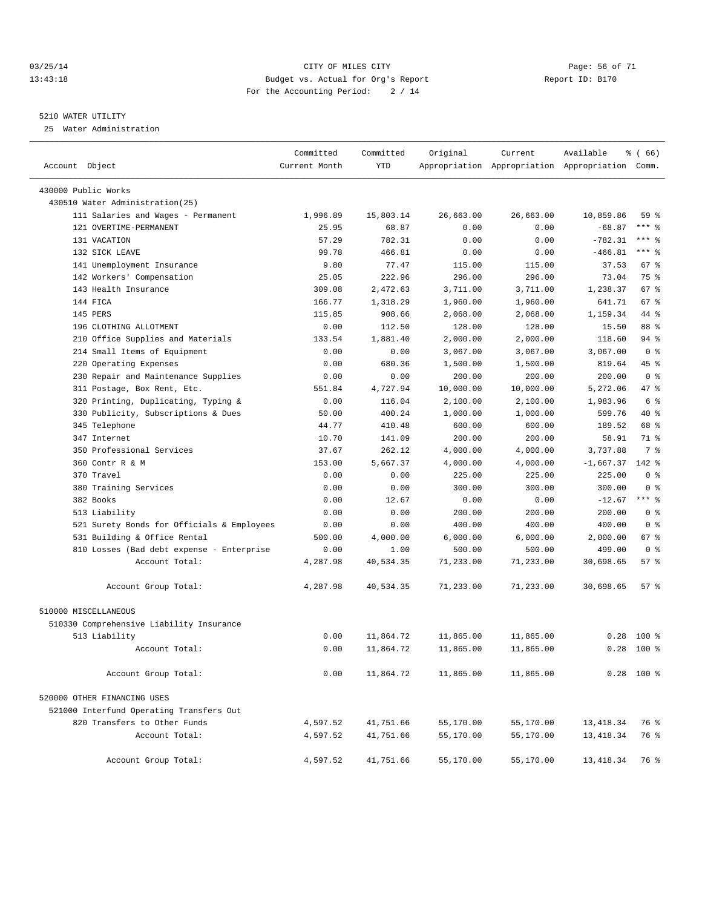CITY OF MILES CITY
Budget vs. Actual for Org's Report
For the Accounting Period: 2 / 14

Report ID: B170

## 5210 WATER UTILITY

25 Water Administration

| Account Object | Committed Current Month | Committed YTD | Original Appropriation | Current Appropriation | Available Appropriation | % ( 66) Comm. |
|---|---|---|---|---|---|---|
| 430000 Public Works | | | | | | |
| 430510 Water Administration(25) | | | | | | |
| 111 Salaries and Wages - Permanent | 1,996.89 | 15,803.14 | 26,663.00 | 26,663.00 | 10,859.86 | 59 % |
| 121 OVERTIME-PERMANENT | 25.95 | 68.87 | 0.00 | 0.00 | -68.87 | *** % |
| 131 VACATION | 57.29 | 782.31 | 0.00 | 0.00 | -782.31 | *** % |
| 132 SICK LEAVE | 99.78 | 466.81 | 0.00 | 0.00 | -466.81 | *** % |
| 141 Unemployment Insurance | 9.80 | 77.47 | 115.00 | 115.00 | 37.53 | 67 % |
| 142 Workers' Compensation | 25.05 | 222.96 | 296.00 | 296.00 | 73.04 | 75 % |
| 143 Health Insurance | 309.08 | 2,472.63 | 3,711.00 | 3,711.00 | 1,238.37 | 67 % |
| 144 FICA | 166.77 | 1,318.29 | 1,960.00 | 1,960.00 | 641.71 | 67 % |
| 145 PERS | 115.85 | 908.66 | 2,068.00 | 2,068.00 | 1,159.34 | 44 % |
| 196 CLOTHING ALLOTMENT | 0.00 | 112.50 | 128.00 | 128.00 | 15.50 | 88 % |
| 210 Office Supplies and Materials | 133.54 | 1,881.40 | 2,000.00 | 2,000.00 | 118.60 | 94 % |
| 214 Small Items of Equipment | 0.00 | 0.00 | 3,067.00 | 3,067.00 | 3,067.00 | 0 % |
| 220 Operating Expenses | 0.00 | 680.36 | 1,500.00 | 1,500.00 | 819.64 | 45 % |
| 230 Repair and Maintenance Supplies | 0.00 | 0.00 | 200.00 | 200.00 | 200.00 | 0 % |
| 311 Postage, Box Rent, Etc. | 551.84 | 4,727.94 | 10,000.00 | 10,000.00 | 5,272.06 | 47 % |
| 320 Printing, Duplicating, Typing & | 0.00 | 116.04 | 2,100.00 | 2,100.00 | 1,983.96 | 6 % |
| 330 Publicity, Subscriptions & Dues | 50.00 | 400.24 | 1,000.00 | 1,000.00 | 599.76 | 40 % |
| 345 Telephone | 44.77 | 410.48 | 600.00 | 600.00 | 189.52 | 68 % |
| 347 Internet | 10.70 | 141.09 | 200.00 | 200.00 | 58.91 | 71 % |
| 350 Professional Services | 37.67 | 262.12 | 4,000.00 | 4,000.00 | 3,737.88 | 7 % |
| 360 Contr R & M | 153.00 | 5,667.37 | 4,000.00 | 4,000.00 | -1,667.37 | 142 % |
| 370 Travel | 0.00 | 0.00 | 225.00 | 225.00 | 225.00 | 0 % |
| 380 Training Services | 0.00 | 0.00 | 300.00 | 300.00 | 300.00 | 0 % |
| 382 Books | 0.00 | 12.67 | 0.00 | 0.00 | -12.67 | *** % |
| 513 Liability | 0.00 | 0.00 | 200.00 | 200.00 | 200.00 | 0 % |
| 521 Surety Bonds for Officials & Employees | 0.00 | 0.00 | 400.00 | 400.00 | 400.00 | 0 % |
| 531 Building & Office Rental | 500.00 | 4,000.00 | 6,000.00 | 6,000.00 | 2,000.00 | 67 % |
| 810 Losses (Bad debt expense - Enterprise | 0.00 | 1.00 | 500.00 | 500.00 | 499.00 | 0 % |
| Account Total: | 4,287.98 | 40,534.35 | 71,233.00 | 71,233.00 | 30,698.65 | 57 % |
| Account Group Total: | 4,287.98 | 40,534.35 | 71,233.00 | 71,233.00 | 30,698.65 | 57 % |
| 510000 MISCELLANEOUS | | | | | | |
| 510330 Comprehensive Liability Insurance | | | | | | |
| 513 Liability | 0.00 | 11,864.72 | 11,865.00 | 11,865.00 | 0.28 | 100 % |
| Account Total: | 0.00 | 11,864.72 | 11,865.00 | 11,865.00 | 0.28 | 100 % |
| Account Group Total: | 0.00 | 11,864.72 | 11,865.00 | 11,865.00 | 0.28 | 100 % |
| 520000 OTHER FINANCING USES | | | | | | |
| 521000 Interfund Operating Transfers Out | | | | | | |
| 820 Transfers to Other Funds | 4,597.52 | 41,751.66 | 55,170.00 | 55,170.00 | 13,418.34 | 76 % |
| Account Total: | 4,597.52 | 41,751.66 | 55,170.00 | 55,170.00 | 13,418.34 | 76 % |
| Account Group Total: | 4,597.52 | 41,751.66 | 55,170.00 | 55,170.00 | 13,418.34 | 76 % |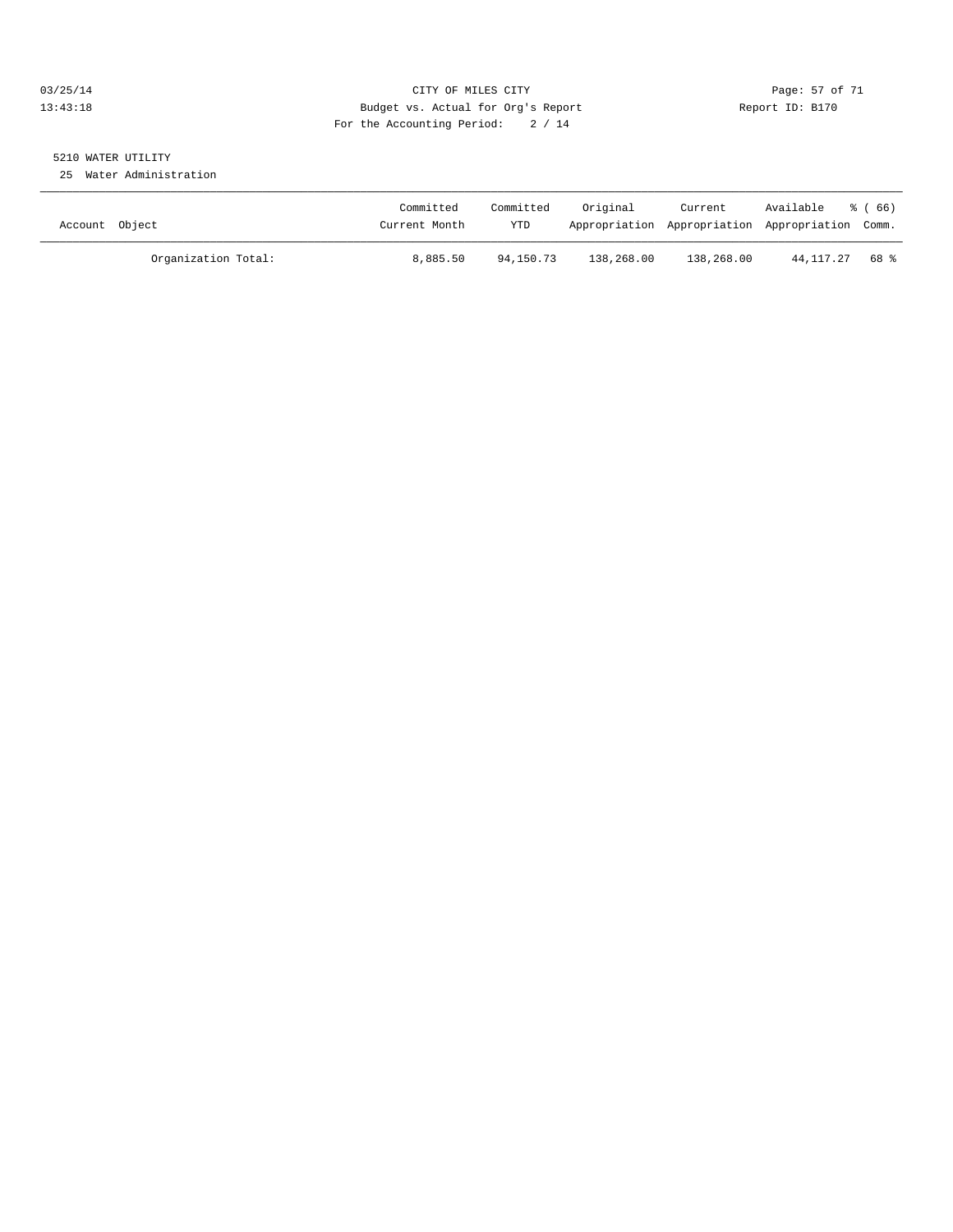CITY OF MILES CITY

Budget vs. Actual for Org's Report

For the Accounting Period: 2 / 14

5210 WATER UTILITY

25 Water Administration

| Account Object | Committed Current Month | Committed YTD | Original Appropriation | Current Appropriation | Available Appropriation | % ( 66) Comm. |
|---|---|---|---|---|---|---|
| Organization Total: | 8,885.50 | 94,150.73 | 138,268.00 | 138,268.00 | 44,117.27 | 68 % |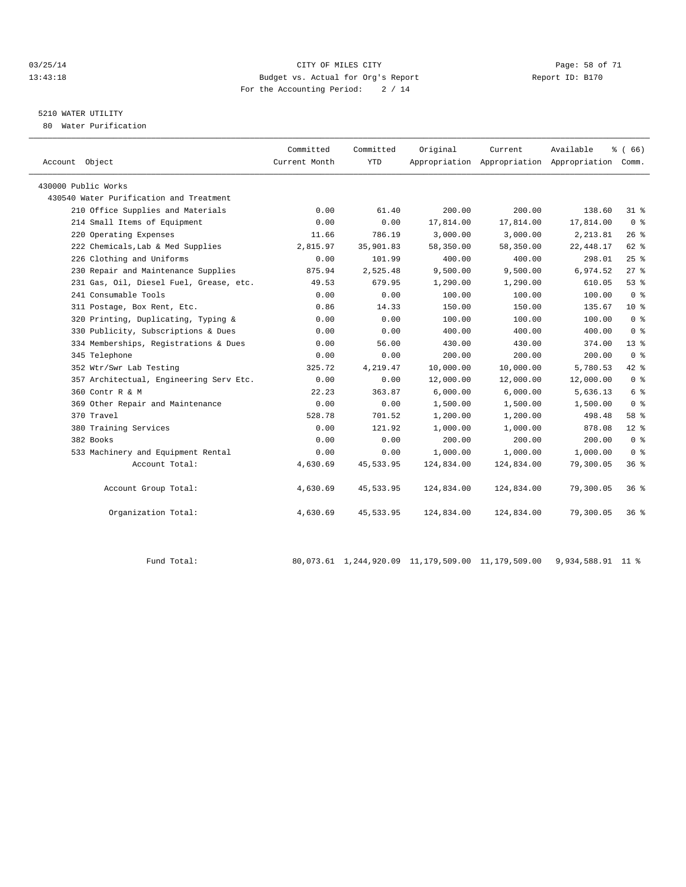CITY OF MILES CITY
Budget vs. Actual for Org's Report
For the Accounting Period: 2 / 14

03/25/14
13:43:18

Report ID: B170

5210 WATER UTILITY
80 Water Purification

| Account Object | Committed Current Month | Committed YTD | Original Appropriation | Current Appropriation | Available Appropriation | % ( 66) Comm. |
|---|---|---|---|---|---|---|
| 430000 Public Works | | | | | | |
| 430540 Water Purification and Treatment | | | | | | |
| 210 Office Supplies and Materials | 0.00 | 61.40 | 200.00 | 200.00 | 138.60 | 31 % |
| 214 Small Items of Equipment | 0.00 | 0.00 | 17,814.00 | 17,814.00 | 17,814.00 | 0 % |
| 220 Operating Expenses | 11.66 | 786.19 | 3,000.00 | 3,000.00 | 2,213.81 | 26 % |
| 222 Chemicals,Lab & Med Supplies | 2,815.97 | 35,901.83 | 58,350.00 | 58,350.00 | 22,448.17 | 62 % |
| 226 Clothing and Uniforms | 0.00 | 101.99 | 400.00 | 400.00 | 298.01 | 25 % |
| 230 Repair and Maintenance Supplies | 875.94 | 2,525.48 | 9,500.00 | 9,500.00 | 6,974.52 | 27 % |
| 231 Gas, Oil, Diesel Fuel, Grease, etc. | 49.53 | 679.95 | 1,290.00 | 1,290.00 | 610.05 | 53 % |
| 241 Consumable Tools | 0.00 | 0.00 | 100.00 | 100.00 | 100.00 | 0 % |
| 311 Postage, Box Rent, Etc. | 0.86 | 14.33 | 150.00 | 150.00 | 135.67 | 10 % |
| 320 Printing, Duplicating, Typing & | 0.00 | 0.00 | 100.00 | 100.00 | 100.00 | 0 % |
| 330 Publicity, Subscriptions & Dues | 0.00 | 0.00 | 400.00 | 400.00 | 400.00 | 0 % |
| 334 Memberships, Registrations & Dues | 0.00 | 56.00 | 430.00 | 430.00 | 374.00 | 13 % |
| 345 Telephone | 0.00 | 0.00 | 200.00 | 200.00 | 200.00 | 0 % |
| 352 Wtr/Swr Lab Testing | 325.72 | 4,219.47 | 10,000.00 | 10,000.00 | 5,780.53 | 42 % |
| 357 Architectual, Engineering Serv Etc. | 0.00 | 0.00 | 12,000.00 | 12,000.00 | 12,000.00 | 0 % |
| 360 Contr R & M | 22.23 | 363.87 | 6,000.00 | 6,000.00 | 5,636.13 | 6 % |
| 369 Other Repair and Maintenance | 0.00 | 0.00 | 1,500.00 | 1,500.00 | 1,500.00 | 0 % |
| 370 Travel | 528.78 | 701.52 | 1,200.00 | 1,200.00 | 498.48 | 58 % |
| 380 Training Services | 0.00 | 121.92 | 1,000.00 | 1,000.00 | 878.08 | 12 % |
| 382 Books | 0.00 | 0.00 | 200.00 | 200.00 | 200.00 | 0 % |
| 533 Machinery and Equipment Rental | 0.00 | 0.00 | 1,000.00 | 1,000.00 | 1,000.00 | 0 % |
| Account Total: | 4,630.69 | 45,533.95 | 124,834.00 | 124,834.00 | 79,300.05 | 36 % |
| Account Group Total: | 4,630.69 | 45,533.95 | 124,834.00 | 124,834.00 | 79,300.05 | 36 % |
| Organization Total: | 4,630.69 | 45,533.95 | 124,834.00 | 124,834.00 | 79,300.05 | 36 % |
| Fund Total: | 80,073.61 | 1,244,920.09 | 11,179,509.00 | 11,179,509.00 | 9,934,588.91 | 11 % |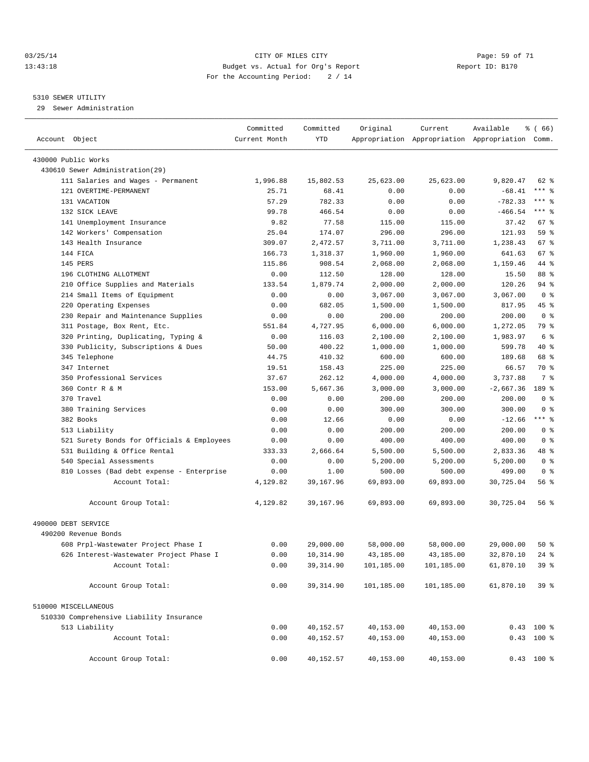CITY OF MILES CITY
Budget vs. Actual for Org's Report
For the Accounting Period: 2 / 14

5310 SEWER UTILITY
29 Sewer Administration

| Account Object | Committed Current Month | Committed YTD | Original Appropriation | Current Appropriation | Available Appropriation | % ( 66) Comm. |
|---|---|---|---|---|---|---|
| 430000 Public Works | | | | | | |
| 430610 Sewer Administration(29) | | | | | | |
| 111 Salaries and Wages - Permanent | 1,996.88 | 15,802.53 | 25,623.00 | 25,623.00 | 9,820.47 | 62 % |
| 121 OVERTIME-PERMANENT | 25.71 | 68.41 | 0.00 | 0.00 | -68.41 | *** % |
| 131 VACATION | 57.29 | 782.33 | 0.00 | 0.00 | -782.33 | *** % |
| 132 SICK LEAVE | 99.78 | 466.54 | 0.00 | 0.00 | -466.54 | *** % |
| 141 Unemployment Insurance | 9.82 | 77.58 | 115.00 | 115.00 | 37.42 | 67 % |
| 142 Workers' Compensation | 25.04 | 174.07 | 296.00 | 296.00 | 121.93 | 59 % |
| 143 Health Insurance | 309.07 | 2,472.57 | 3,711.00 | 3,711.00 | 1,238.43 | 67 % |
| 144 FICA | 166.73 | 1,318.37 | 1,960.00 | 1,960.00 | 641.63 | 67 % |
| 145 PERS | 115.86 | 908.54 | 2,068.00 | 2,068.00 | 1,159.46 | 44 % |
| 196 CLOTHING ALLOTMENT | 0.00 | 112.50 | 128.00 | 128.00 | 15.50 | 88 % |
| 210 Office Supplies and Materials | 133.54 | 1,879.74 | 2,000.00 | 2,000.00 | 120.26 | 94 % |
| 214 Small Items of Equipment | 0.00 | 0.00 | 3,067.00 | 3,067.00 | 3,067.00 | 0 % |
| 220 Operating Expenses | 0.00 | 682.05 | 1,500.00 | 1,500.00 | 817.95 | 45 % |
| 230 Repair and Maintenance Supplies | 0.00 | 0.00 | 200.00 | 200.00 | 200.00 | 0 % |
| 311 Postage, Box Rent, Etc. | 551.84 | 4,727.95 | 6,000.00 | 6,000.00 | 1,272.05 | 79 % |
| 320 Printing, Duplicating, Typing & | 0.00 | 116.03 | 2,100.00 | 2,100.00 | 1,983.97 | 6 % |
| 330 Publicity, Subscriptions & Dues | 50.00 | 400.22 | 1,000.00 | 1,000.00 | 599.78 | 40 % |
| 345 Telephone | 44.75 | 410.32 | 600.00 | 600.00 | 189.68 | 68 % |
| 347 Internet | 19.51 | 158.43 | 225.00 | 225.00 | 66.57 | 70 % |
| 350 Professional Services | 37.67 | 262.12 | 4,000.00 | 4,000.00 | 3,737.88 | 7 % |
| 360 Contr R & M | 153.00 | 5,667.36 | 3,000.00 | 3,000.00 | -2,667.36 | 189 % |
| 370 Travel | 0.00 | 0.00 | 200.00 | 200.00 | 200.00 | 0 % |
| 380 Training Services | 0.00 | 0.00 | 300.00 | 300.00 | 300.00 | 0 % |
| 382 Books | 0.00 | 12.66 | 0.00 | 0.00 | -12.66 | *** % |
| 513 Liability | 0.00 | 0.00 | 200.00 | 200.00 | 200.00 | 0 % |
| 521 Surety Bonds for Officials & Employees | 0.00 | 0.00 | 400.00 | 400.00 | 400.00 | 0 % |
| 531 Building & Office Rental | 333.33 | 2,666.64 | 5,500.00 | 5,500.00 | 2,833.36 | 48 % |
| 540 Special Assessments | 0.00 | 0.00 | 5,200.00 | 5,200.00 | 5,200.00 | 0 % |
| 810 Losses (Bad debt expense - Enterprise | 0.00 | 1.00 | 500.00 | 500.00 | 499.00 | 0 % |
| Account Total: | 4,129.82 | 39,167.96 | 69,893.00 | 69,893.00 | 30,725.04 | 56 % |
| Account Group Total: | 4,129.82 | 39,167.96 | 69,893.00 | 69,893.00 | 30,725.04 | 56 % |
| 490000 DEBT SERVICE | | | | | | |
| 490200 Revenue Bonds | | | | | | |
| 608 Prpl-Wastewater Project Phase I | 0.00 | 29,000.00 | 58,000.00 | 58,000.00 | 29,000.00 | 50 % |
| 626 Interest-Wastewater Project Phase I | 0.00 | 10,314.90 | 43,185.00 | 43,185.00 | 32,870.10 | 24 % |
| Account Total: | 0.00 | 39,314.90 | 101,185.00 | 101,185.00 | 61,870.10 | 39 % |
| Account Group Total: | 0.00 | 39,314.90 | 101,185.00 | 101,185.00 | 61,870.10 | 39 % |
| 510000 MISCELLANEOUS | | | | | | |
| 510330 Comprehensive Liability Insurance | | | | | | |
| 513 Liability | 0.00 | 40,152.57 | 40,153.00 | 40,153.00 | 0.43 | 100 % |
| Account Total: | 0.00 | 40,152.57 | 40,153.00 | 40,153.00 | 0.43 | 100 % |
| Account Group Total: | 0.00 | 40,152.57 | 40,153.00 | 40,153.00 | 0.43 | 100 % |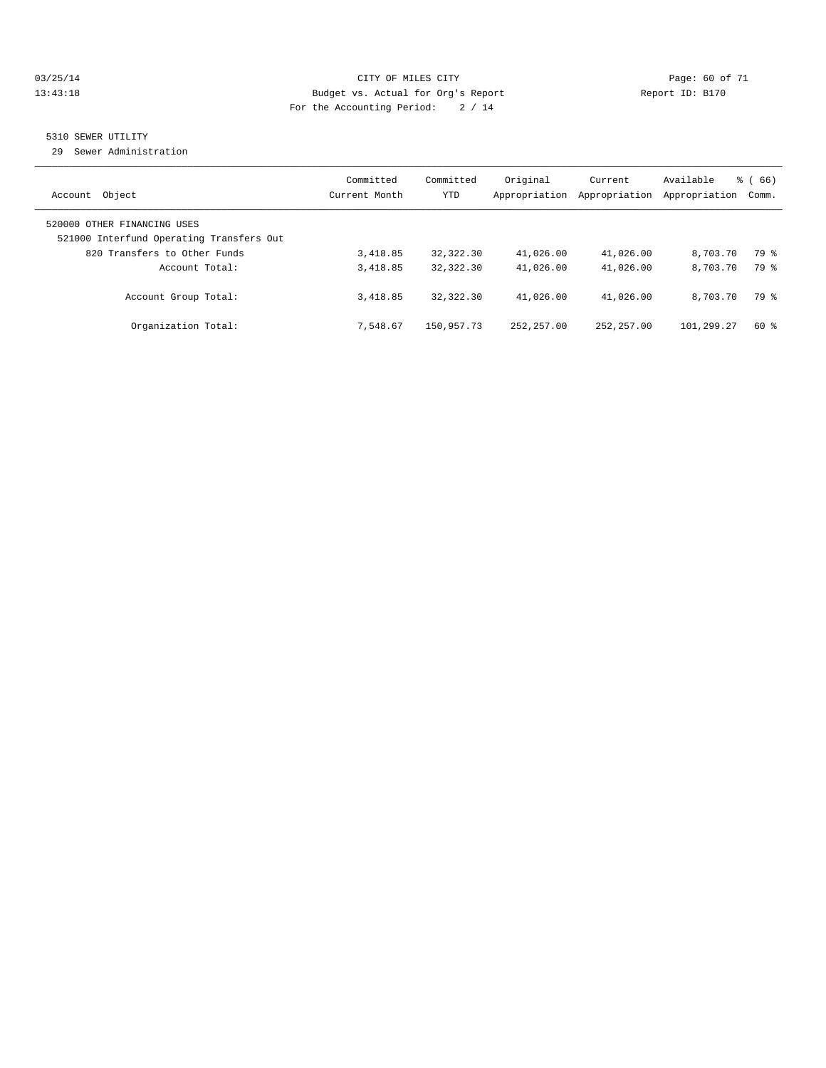CITY OF MILES CITY
Budget vs. Actual for Org's Report
For the Accounting Period: 2 / 14

03/25/14
13:43:18

Report ID: B170

## 5310 SEWER UTILITY

29 Sewer Administration

| Account Object | Committed Current Month | Committed YTD | Original Appropriation | Current Appropriation | Available Appropriation | % ( 66) Comm. |
|---|---|---|---|---|---|---|
| 520000 OTHER FINANCING USES | | | | | | |
| 521000 Interfund Operating Transfers Out | | | | | | |
| 820 Transfers to Other Funds | 3,418.85 | 32,322.30 | 41,026.00 | 41,026.00 | 8,703.70 | 79 % |
| Account Total: | 3,418.85 | 32,322.30 | 41,026.00 | 41,026.00 | 8,703.70 | 79 % |
| Account Group Total: | 3,418.85 | 32,322.30 | 41,026.00 | 41,026.00 | 8,703.70 | 79 % |
| Organization Total: | 7,548.67 | 150,957.73 | 252,257.00 | 252,257.00 | 101,299.27 | 60 % |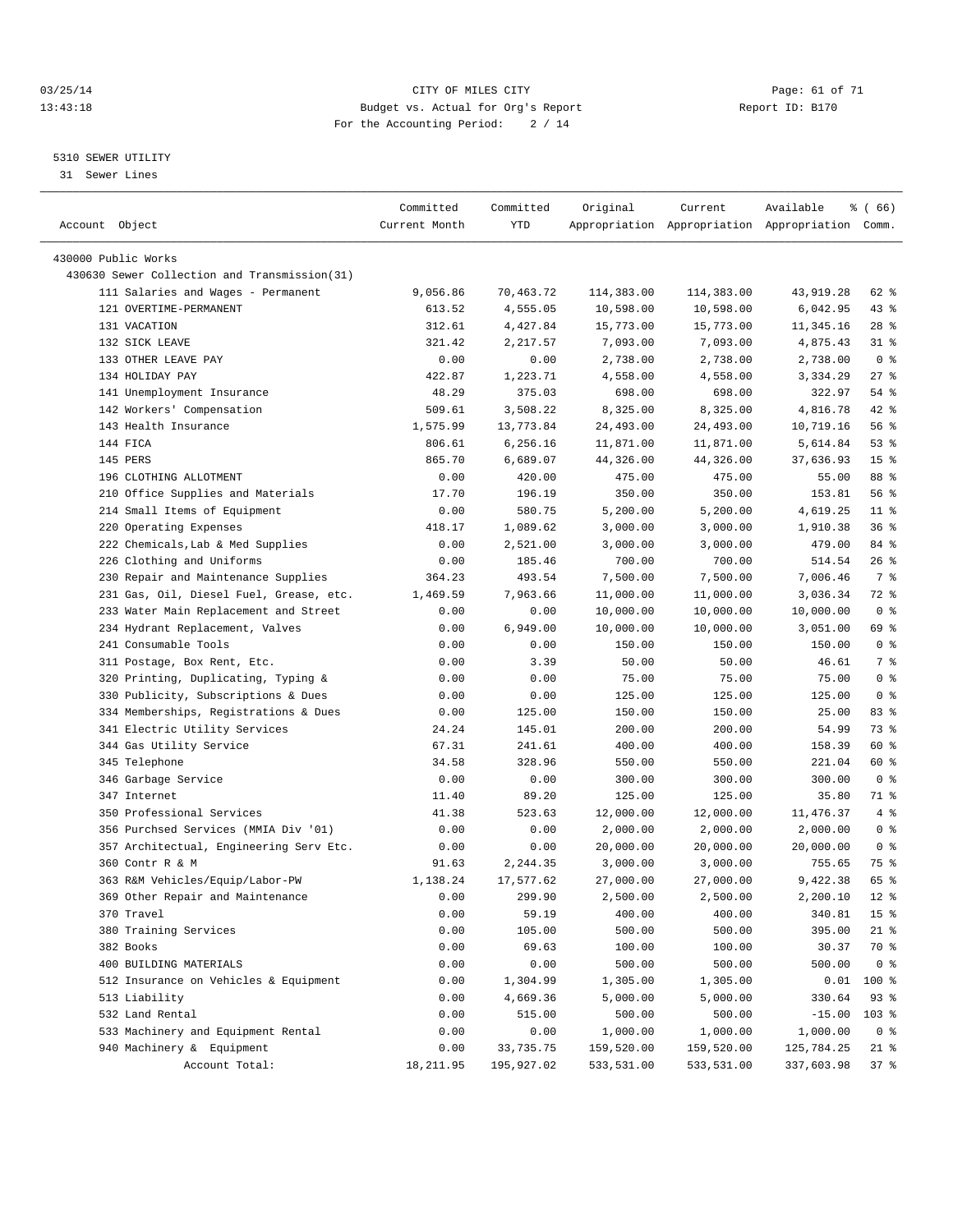CITY OF MILES CITY
Budget vs. Actual for Org's Report
For the Accounting Period: 2 / 14

03/25/14
13:43:18

Report ID: B170

## 5310 SEWER UTILITY

31 Sewer Lines

| Account Object | Committed Current Month | Committed YTD | Original Appropriation | Current Appropriation | Available Appropriation | % ( 66) Comm. |
|---|---|---|---|---|---|---|
| 430000 Public Works | | | | | | |
| 430630 Sewer Collection and Transmission(31) | | | | | | |
| 111 Salaries and Wages - Permanent | 9,056.86 | 70,463.72 | 114,383.00 | 114,383.00 | 43,919.28 | 62 % |
| 121 OVERTIME-PERMANENT | 613.52 | 4,555.05 | 10,598.00 | 10,598.00 | 6,042.95 | 43 % |
| 131 VACATION | 312.61 | 4,427.84 | 15,773.00 | 15,773.00 | 11,345.16 | 28 % |
| 132 SICK LEAVE | 321.42 | 2,217.57 | 7,093.00 | 7,093.00 | 4,875.43 | 31 % |
| 133 OTHER LEAVE PAY | 0.00 | 0.00 | 2,738.00 | 2,738.00 | 2,738.00 | 0 % |
| 134 HOLIDAY PAY | 422.87 | 1,223.71 | 4,558.00 | 4,558.00 | 3,334.29 | 27 % |
| 141 Unemployment Insurance | 48.29 | 375.03 | 698.00 | 698.00 | 322.97 | 54 % |
| 142 Workers' Compensation | 509.61 | 3,508.22 | 8,325.00 | 8,325.00 | 4,816.78 | 42 % |
| 143 Health Insurance | 1,575.99 | 13,773.84 | 24,493.00 | 24,493.00 | 10,719.16 | 56 % |
| 144 FICA | 806.61 | 6,256.16 | 11,871.00 | 11,871.00 | 5,614.84 | 53 % |
| 145 PERS | 865.70 | 6,689.07 | 44,326.00 | 44,326.00 | 37,636.93 | 15 % |
| 196 CLOTHING ALLOTMENT | 0.00 | 420.00 | 475.00 | 475.00 | 55.00 | 88 % |
| 210 Office Supplies and Materials | 17.70 | 196.19 | 350.00 | 350.00 | 153.81 | 56 % |
| 214 Small Items of Equipment | 0.00 | 580.75 | 5,200.00 | 5,200.00 | 4,619.25 | 11 % |
| 220 Operating Expenses | 418.17 | 1,089.62 | 3,000.00 | 3,000.00 | 1,910.38 | 36 % |
| 222 Chemicals,Lab & Med Supplies | 0.00 | 2,521.00 | 3,000.00 | 3,000.00 | 479.00 | 84 % |
| 226 Clothing and Uniforms | 0.00 | 185.46 | 700.00 | 700.00 | 514.54 | 26 % |
| 230 Repair and Maintenance Supplies | 364.23 | 493.54 | 7,500.00 | 7,500.00 | 7,006.46 | 7 % |
| 231 Gas, Oil, Diesel Fuel, Grease, etc. | 1,469.59 | 7,963.66 | 11,000.00 | 11,000.00 | 3,036.34 | 72 % |
| 233 Water Main Replacement and Street | 0.00 | 0.00 | 10,000.00 | 10,000.00 | 10,000.00 | 0 % |
| 234 Hydrant Replacement, Valves | 0.00 | 6,949.00 | 10,000.00 | 10,000.00 | 3,051.00 | 69 % |
| 241 Consumable Tools | 0.00 | 0.00 | 150.00 | 150.00 | 150.00 | 0 % |
| 311 Postage, Box Rent, Etc. | 0.00 | 3.39 | 50.00 | 50.00 | 46.61 | 7 % |
| 320 Printing, Duplicating, Typing & | 0.00 | 0.00 | 75.00 | 75.00 | 75.00 | 0 % |
| 330 Publicity, Subscriptions & Dues | 0.00 | 0.00 | 125.00 | 125.00 | 125.00 | 0 % |
| 334 Memberships, Registrations & Dues | 0.00 | 125.00 | 150.00 | 150.00 | 25.00 | 83 % |
| 341 Electric Utility Services | 24.24 | 145.01 | 200.00 | 200.00 | 54.99 | 73 % |
| 344 Gas Utility Service | 67.31 | 241.61 | 400.00 | 400.00 | 158.39 | 60 % |
| 345 Telephone | 34.58 | 328.96 | 550.00 | 550.00 | 221.04 | 60 % |
| 346 Garbage Service | 0.00 | 0.00 | 300.00 | 300.00 | 300.00 | 0 % |
| 347 Internet | 11.40 | 89.20 | 125.00 | 125.00 | 35.80 | 71 % |
| 350 Professional Services | 41.38 | 523.63 | 12,000.00 | 12,000.00 | 11,476.37 | 4 % |
| 356 Purchsed Services (MMIA Div '01) | 0.00 | 0.00 | 2,000.00 | 2,000.00 | 2,000.00 | 0 % |
| 357 Architectual, Engineering Serv Etc. | 0.00 | 0.00 | 20,000.00 | 20,000.00 | 20,000.00 | 0 % |
| 360 Contr R & M | 91.63 | 2,244.35 | 3,000.00 | 3,000.00 | 755.65 | 75 % |
| 363 R&M Vehicles/Equip/Labor-PW | 1,138.24 | 17,577.62 | 27,000.00 | 27,000.00 | 9,422.38 | 65 % |
| 369 Other Repair and Maintenance | 0.00 | 299.90 | 2,500.00 | 2,500.00 | 2,200.10 | 12 % |
| 370 Travel | 0.00 | 59.19 | 400.00 | 400.00 | 340.81 | 15 % |
| 380 Training Services | 0.00 | 105.00 | 500.00 | 500.00 | 395.00 | 21 % |
| 382 Books | 0.00 | 69.63 | 100.00 | 100.00 | 30.37 | 70 % |
| 400 BUILDING MATERIALS | 0.00 | 0.00 | 500.00 | 500.00 | 500.00 | 0 % |
| 512 Insurance on Vehicles & Equipment | 0.00 | 1,304.99 | 1,305.00 | 1,305.00 | 0.01 | 100 % |
| 513 Liability | 0.00 | 4,669.36 | 5,000.00 | 5,000.00 | 330.64 | 93 % |
| 532 Land Rental | 0.00 | 515.00 | 500.00 | 500.00 | -15.00 | 103 % |
| 533 Machinery and Equipment Rental | 0.00 | 0.00 | 1,000.00 | 1,000.00 | 1,000.00 | 0 % |
| 940 Machinery & Equipment | 0.00 | 33,735.75 | 159,520.00 | 159,520.00 | 125,784.25 | 21 % |
| Account Total: | 18,211.95 | 195,927.02 | 533,531.00 | 533,531.00 | 337,603.98 | 37 % |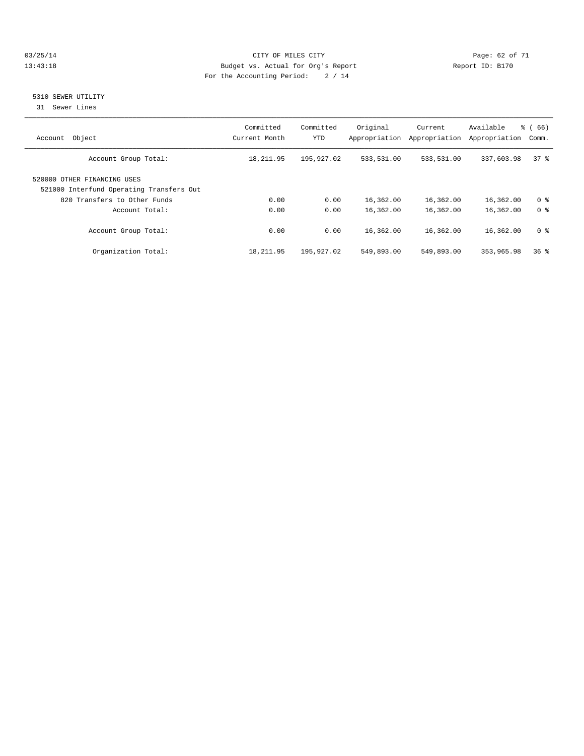CITY OF MILES CITY
Budget vs. Actual for Org's Report
For the Accounting Period: 2 / 14

03/25/14 13:43:18 — Report ID: B170

## 5310 SEWER UTILITY

31 Sewer Lines

| Account Object | Committed Current Month | Committed YTD | Original Appropriation | Current Appropriation | Available Appropriation | % ( 66) Comm. |
|---|---|---|---|---|---|---|
| Account Group Total: | 18,211.95 | 195,927.02 | 533,531.00 | 533,531.00 | 337,603.98 | 37 % |
| 520000 OTHER FINANCING USES | | | | | | |
| 521000 Interfund Operating Transfers Out | | | | | | |
| 820 Transfers to Other Funds | 0.00 | 0.00 | 16,362.00 | 16,362.00 | 16,362.00 | 0 % |
| Account Total: | 0.00 | 0.00 | 16,362.00 | 16,362.00 | 16,362.00 | 0 % |
| Account Group Total: | 0.00 | 0.00 | 16,362.00 | 16,362.00 | 16,362.00 | 0 % |
| Organization Total: | 18,211.95 | 195,927.02 | 549,893.00 | 549,893.00 | 353,965.98 | 36 % |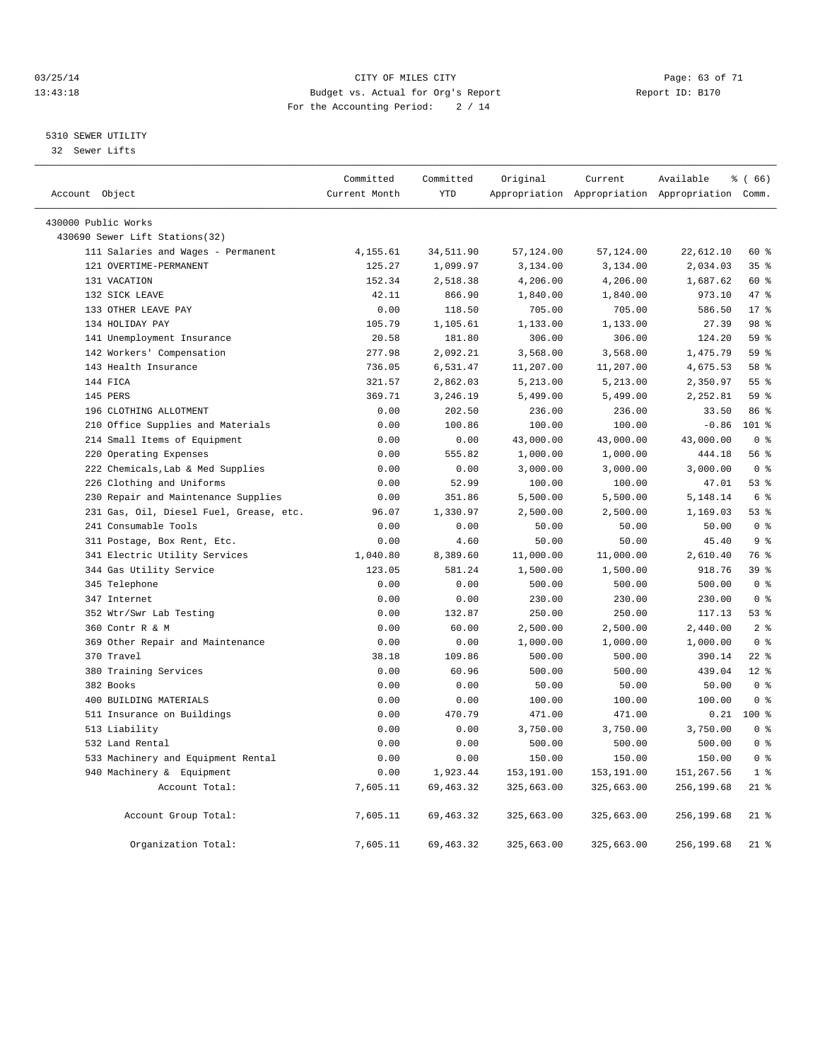CITY OF MILES CITY
Budget vs. Actual for Org's Report
For the Accounting Period: 2 / 14

03/25/14
13:43:18

Report ID: B170

## 5310 SEWER UTILITY

32 Sewer Lifts

| Account Object | Committed Current Month | Committed YTD | Original Appropriation | Current Appropriation | Available Appropriation | % ( 66) Comm. |
|---|---|---|---|---|---|---|
| 430000 Public Works | | | | | | |
| 430690 Sewer Lift Stations(32) | | | | | | |
| 111 Salaries and Wages - Permanent | 4,155.61 | 34,511.90 | 57,124.00 | 57,124.00 | 22,612.10 | 60 % |
| 121 OVERTIME-PERMANENT | 125.27 | 1,099.97 | 3,134.00 | 3,134.00 | 2,034.03 | 35 % |
| 131 VACATION | 152.34 | 2,518.38 | 4,206.00 | 4,206.00 | 1,687.62 | 60 % |
| 132 SICK LEAVE | 42.11 | 866.90 | 1,840.00 | 1,840.00 | 973.10 | 47 % |
| 133 OTHER LEAVE PAY | 0.00 | 118.50 | 705.00 | 705.00 | 586.50 | 17 % |
| 134 HOLIDAY PAY | 105.79 | 1,105.61 | 1,133.00 | 1,133.00 | 27.39 | 98 % |
| 141 Unemployment Insurance | 20.58 | 181.80 | 306.00 | 306.00 | 124.20 | 59 % |
| 142 Workers' Compensation | 277.98 | 2,092.21 | 3,568.00 | 3,568.00 | 1,475.79 | 59 % |
| 143 Health Insurance | 736.05 | 6,531.47 | 11,207.00 | 11,207.00 | 4,675.53 | 58 % |
| 144 FICA | 321.57 | 2,862.03 | 5,213.00 | 5,213.00 | 2,350.97 | 55 % |
| 145 PERS | 369.71 | 3,246.19 | 5,499.00 | 5,499.00 | 2,252.81 | 59 % |
| 196 CLOTHING ALLOTMENT | 0.00 | 202.50 | 236.00 | 236.00 | 33.50 | 86 % |
| 210 Office Supplies and Materials | 0.00 | 100.86 | 100.00 | 100.00 | -0.86 | 101 % |
| 214 Small Items of Equipment | 0.00 | 0.00 | 43,000.00 | 43,000.00 | 43,000.00 | 0 % |
| 220 Operating Expenses | 0.00 | 555.82 | 1,000.00 | 1,000.00 | 444.18 | 56 % |
| 222 Chemicals,Lab & Med Supplies | 0.00 | 0.00 | 3,000.00 | 3,000.00 | 3,000.00 | 0 % |
| 226 Clothing and Uniforms | 0.00 | 52.99 | 100.00 | 100.00 | 47.01 | 53 % |
| 230 Repair and Maintenance Supplies | 0.00 | 351.86 | 5,500.00 | 5,500.00 | 5,148.14 | 6 % |
| 231 Gas, Oil, Diesel Fuel, Grease, etc. | 96.07 | 1,330.97 | 2,500.00 | 2,500.00 | 1,169.03 | 53 % |
| 241 Consumable Tools | 0.00 | 0.00 | 50.00 | 50.00 | 50.00 | 0 % |
| 311 Postage, Box Rent, Etc. | 0.00 | 4.60 | 50.00 | 50.00 | 45.40 | 9 % |
| 341 Electric Utility Services | 1,040.80 | 8,389.60 | 11,000.00 | 11,000.00 | 2,610.40 | 76 % |
| 344 Gas Utility Service | 123.05 | 581.24 | 1,500.00 | 1,500.00 | 918.76 | 39 % |
| 345 Telephone | 0.00 | 0.00 | 500.00 | 500.00 | 500.00 | 0 % |
| 347 Internet | 0.00 | 0.00 | 230.00 | 230.00 | 230.00 | 0 % |
| 352 Wtr/Swr Lab Testing | 0.00 | 132.87 | 250.00 | 250.00 | 117.13 | 53 % |
| 360 Contr R & M | 0.00 | 60.00 | 2,500.00 | 2,500.00 | 2,440.00 | 2 % |
| 369 Other Repair and Maintenance | 0.00 | 0.00 | 1,000.00 | 1,000.00 | 1,000.00 | 0 % |
| 370 Travel | 38.18 | 109.86 | 500.00 | 500.00 | 390.14 | 22 % |
| 380 Training Services | 0.00 | 60.96 | 500.00 | 500.00 | 439.04 | 12 % |
| 382 Books | 0.00 | 0.00 | 50.00 | 50.00 | 50.00 | 0 % |
| 400 BUILDING MATERIALS | 0.00 | 0.00 | 100.00 | 100.00 | 100.00 | 0 % |
| 511 Insurance on Buildings | 0.00 | 470.79 | 471.00 | 471.00 | 0.21 | 100 % |
| 513 Liability | 0.00 | 0.00 | 3,750.00 | 3,750.00 | 3,750.00 | 0 % |
| 532 Land Rental | 0.00 | 0.00 | 500.00 | 500.00 | 500.00 | 0 % |
| 533 Machinery and Equipment Rental | 0.00 | 0.00 | 150.00 | 150.00 | 150.00 | 0 % |
| 940 Machinery & Equipment | 0.00 | 1,923.44 | 153,191.00 | 153,191.00 | 151,267.56 | 1 % |
| Account Total: | 7,605.11 | 69,463.32 | 325,663.00 | 325,663.00 | 256,199.68 | 21 % |
| Account Group Total: | 7,605.11 | 69,463.32 | 325,663.00 | 325,663.00 | 256,199.68 | 21 % |
| Organization Total: | 7,605.11 | 69,463.32 | 325,663.00 | 325,663.00 | 256,199.68 | 21 % |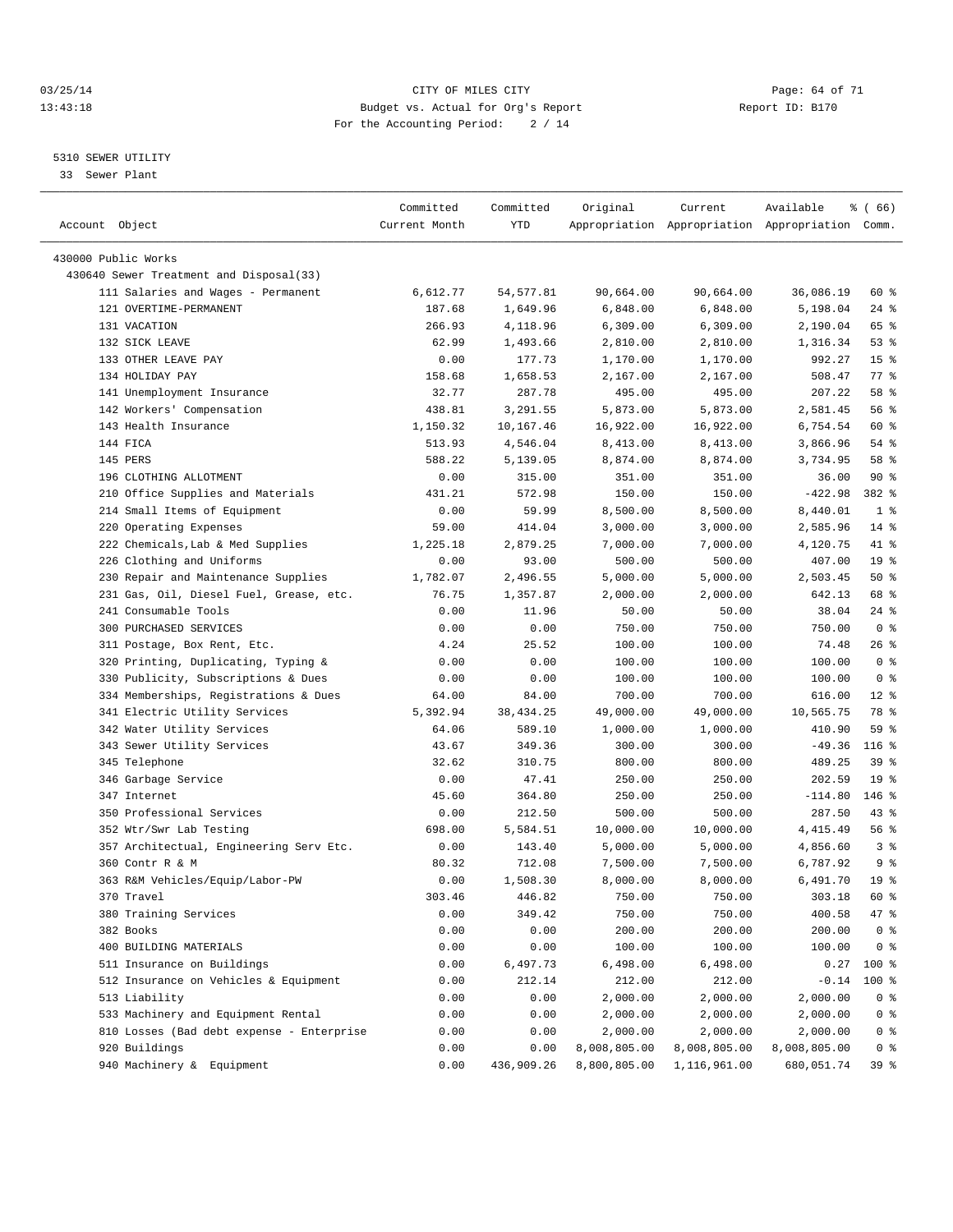CITY OF MILES CITY
Budget vs. Actual for Org's Report
For the Accounting Period: 2 / 14

03/25/14
13:43:18

Report ID: B170

5310 SEWER UTILITY
33 Sewer Plant

| Account Object | Committed Current Month | Committed YTD | Original Appropriation | Current Appropriation | Available Appropriation | % ( 66) Comm. |
|---|---|---|---|---|---|---|
| 430000 Public Works | | | | | | |
| 430640 Sewer Treatment and Disposal(33) | | | | | | |
| 111 Salaries and Wages - Permanent | 6,612.77 | 54,577.81 | 90,664.00 | 90,664.00 | 36,086.19 | 60 % |
| 121 OVERTIME-PERMANENT | 187.68 | 1,649.96 | 6,848.00 | 6,848.00 | 5,198.04 | 24 % |
| 131 VACATION | 266.93 | 4,118.96 | 6,309.00 | 6,309.00 | 2,190.04 | 65 % |
| 132 SICK LEAVE | 62.99 | 1,493.66 | 2,810.00 | 2,810.00 | 1,316.34 | 53 % |
| 133 OTHER LEAVE PAY | 0.00 | 177.73 | 1,170.00 | 1,170.00 | 992.27 | 15 % |
| 134 HOLIDAY PAY | 158.68 | 1,658.53 | 2,167.00 | 2,167.00 | 508.47 | 77 % |
| 141 Unemployment Insurance | 32.77 | 287.78 | 495.00 | 495.00 | 207.22 | 58 % |
| 142 Workers' Compensation | 438.81 | 3,291.55 | 5,873.00 | 5,873.00 | 2,581.45 | 56 % |
| 143 Health Insurance | 1,150.32 | 10,167.46 | 16,922.00 | 16,922.00 | 6,754.54 | 60 % |
| 144 FICA | 513.93 | 4,546.04 | 8,413.00 | 8,413.00 | 3,866.96 | 54 % |
| 145 PERS | 588.22 | 5,139.05 | 8,874.00 | 8,874.00 | 3,734.95 | 58 % |
| 196 CLOTHING ALLOTMENT | 0.00 | 315.00 | 351.00 | 351.00 | 36.00 | 90 % |
| 210 Office Supplies and Materials | 431.21 | 572.98 | 150.00 | 150.00 | -422.98 | 382 % |
| 214 Small Items of Equipment | 0.00 | 59.99 | 8,500.00 | 8,500.00 | 8,440.01 | 1 % |
| 220 Operating Expenses | 59.00 | 414.04 | 3,000.00 | 3,000.00 | 2,585.96 | 14 % |
| 222 Chemicals,Lab & Med Supplies | 1,225.18 | 2,879.25 | 7,000.00 | 7,000.00 | 4,120.75 | 41 % |
| 226 Clothing and Uniforms | 0.00 | 93.00 | 500.00 | 500.00 | 407.00 | 19 % |
| 230 Repair and Maintenance Supplies | 1,782.07 | 2,496.55 | 5,000.00 | 5,000.00 | 2,503.45 | 50 % |
| 231 Gas, Oil, Diesel Fuel, Grease, etc. | 76.75 | 1,357.87 | 2,000.00 | 2,000.00 | 642.13 | 68 % |
| 241 Consumable Tools | 0.00 | 11.96 | 50.00 | 50.00 | 38.04 | 24 % |
| 300 PURCHASED SERVICES | 0.00 | 0.00 | 750.00 | 750.00 | 750.00 | 0 % |
| 311 Postage, Box Rent, Etc. | 4.24 | 25.52 | 100.00 | 100.00 | 74.48 | 26 % |
| 320 Printing, Duplicating, Typing & | 0.00 | 0.00 | 100.00 | 100.00 | 100.00 | 0 % |
| 330 Publicity, Subscriptions & Dues | 0.00 | 0.00 | 100.00 | 100.00 | 100.00 | 0 % |
| 334 Memberships, Registrations & Dues | 64.00 | 84.00 | 700.00 | 700.00 | 616.00 | 12 % |
| 341 Electric Utility Services | 5,392.94 | 38,434.25 | 49,000.00 | 49,000.00 | 10,565.75 | 78 % |
| 342 Water Utility Services | 64.06 | 589.10 | 1,000.00 | 1,000.00 | 410.90 | 59 % |
| 343 Sewer Utility Services | 43.67 | 349.36 | 300.00 | 300.00 | -49.36 | 116 % |
| 345 Telephone | 32.62 | 310.75 | 800.00 | 800.00 | 489.25 | 39 % |
| 346 Garbage Service | 0.00 | 47.41 | 250.00 | 250.00 | 202.59 | 19 % |
| 347 Internet | 45.60 | 364.80 | 250.00 | 250.00 | -114.80 | 146 % |
| 350 Professional Services | 0.00 | 212.50 | 500.00 | 500.00 | 287.50 | 43 % |
| 352 Wtr/Swr Lab Testing | 698.00 | 5,584.51 | 10,000.00 | 10,000.00 | 4,415.49 | 56 % |
| 357 Architectual, Engineering Serv Etc. | 0.00 | 143.40 | 5,000.00 | 5,000.00 | 4,856.60 | 3 % |
| 360 Contr R & M | 80.32 | 712.08 | 7,500.00 | 7,500.00 | 6,787.92 | 9 % |
| 363 R&M Vehicles/Equip/Labor-PW | 0.00 | 1,508.30 | 8,000.00 | 8,000.00 | 6,491.70 | 19 % |
| 370 Travel | 303.46 | 446.82 | 750.00 | 750.00 | 303.18 | 60 % |
| 380 Training Services | 0.00 | 349.42 | 750.00 | 750.00 | 400.58 | 47 % |
| 382 Books | 0.00 | 0.00 | 200.00 | 200.00 | 200.00 | 0 % |
| 400 BUILDING MATERIALS | 0.00 | 0.00 | 100.00 | 100.00 | 100.00 | 0 % |
| 511 Insurance on Buildings | 0.00 | 6,497.73 | 6,498.00 | 6,498.00 | 0.27 | 100 % |
| 512 Insurance on Vehicles & Equipment | 0.00 | 212.14 | 212.00 | 212.00 | -0.14 | 100 % |
| 513 Liability | 0.00 | 0.00 | 2,000.00 | 2,000.00 | 2,000.00 | 0 % |
| 533 Machinery and Equipment Rental | 0.00 | 0.00 | 2,000.00 | 2,000.00 | 2,000.00 | 0 % |
| 810 Losses (Bad debt expense - Enterprise | 0.00 | 0.00 | 2,000.00 | 2,000.00 | 2,000.00 | 0 % |
| 920 Buildings | 0.00 | 0.00 | 8,008,805.00 | 8,008,805.00 | 8,008,805.00 | 0 % |
| 940 Machinery & Equipment | 0.00 | 436,909.26 | 8,800,805.00 | 1,116,961.00 | 680,051.74 | 39 % |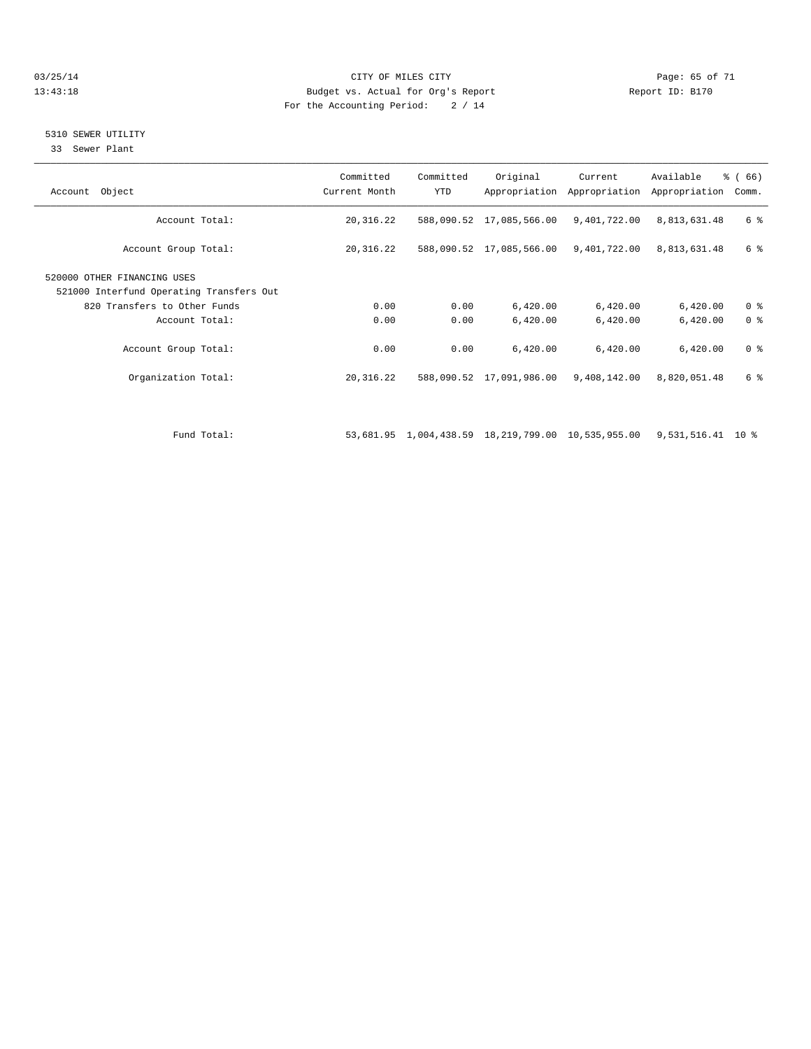CITY OF MILES CITY
Budget vs. Actual for Org's Report
For the Accounting Period: 2 / 14

03/25/14
13:43:18

Report ID: B170

5310 SEWER UTILITY
33 Sewer Plant

| Account Object | Committed Current Month | Committed YTD | Original Appropriation | Current Appropriation | Available Appropriation | % ( 66) Comm. |
|---|---|---|---|---|---|---|
| Account Total: | 20,316.22 | 588,090.52 | 17,085,566.00 | 9,401,722.00 | 8,813,631.48 | 6 % |
| Account Group Total: | 20,316.22 | 588,090.52 | 17,085,566.00 | 9,401,722.00 | 8,813,631.48 | 6 % |
| 520000 OTHER FINANCING USES | | | | | | |
| 521000 Interfund Operating Transfers Out | | | | | | |
| 820 Transfers to Other Funds | 0.00 | 0.00 | 6,420.00 | 6,420.00 | 6,420.00 | 0 % |
| Account Total: | 0.00 | 0.00 | 6,420.00 | 6,420.00 | 6,420.00 | 0 % |
| Account Group Total: | 0.00 | 0.00 | 6,420.00 | 6,420.00 | 6,420.00 | 0 % |
| Organization Total: | 20,316.22 | 588,090.52 | 17,091,986.00 | 9,408,142.00 | 8,820,051.48 | 6 % |
| Fund Total: | 53,681.95 | 1,004,438.59 | 18,219,799.00 | 10,535,955.00 | 9,531,516.41 | 10 % |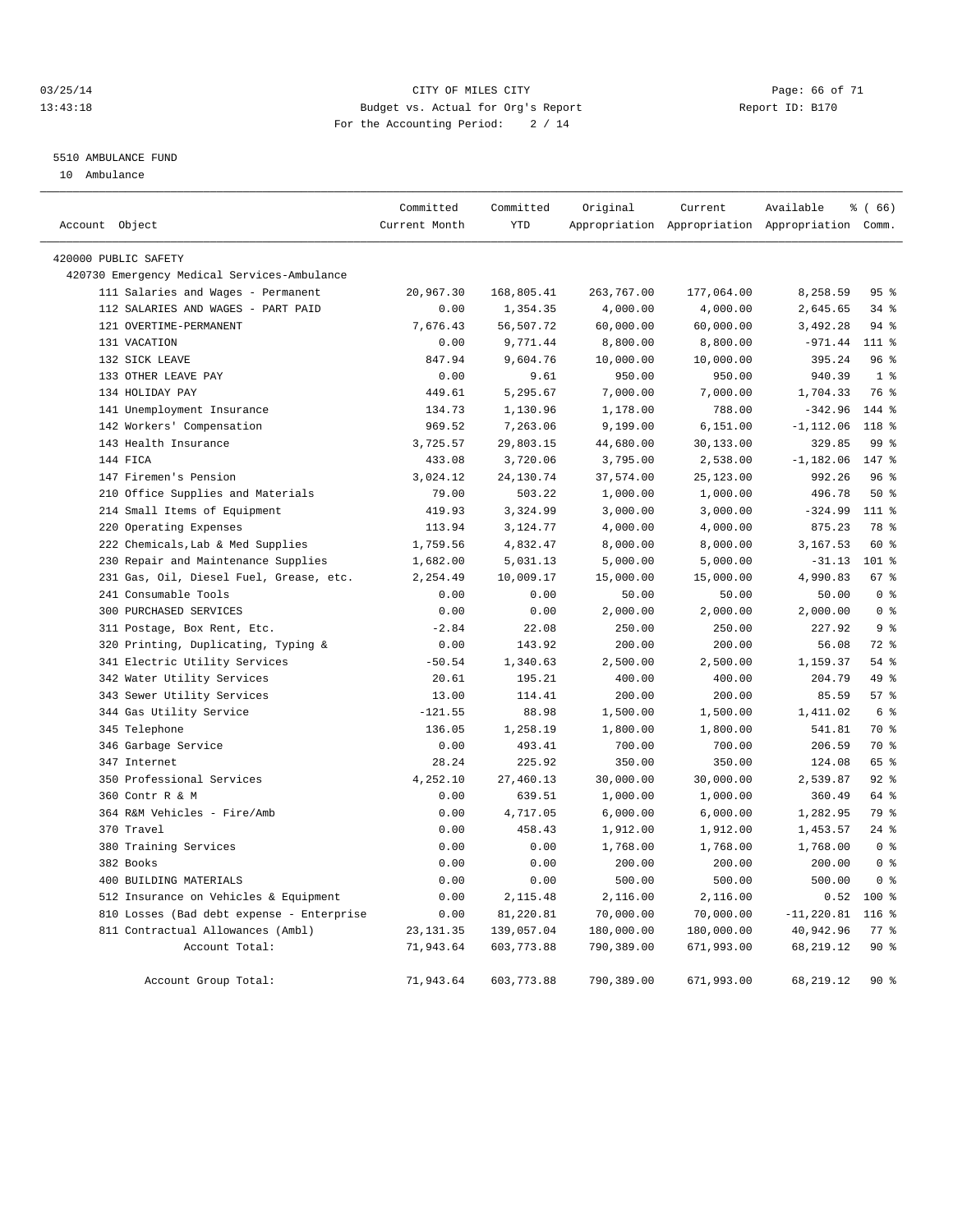CITY OF MILES CITY
Budget vs. Actual for Org's Report
For the Accounting Period: 2 / 14

03/25/14
13:43:18

Report ID: B170

5510 AMBULANCE FUND
10 Ambulance

| Account Object | Committed Current Month | Committed YTD | Original Appropriation | Current Appropriation | Available Appropriation | % ( 66) Comm. |
|---|---|---|---|---|---|---|
| 420000 PUBLIC SAFETY | | | | | | |
| 420730 Emergency Medical Services-Ambulance | | | | | | |
| 111 Salaries and Wages - Permanent | 20,967.30 | 168,805.41 | 263,767.00 | 177,064.00 | 8,258.59 | 95 % |
| 112 SALARIES AND WAGES - PART PAID | 0.00 | 1,354.35 | 4,000.00 | 4,000.00 | 2,645.65 | 34 % |
| 121 OVERTIME-PERMANENT | 7,676.43 | 56,507.72 | 60,000.00 | 60,000.00 | 3,492.28 | 94 % |
| 131 VACATION | 0.00 | 9,771.44 | 8,800.00 | 8,800.00 | -971.44 | 111 % |
| 132 SICK LEAVE | 847.94 | 9,604.76 | 10,000.00 | 10,000.00 | 395.24 | 96 % |
| 133 OTHER LEAVE PAY | 0.00 | 9.61 | 950.00 | 950.00 | 940.39 | 1 % |
| 134 HOLIDAY PAY | 449.61 | 5,295.67 | 7,000.00 | 7,000.00 | 1,704.33 | 76 % |
| 141 Unemployment Insurance | 134.73 | 1,130.96 | 1,178.00 | 788.00 | -342.96 | 144 % |
| 142 Workers' Compensation | 969.52 | 7,263.06 | 9,199.00 | 6,151.00 | -1,112.06 | 118 % |
| 143 Health Insurance | 3,725.57 | 29,803.15 | 44,680.00 | 30,133.00 | 329.85 | 99 % |
| 144 FICA | 433.08 | 3,720.06 | 3,795.00 | 2,538.00 | -1,182.06 | 147 % |
| 147 Firemen's Pension | 3,024.12 | 24,130.74 | 37,574.00 | 25,123.00 | 992.26 | 96 % |
| 210 Office Supplies and Materials | 79.00 | 503.22 | 1,000.00 | 1,000.00 | 496.78 | 50 % |
| 214 Small Items of Equipment | 419.93 | 3,324.99 | 3,000.00 | 3,000.00 | -324.99 | 111 % |
| 220 Operating Expenses | 113.94 | 3,124.77 | 4,000.00 | 4,000.00 | 875.23 | 78 % |
| 222 Chemicals,Lab & Med Supplies | 1,759.56 | 4,832.47 | 8,000.00 | 8,000.00 | 3,167.53 | 60 % |
| 230 Repair and Maintenance Supplies | 1,682.00 | 5,031.13 | 5,000.00 | 5,000.00 | -31.13 | 101 % |
| 231 Gas, Oil, Diesel Fuel, Grease, etc. | 2,254.49 | 10,009.17 | 15,000.00 | 15,000.00 | 4,990.83 | 67 % |
| 241 Consumable Tools | 0.00 | 0.00 | 50.00 | 50.00 | 50.00 | 0 % |
| 300 PURCHASED SERVICES | 0.00 | 0.00 | 2,000.00 | 2,000.00 | 2,000.00 | 0 % |
| 311 Postage, Box Rent, Etc. | -2.84 | 22.08 | 250.00 | 250.00 | 227.92 | 9 % |
| 320 Printing, Duplicating, Typing & | 0.00 | 143.92 | 200.00 | 200.00 | 56.08 | 72 % |
| 341 Electric Utility Services | -50.54 | 1,340.63 | 2,500.00 | 2,500.00 | 1,159.37 | 54 % |
| 342 Water Utility Services | 20.61 | 195.21 | 400.00 | 400.00 | 204.79 | 49 % |
| 343 Sewer Utility Services | 13.00 | 114.41 | 200.00 | 200.00 | 85.59 | 57 % |
| 344 Gas Utility Service | -121.55 | 88.98 | 1,500.00 | 1,500.00 | 1,411.02 | 6 % |
| 345 Telephone | 136.05 | 1,258.19 | 1,800.00 | 1,800.00 | 541.81 | 70 % |
| 346 Garbage Service | 0.00 | 493.41 | 700.00 | 700.00 | 206.59 | 70 % |
| 347 Internet | 28.24 | 225.92 | 350.00 | 350.00 | 124.08 | 65 % |
| 350 Professional Services | 4,252.10 | 27,460.13 | 30,000.00 | 30,000.00 | 2,539.87 | 92 % |
| 360 Contr R & M | 0.00 | 639.51 | 1,000.00 | 1,000.00 | 360.49 | 64 % |
| 364 R&M Vehicles - Fire/Amb | 0.00 | 4,717.05 | 6,000.00 | 6,000.00 | 1,282.95 | 79 % |
| 370 Travel | 0.00 | 458.43 | 1,912.00 | 1,912.00 | 1,453.57 | 24 % |
| 380 Training Services | 0.00 | 0.00 | 1,768.00 | 1,768.00 | 1,768.00 | 0 % |
| 382 Books | 0.00 | 0.00 | 200.00 | 200.00 | 200.00 | 0 % |
| 400 BUILDING MATERIALS | 0.00 | 0.00 | 500.00 | 500.00 | 500.00 | 0 % |
| 512 Insurance on Vehicles & Equipment | 0.00 | 2,115.48 | 2,116.00 | 2,116.00 | 0.52 | 100 % |
| 810 Losses (Bad debt expense - Enterprise | 0.00 | 81,220.81 | 70,000.00 | 70,000.00 | -11,220.81 | 116 % |
| 811 Contractual Allowances (Ambl) | 23,131.35 | 139,057.04 | 180,000.00 | 180,000.00 | 40,942.96 | 77 % |
| Account Total: | 71,943.64 | 603,773.88 | 790,389.00 | 671,993.00 | 68,219.12 | 90 % |
| Account Group Total: | 71,943.64 | 603,773.88 | 790,389.00 | 671,993.00 | 68,219.12 | 90 % |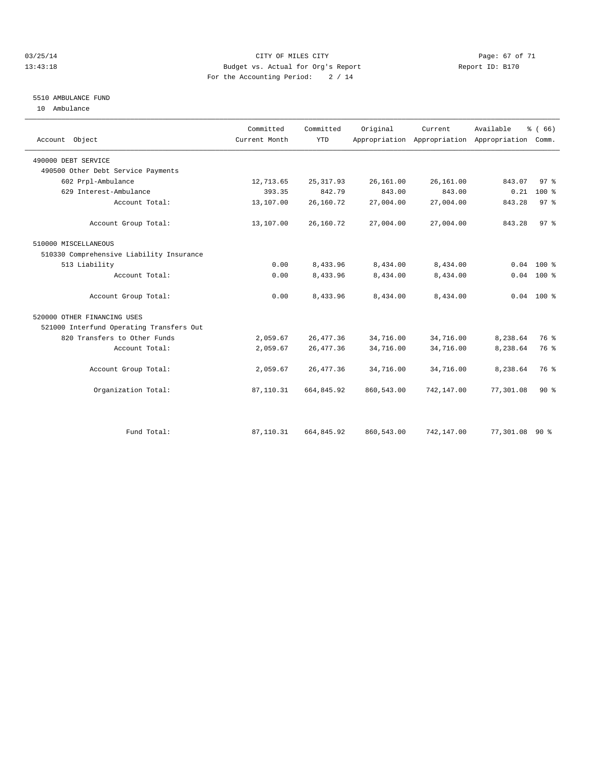CITY OF MILES CITY
Budget vs. Actual for Org's Report
For the Accounting Period: 2 / 14

03/25/14
13:43:18

Report ID: B170

## 5510 AMBULANCE FUND

10 Ambulance

| Account Object | Committed Current Month | Committed YTD | Original Appropriation | Current Appropriation | Available Appropriation | % ( 66) Comm. |
|---|---|---|---|---|---|---|
| 490000 DEBT SERVICE | | | | | | |
| 490500 Other Debt Service Payments | | | | | | |
| 602 Prpl-Ambulance | 12,713.65 | 25,317.93 | 26,161.00 | 26,161.00 | 843.07 | 97 % |
| 629 Interest-Ambulance | 393.35 | 842.79 | 843.00 | 843.00 | 0.21 | 100 % |
| Account Total: | 13,107.00 | 26,160.72 | 27,004.00 | 27,004.00 | 843.28 | 97 % |
| Account Group Total: | 13,107.00 | 26,160.72 | 27,004.00 | 27,004.00 | 843.28 | 97 % |
| 510000 MISCELLANEOUS | | | | | | |
| 510330 Comprehensive Liability Insurance | | | | | | |
| 513 Liability | 0.00 | 8,433.96 | 8,434.00 | 8,434.00 | 0.04 | 100 % |
| Account Total: | 0.00 | 8,433.96 | 8,434.00 | 8,434.00 | 0.04 | 100 % |
| Account Group Total: | 0.00 | 8,433.96 | 8,434.00 | 8,434.00 | 0.04 | 100 % |
| 520000 OTHER FINANCING USES | | | | | | |
| 521000 Interfund Operating Transfers Out | | | | | | |
| 820 Transfers to Other Funds | 2,059.67 | 26,477.36 | 34,716.00 | 34,716.00 | 8,238.64 | 76 % |
| Account Total: | 2,059.67 | 26,477.36 | 34,716.00 | 34,716.00 | 8,238.64 | 76 % |
| Account Group Total: | 2,059.67 | 26,477.36 | 34,716.00 | 34,716.00 | 8,238.64 | 76 % |
| Organization Total: | 87,110.31 | 664,845.92 | 860,543.00 | 742,147.00 | 77,301.08 | 90 % |
| Fund Total: | 87,110.31 | 664,845.92 | 860,543.00 | 742,147.00 | 77,301.08 | 90 % |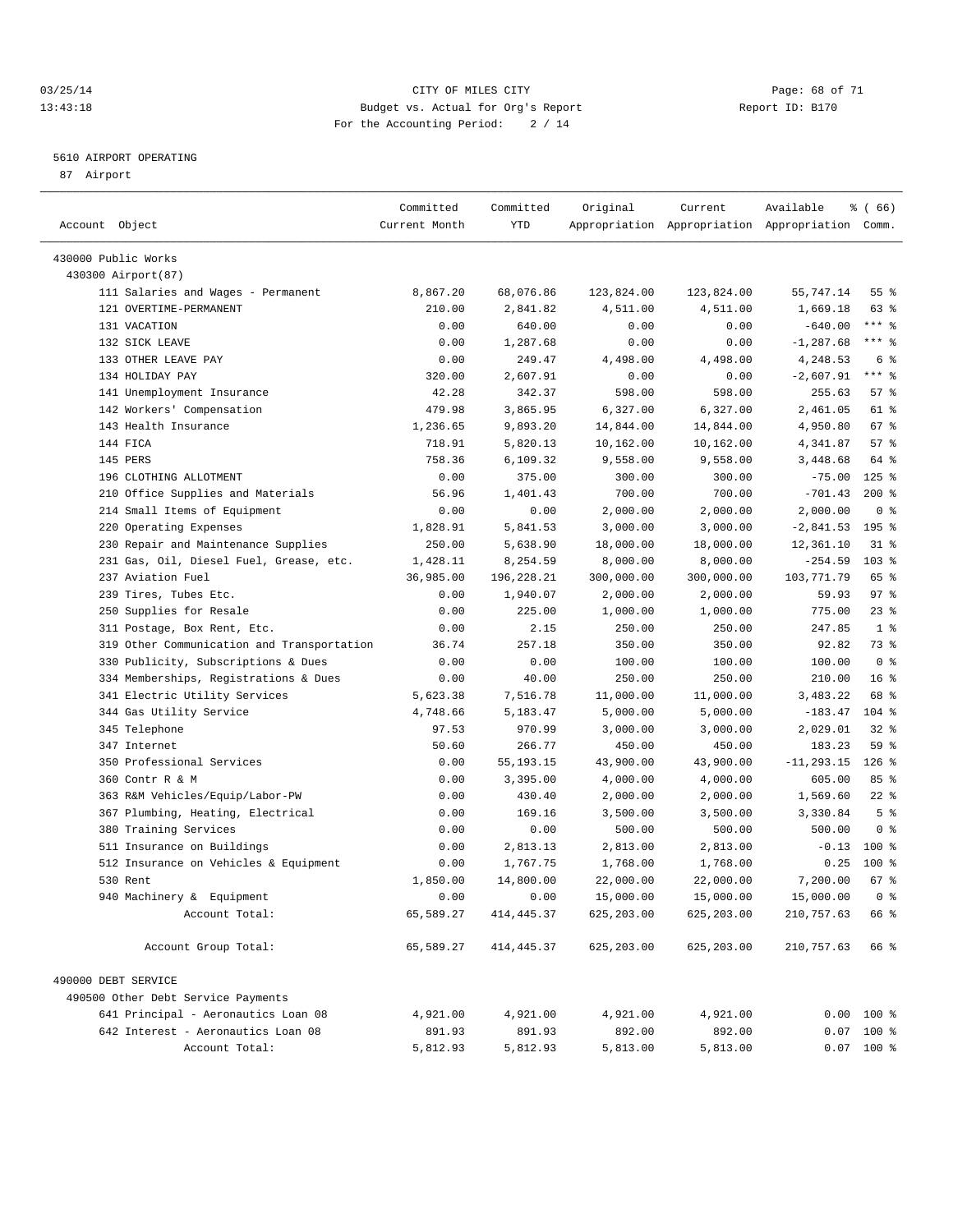CITY OF MILES CITY
Budget vs. Actual for Org's Report
For the Accounting Period: 2 / 14

03/25/14
13:43:18

Report ID: B170

## 5610 AIRPORT OPERATING

87 Airport

| Account Object | Committed Current Month | Committed YTD | Original Appropriation | Current Appropriation | Available Appropriation | % ( 66) Comm. |
|---|---|---|---|---|---|---|
| 430000 Public Works | | | | | | |
| 430300 Airport(87) | | | | | | |
| 111 Salaries and Wages - Permanent | 8,867.20 | 68,076.86 | 123,824.00 | 123,824.00 | 55,747.14 | 55 % |
| 121 OVERTIME-PERMANENT | 210.00 | 2,841.82 | 4,511.00 | 4,511.00 | 1,669.18 | 63 % |
| 131 VACATION | 0.00 | 640.00 | 0.00 | 0.00 | -640.00 | *** % |
| 132 SICK LEAVE | 0.00 | 1,287.68 | 0.00 | 0.00 | -1,287.68 | *** % |
| 133 OTHER LEAVE PAY | 0.00 | 249.47 | 4,498.00 | 4,498.00 | 4,248.53 | 6 % |
| 134 HOLIDAY PAY | 320.00 | 2,607.91 | 0.00 | 0.00 | -2,607.91 | *** % |
| 141 Unemployment Insurance | 42.28 | 342.37 | 598.00 | 598.00 | 255.63 | 57 % |
| 142 Workers' Compensation | 479.98 | 3,865.95 | 6,327.00 | 6,327.00 | 2,461.05 | 61 % |
| 143 Health Insurance | 1,236.65 | 9,893.20 | 14,844.00 | 14,844.00 | 4,950.80 | 67 % |
| 144 FICA | 718.91 | 5,820.13 | 10,162.00 | 10,162.00 | 4,341.87 | 57 % |
| 145 PERS | 758.36 | 6,109.32 | 9,558.00 | 9,558.00 | 3,448.68 | 64 % |
| 196 CLOTHING ALLOTMENT | 0.00 | 375.00 | 300.00 | 300.00 | -75.00 | 125 % |
| 210 Office Supplies and Materials | 56.96 | 1,401.43 | 700.00 | 700.00 | -701.43 | 200 % |
| 214 Small Items of Equipment | 0.00 | 0.00 | 2,000.00 | 2,000.00 | 2,000.00 | 0 % |
| 220 Operating Expenses | 1,828.91 | 5,841.53 | 3,000.00 | 3,000.00 | -2,841.53 | 195 % |
| 230 Repair and Maintenance Supplies | 250.00 | 5,638.90 | 18,000.00 | 18,000.00 | 12,361.10 | 31 % |
| 231 Gas, Oil, Diesel Fuel, Grease, etc. | 1,428.11 | 8,254.59 | 8,000.00 | 8,000.00 | -254.59 | 103 % |
| 237 Aviation Fuel | 36,985.00 | 196,228.21 | 300,000.00 | 300,000.00 | 103,771.79 | 65 % |
| 239 Tires, Tubes Etc. | 0.00 | 1,940.07 | 2,000.00 | 2,000.00 | 59.93 | 97 % |
| 250 Supplies for Resale | 0.00 | 225.00 | 1,000.00 | 1,000.00 | 775.00 | 23 % |
| 311 Postage, Box Rent, Etc. | 0.00 | 2.15 | 250.00 | 250.00 | 247.85 | 1 % |
| 319 Other Communication and Transportation | 36.74 | 257.18 | 350.00 | 350.00 | 92.82 | 73 % |
| 330 Publicity, Subscriptions & Dues | 0.00 | 0.00 | 100.00 | 100.00 | 100.00 | 0 % |
| 334 Memberships, Registrations & Dues | 0.00 | 40.00 | 250.00 | 250.00 | 210.00 | 16 % |
| 341 Electric Utility Services | 5,623.38 | 7,516.78 | 11,000.00 | 11,000.00 | 3,483.22 | 68 % |
| 344 Gas Utility Service | 4,748.66 | 5,183.47 | 5,000.00 | 5,000.00 | -183.47 | 104 % |
| 345 Telephone | 97.53 | 970.99 | 3,000.00 | 3,000.00 | 2,029.01 | 32 % |
| 347 Internet | 50.60 | 266.77 | 450.00 | 450.00 | 183.23 | 59 % |
| 350 Professional Services | 0.00 | 55,193.15 | 43,900.00 | 43,900.00 | -11,293.15 | 126 % |
| 360 Contr R & M | 0.00 | 3,395.00 | 4,000.00 | 4,000.00 | 605.00 | 85 % |
| 363 R&M Vehicles/Equip/Labor-PW | 0.00 | 430.40 | 2,000.00 | 2,000.00 | 1,569.60 | 22 % |
| 367 Plumbing, Heating, Electrical | 0.00 | 169.16 | 3,500.00 | 3,500.00 | 3,330.84 | 5 % |
| 380 Training Services | 0.00 | 0.00 | 500.00 | 500.00 | 500.00 | 0 % |
| 511 Insurance on Buildings | 0.00 | 2,813.13 | 2,813.00 | 2,813.00 | -0.13 | 100 % |
| 512 Insurance on Vehicles & Equipment | 0.00 | 1,767.75 | 1,768.00 | 1,768.00 | 0.25 | 100 % |
| 530 Rent | 1,850.00 | 14,800.00 | 22,000.00 | 22,000.00 | 7,200.00 | 67 % |
| 940 Machinery & Equipment | 0.00 | 0.00 | 15,000.00 | 15,000.00 | 15,000.00 | 0 % |
| Account Total: | 65,589.27 | 414,445.37 | 625,203.00 | 625,203.00 | 210,757.63 | 66 % |
| Account Group Total: | 65,589.27 | 414,445.37 | 625,203.00 | 625,203.00 | 210,757.63 | 66 % |
| 490000 DEBT SERVICE | | | | | | |
| 490500 Other Debt Service Payments | | | | | | |
| 641 Principal - Aeronautics Loan 08 | 4,921.00 | 4,921.00 | 4,921.00 | 4,921.00 | 0.00 | 100 % |
| 642 Interest - Aeronautics Loan 08 | 891.93 | 891.93 | 892.00 | 892.00 | 0.07 | 100 % |
| Account Total: | 5,812.93 | 5,812.93 | 5,813.00 | 5,813.00 | 0.07 | 100 % |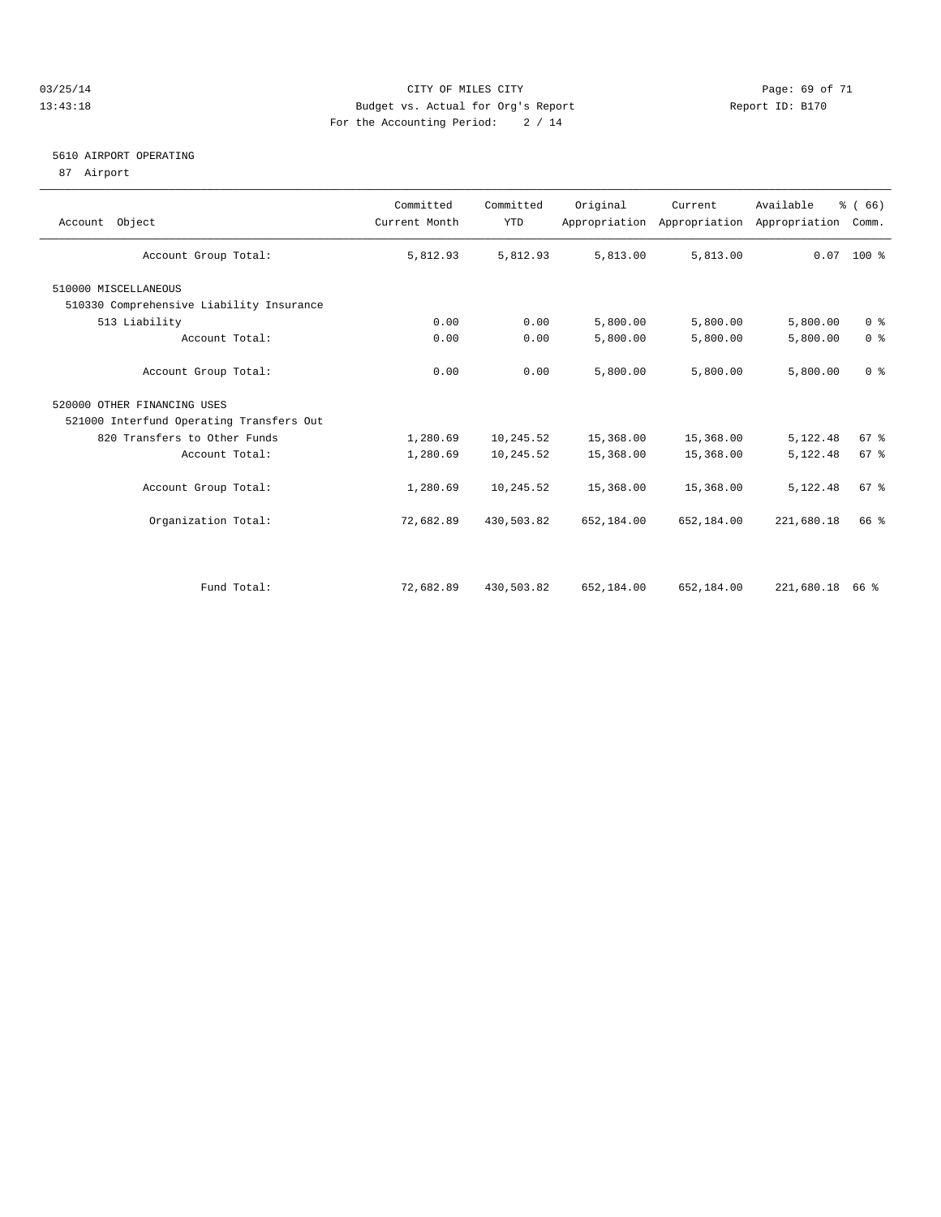CITY OF MILES CITY
Budget vs. Actual for Org's Report
For the Accounting Period: 2 / 14

5610 AIRPORT OPERATING
87 Airport

| Account Object | Committed Current Month | Committed YTD | Original Appropriation | Current Appropriation | Available Appropriation | % ( 66) Comm. |
|---|---|---|---|---|---|---|
| Account Group Total: | 5,812.93 | 5,812.93 | 5,813.00 | 5,813.00 | 0.07 | 100 % |
| 510000 MISCELLANEOUS | | | | | | |
| 510330 Comprehensive Liability Insurance | | | | | | |
| 513 Liability | 0.00 | 0.00 | 5,800.00 | 5,800.00 | 5,800.00 | 0 % |
| Account Total: | 0.00 | 0.00 | 5,800.00 | 5,800.00 | 5,800.00 | 0 % |
| Account Group Total: | 0.00 | 0.00 | 5,800.00 | 5,800.00 | 5,800.00 | 0 % |
| 520000 OTHER FINANCING USES | | | | | | |
| 521000 Interfund Operating Transfers Out | | | | | | |
| 820 Transfers to Other Funds | 1,280.69 | 10,245.52 | 15,368.00 | 15,368.00 | 5,122.48 | 67 % |
| Account Total: | 1,280.69 | 10,245.52 | 15,368.00 | 15,368.00 | 5,122.48 | 67 % |
| Account Group Total: | 1,280.69 | 10,245.52 | 15,368.00 | 15,368.00 | 5,122.48 | 67 % |
| Organization Total: | 72,682.89 | 430,503.82 | 652,184.00 | 652,184.00 | 221,680.18 | 66 % |
| Fund Total: | 72,682.89 | 430,503.82 | 652,184.00 | 652,184.00 | 221,680.18 | 66 % |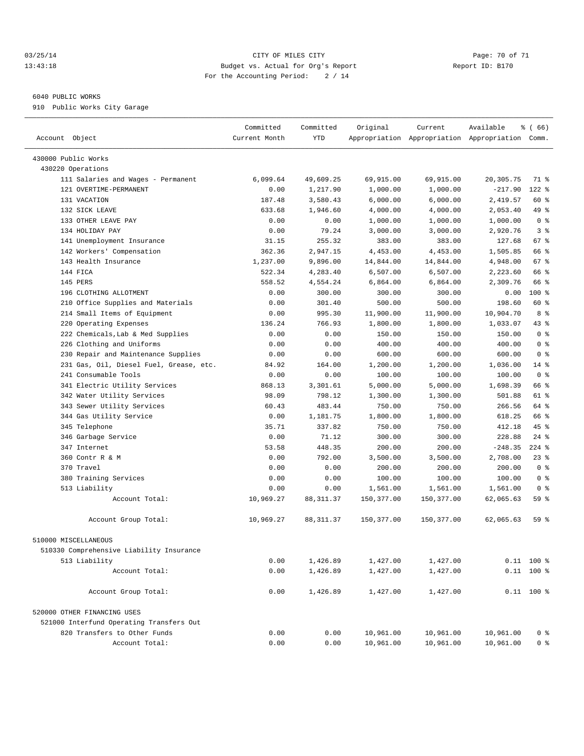CITY OF MILES CITY

Budget vs. Actual for Org's Report

For the Accounting Period: 2 / 14

Report ID: B170

03/25/14
13:43:18

6040 PUBLIC WORKS

910 Public Works City Garage

| Account Object | Committed Current Month | Committed YTD | Original Appropriation | Current Appropriation | Available Appropriation | % ( 66) Comm. |
|---|---|---|---|---|---|---|
| 430000 Public Works | | | | | | |
| 430220 Operations | | | | | | |
| 111 Salaries and Wages - Permanent | 6,099.64 | 49,609.25 | 69,915.00 | 69,915.00 | 20,305.75 | 71 % |
| 121 OVERTIME-PERMANENT | 0.00 | 1,217.90 | 1,000.00 | 1,000.00 | -217.90 | 122 % |
| 131 VACATION | 187.48 | 3,580.43 | 6,000.00 | 6,000.00 | 2,419.57 | 60 % |
| 132 SICK LEAVE | 633.68 | 1,946.60 | 4,000.00 | 4,000.00 | 2,053.40 | 49 % |
| 133 OTHER LEAVE PAY | 0.00 | 0.00 | 1,000.00 | 1,000.00 | 1,000.00 | 0 % |
| 134 HOLIDAY PAY | 0.00 | 79.24 | 3,000.00 | 3,000.00 | 2,920.76 | 3 % |
| 141 Unemployment Insurance | 31.15 | 255.32 | 383.00 | 383.00 | 127.68 | 67 % |
| 142 Workers' Compensation | 362.36 | 2,947.15 | 4,453.00 | 4,453.00 | 1,505.85 | 66 % |
| 143 Health Insurance | 1,237.00 | 9,896.00 | 14,844.00 | 14,844.00 | 4,948.00 | 67 % |
| 144 FICA | 522.34 | 4,283.40 | 6,507.00 | 6,507.00 | 2,223.60 | 66 % |
| 145 PERS | 558.52 | 4,554.24 | 6,864.00 | 6,864.00 | 2,309.76 | 66 % |
| 196 CLOTHING ALLOTMENT | 0.00 | 300.00 | 300.00 | 300.00 | 0.00 | 100 % |
| 210 Office Supplies and Materials | 0.00 | 301.40 | 500.00 | 500.00 | 198.60 | 60 % |
| 214 Small Items of Equipment | 0.00 | 995.30 | 11,900.00 | 11,900.00 | 10,904.70 | 8 % |
| 220 Operating Expenses | 136.24 | 766.93 | 1,800.00 | 1,800.00 | 1,033.07 | 43 % |
| 222 Chemicals,Lab & Med Supplies | 0.00 | 0.00 | 150.00 | 150.00 | 150.00 | 0 % |
| 226 Clothing and Uniforms | 0.00 | 0.00 | 400.00 | 400.00 | 400.00 | 0 % |
| 230 Repair and Maintenance Supplies | 0.00 | 0.00 | 600.00 | 600.00 | 600.00 | 0 % |
| 231 Gas, Oil, Diesel Fuel, Grease, etc. | 84.92 | 164.00 | 1,200.00 | 1,200.00 | 1,036.00 | 14 % |
| 241 Consumable Tools | 0.00 | 0.00 | 100.00 | 100.00 | 100.00 | 0 % |
| 341 Electric Utility Services | 868.13 | 3,301.61 | 5,000.00 | 5,000.00 | 1,698.39 | 66 % |
| 342 Water Utility Services | 98.09 | 798.12 | 1,300.00 | 1,300.00 | 501.88 | 61 % |
| 343 Sewer Utility Services | 60.43 | 483.44 | 750.00 | 750.00 | 266.56 | 64 % |
| 344 Gas Utility Service | 0.00 | 1,181.75 | 1,800.00 | 1,800.00 | 618.25 | 66 % |
| 345 Telephone | 35.71 | 337.82 | 750.00 | 750.00 | 412.18 | 45 % |
| 346 Garbage Service | 0.00 | 71.12 | 300.00 | 300.00 | 228.88 | 24 % |
| 347 Internet | 53.58 | 448.35 | 200.00 | 200.00 | -248.35 | 224 % |
| 360 Contr R & M | 0.00 | 792.00 | 3,500.00 | 3,500.00 | 2,708.00 | 23 % |
| 370 Travel | 0.00 | 0.00 | 200.00 | 200.00 | 200.00 | 0 % |
| 380 Training Services | 0.00 | 0.00 | 100.00 | 100.00 | 100.00 | 0 % |
| 513 Liability | 0.00 | 0.00 | 1,561.00 | 1,561.00 | 1,561.00 | 0 % |
| Account Total: | 10,969.27 | 88,311.37 | 150,377.00 | 150,377.00 | 62,065.63 | 59 % |
| Account Group Total: | 10,969.27 | 88,311.37 | 150,377.00 | 150,377.00 | 62,065.63 | 59 % |
| 510000 MISCELLANEOUS | | | | | | |
| 510330 Comprehensive Liability Insurance | | | | | | |
| 513 Liability | 0.00 | 1,426.89 | 1,427.00 | 1,427.00 | 0.11 | 100 % |
| Account Total: | 0.00 | 1,426.89 | 1,427.00 | 1,427.00 | 0.11 | 100 % |
| Account Group Total: | 0.00 | 1,426.89 | 1,427.00 | 1,427.00 | 0.11 | 100 % |
| 520000 OTHER FINANCING USES | | | | | | |
| 521000 Interfund Operating Transfers Out | | | | | | |
| 820 Transfers to Other Funds | 0.00 | 0.00 | 10,961.00 | 10,961.00 | 10,961.00 | 0 % |
| Account Total: | 0.00 | 0.00 | 10,961.00 | 10,961.00 | 10,961.00 | 0 % |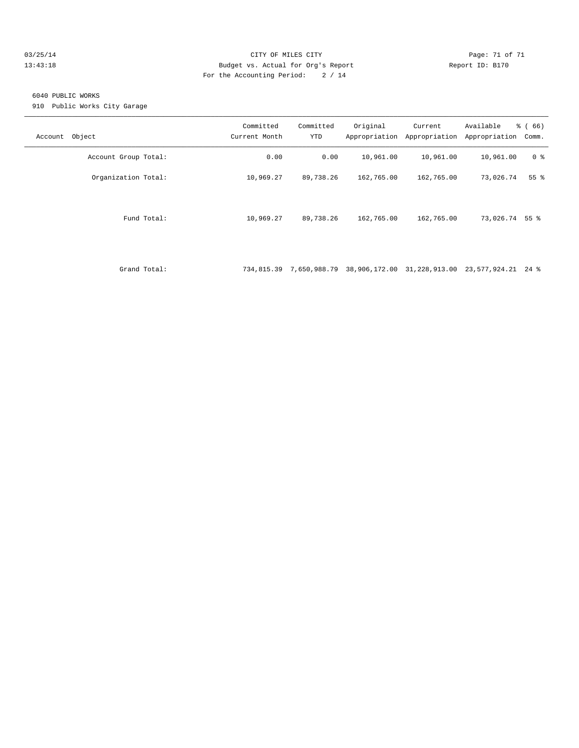CITY OF MILES CITY
Budget vs. Actual for Org's Report
For the Accounting Period: 2 / 14

03/25/14
13:43:18

Report ID: B170

6040 PUBLIC WORKS
910 Public Works City Garage

| Account Object | Committed Current Month | Committed YTD | Original Appropriation | Current Appropriation | Available Appropriation | % ( 66) Comm. |
|---|---|---|---|---|---|---|
| Account Group Total: | 0.00 | 0.00 | 10,961.00 | 10,961.00 | 10,961.00 | 0 % |
| Organization Total: | 10,969.27 | 89,738.26 | 162,765.00 | 162,765.00 | 73,026.74 | 55 % |
| Fund Total: | 10,969.27 | 89,738.26 | 162,765.00 | 162,765.00 | 73,026.74 | 55 % |
| Grand Total: | 734,815.39 | 7,650,988.79 | 38,906,172.00 | 31,228,913.00 | 23,577,924.21 | 24 % |